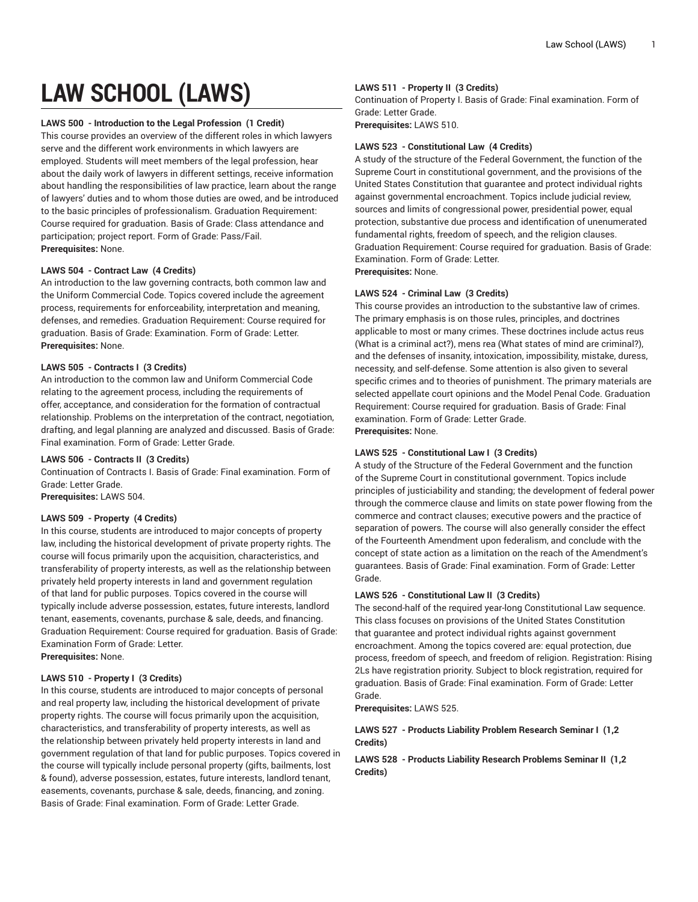# LAW SCHOOL (LAWS)

**LAWS 500 - Introduction to the Legal Profession (1 Credit)**
This course provides an overview of the different roles in which lawyers serve and the different work environments in which lawyers are employed. Students will meet members of the legal profession, hear about the daily work of lawyers in different settings, receive information about handling the responsibilities of law practice, learn about the range of lawyers' duties and to whom those duties are owed, and be introduced to the basic principles of professionalism. Graduation Requirement: Course required for graduation. Basis of Grade: Class attendance and participation; project report. Form of Grade: Pass/Fail.
**Prerequisites:** None.

**LAWS 504 - Contract Law (4 Credits)**
An introduction to the law governing contracts, both common law and the Uniform Commercial Code. Topics covered include the agreement process, requirements for enforceability, interpretation and meaning, defenses, and remedies. Graduation Requirement: Course required for graduation. Basis of Grade: Examination. Form of Grade: Letter.
**Prerequisites:** None.

**LAWS 505 - Contracts I (3 Credits)**
An introduction to the common law and Uniform Commercial Code relating to the agreement process, including the requirements of offer, acceptance, and consideration for the formation of contractual relationship. Problems on the interpretation of the contract, negotiation, drafting, and legal planning are analyzed and discussed. Basis of Grade: Final examination. Form of Grade: Letter Grade.

**LAWS 506 - Contracts II (3 Credits)**
Continuation of Contracts I. Basis of Grade: Final examination. Form of Grade: Letter Grade.
**Prerequisites:** LAWS 504.

**LAWS 509 - Property (4 Credits)**
In this course, students are introduced to major concepts of property law, including the historical development of private property rights. The course will focus primarily upon the acquisition, characteristics, and transferability of property interests, as well as the relationship between privately held property interests in land and government regulation of that land for public purposes. Topics covered in the course will typically include adverse possession, estates, future interests, landlord tenant, easements, covenants, purchase & sale, deeds, and financing. Graduation Requirement: Course required for graduation. Basis of Grade: Examination Form of Grade: Letter.
**Prerequisites:** None.

**LAWS 510 - Property I (3 Credits)**
In this course, students are introduced to major concepts of personal and real property law, including the historical development of private property rights. The course will focus primarily upon the acquisition, characteristics, and transferability of property interests, as well as the relationship between privately held property interests in land and government regulation of that land for public purposes. Topics covered in the course will typically include personal property (gifts, bailments, lost & found), adverse possession, estates, future interests, landlord tenant, easements, covenants, purchase & sale, deeds, financing, and zoning. Basis of Grade: Final examination. Form of Grade: Letter Grade.

**LAWS 511 - Property II (3 Credits)**
Continuation of Property I. Basis of Grade: Final examination. Form of Grade: Letter Grade.
**Prerequisites:** LAWS 510.

**LAWS 523 - Constitutional Law (4 Credits)**
A study of the structure of the Federal Government, the function of the Supreme Court in constitutional government, and the provisions of the United States Constitution that guarantee and protect individual rights against governmental encroachment. Topics include judicial review, sources and limits of congressional power, presidential power, equal protection, substantive due process and identification of unenumerated fundamental rights, freedom of speech, and the religion clauses. Graduation Requirement: Course required for graduation. Basis of Grade: Examination. Form of Grade: Letter.
**Prerequisites:** None.

**LAWS 524 - Criminal Law (3 Credits)**
This course provides an introduction to the substantive law of crimes. The primary emphasis is on those rules, principles, and doctrines applicable to most or many crimes. These doctrines include actus reus (What is a criminal act?), mens rea (What states of mind are criminal?), and the defenses of insanity, intoxication, impossibility, mistake, duress, necessity, and self-defense. Some attention is also given to several specific crimes and to theories of punishment. The primary materials are selected appellate court opinions and the Model Penal Code. Graduation Requirement: Course required for graduation. Basis of Grade: Final examination. Form of Grade: Letter Grade.
**Prerequisites:** None.

**LAWS 525 - Constitutional Law I (3 Credits)**
A study of the Structure of the Federal Government and the function of the Supreme Court in constitutional government. Topics include principles of justiciability and standing; the development of federal power through the commerce clause and limits on state power flowing from the commerce and contract clauses; executive powers and the practice of separation of powers. The course will also generally consider the effect of the Fourteenth Amendment upon federalism, and conclude with the concept of state action as a limitation on the reach of the Amendment's guarantees. Basis of Grade: Final examination. Form of Grade: Letter Grade.

**LAWS 526 - Constitutional Law II (3 Credits)**
The second-half of the required year-long Constitutional Law sequence. This class focuses on provisions of the United States Constitution that guarantee and protect individual rights against government encroachment. Among the topics covered are: equal protection, due process, freedom of speech, and freedom of religion. Registration: Rising 2Ls have registration priority. Subject to block registration, required for graduation. Basis of Grade: Final examination. Form of Grade: Letter Grade.
**Prerequisites:** LAWS 525.

**LAWS 527 - Products Liability Problem Research Seminar I (1,2 Credits)**

**LAWS 528 - Products Liability Research Problems Seminar II (1,2 Credits)**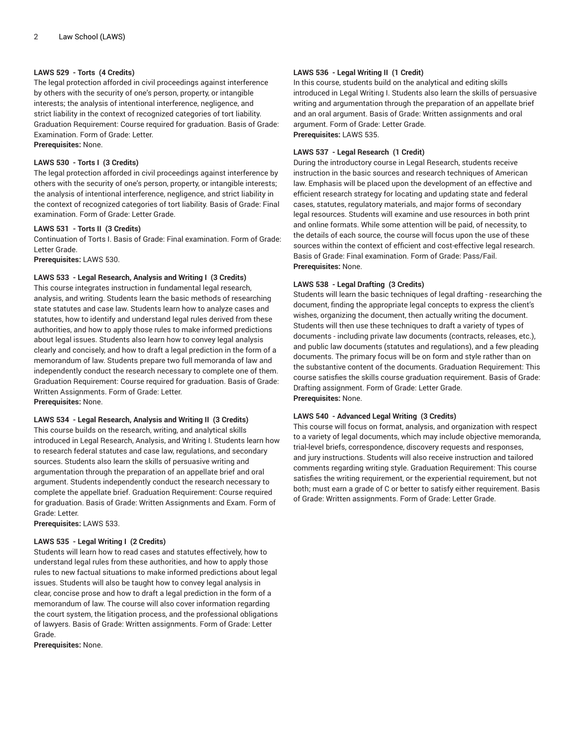**LAWS 529 - Torts (4 Credits)**
The legal protection afforded in civil proceedings against interference by others with the security of one's person, property, or intangible interests; the analysis of intentional interference, negligence, and strict liability in the context of recognized categories of tort liability. Graduation Requirement: Course required for graduation. Basis of Grade: Examination. Form of Grade: Letter.
**Prerequisites:** None.

**LAWS 530 - Torts I (3 Credits)**
The legal protection afforded in civil proceedings against interference by others with the security of one's person, property, or intangible interests; the analysis of intentional interference, negligence, and strict liability in the context of recognized categories of tort liability. Basis of Grade: Final examination. Form of Grade: Letter Grade.

**LAWS 531 - Torts II (3 Credits)**
Continuation of Torts I. Basis of Grade: Final examination. Form of Grade: Letter Grade.
**Prerequisites:** LAWS 530.

**LAWS 533 - Legal Research, Analysis and Writing I (3 Credits)**
This course integrates instruction in fundamental legal research, analysis, and writing. Students learn the basic methods of researching state statutes and case law. Students learn how to analyze cases and statutes, how to identify and understand legal rules derived from these authorities, and how to apply those rules to make informed predictions about legal issues. Students also learn how to convey legal analysis clearly and concisely, and how to draft a legal prediction in the form of a memorandum of law. Students prepare two full memoranda of law and independently conduct the research necessary to complete one of them. Graduation Requirement: Course required for graduation. Basis of Grade: Written Assignments. Form of Grade: Letter.
**Prerequisites:** None.

**LAWS 534 - Legal Research, Analysis and Writing II (3 Credits)**
This course builds on the research, writing, and analytical skills introduced in Legal Research, Analysis, and Writing I. Students learn how to research federal statutes and case law, regulations, and secondary sources. Students also learn the skills of persuasive writing and argumentation through the preparation of an appellate brief and oral argument. Students independently conduct the research necessary to complete the appellate brief. Graduation Requirement: Course required for graduation. Basis of Grade: Written Assignments and Exam. Form of Grade: Letter.
**Prerequisites:** LAWS 533.

**LAWS 535 - Legal Writing I (2 Credits)**
Students will learn how to read cases and statutes effectively, how to understand legal rules from these authorities, and how to apply those rules to new factual situations to make informed predictions about legal issues. Students will also be taught how to convey legal analysis in clear, concise prose and how to draft a legal prediction in the form of a memorandum of law. The course will also cover information regarding the court system, the litigation process, and the professional obligations of lawyers. Basis of Grade: Written assignments. Form of Grade: Letter Grade.
**Prerequisites:** None.

**LAWS 536 - Legal Writing II (1 Credit)**
In this course, students build on the analytical and editing skills introduced in Legal Writing I. Students also learn the skills of persuasive writing and argumentation through the preparation of an appellate brief and an oral argument. Basis of Grade: Written assignments and oral argument. Form of Grade: Letter Grade.
**Prerequisites:** LAWS 535.

**LAWS 537 - Legal Research (1 Credit)**
During the introductory course in Legal Research, students receive instruction in the basic sources and research techniques of American law. Emphasis will be placed upon the development of an effective and efficient research strategy for locating and updating state and federal cases, statutes, regulatory materials, and major forms of secondary legal resources. Students will examine and use resources in both print and online formats. While some attention will be paid, of necessity, to the details of each source, the course will focus upon the use of these sources within the context of efficient and cost-effective legal research. Basis of Grade: Final examination. Form of Grade: Pass/Fail.
**Prerequisites:** None.

**LAWS 538 - Legal Drafting (3 Credits)**
Students will learn the basic techniques of legal drafting - researching the document, finding the appropriate legal concepts to express the client's wishes, organizing the document, then actually writing the document. Students will then use these techniques to draft a variety of types of documents - including private law documents (contracts, releases, etc.), and public law documents (statutes and regulations), and a few pleading documents. The primary focus will be on form and style rather than on the substantive content of the documents. Graduation Requirement: This course satisfies the skills course graduation requirement. Basis of Grade: Drafting assignment. Form of Grade: Letter Grade.
**Prerequisites:** None.

**LAWS 540 - Advanced Legal Writing (3 Credits)**
This course will focus on format, analysis, and organization with respect to a variety of legal documents, which may include objective memoranda, trial-level briefs, correspondence, discovery requests and responses, and jury instructions. Students will also receive instruction and tailored comments regarding writing style. Graduation Requirement: This course satisfies the writing requirement, or the experiential requirement, but not both; must earn a grade of C or better to satisfy either requirement. Basis of Grade: Written assignments. Form of Grade: Letter Grade.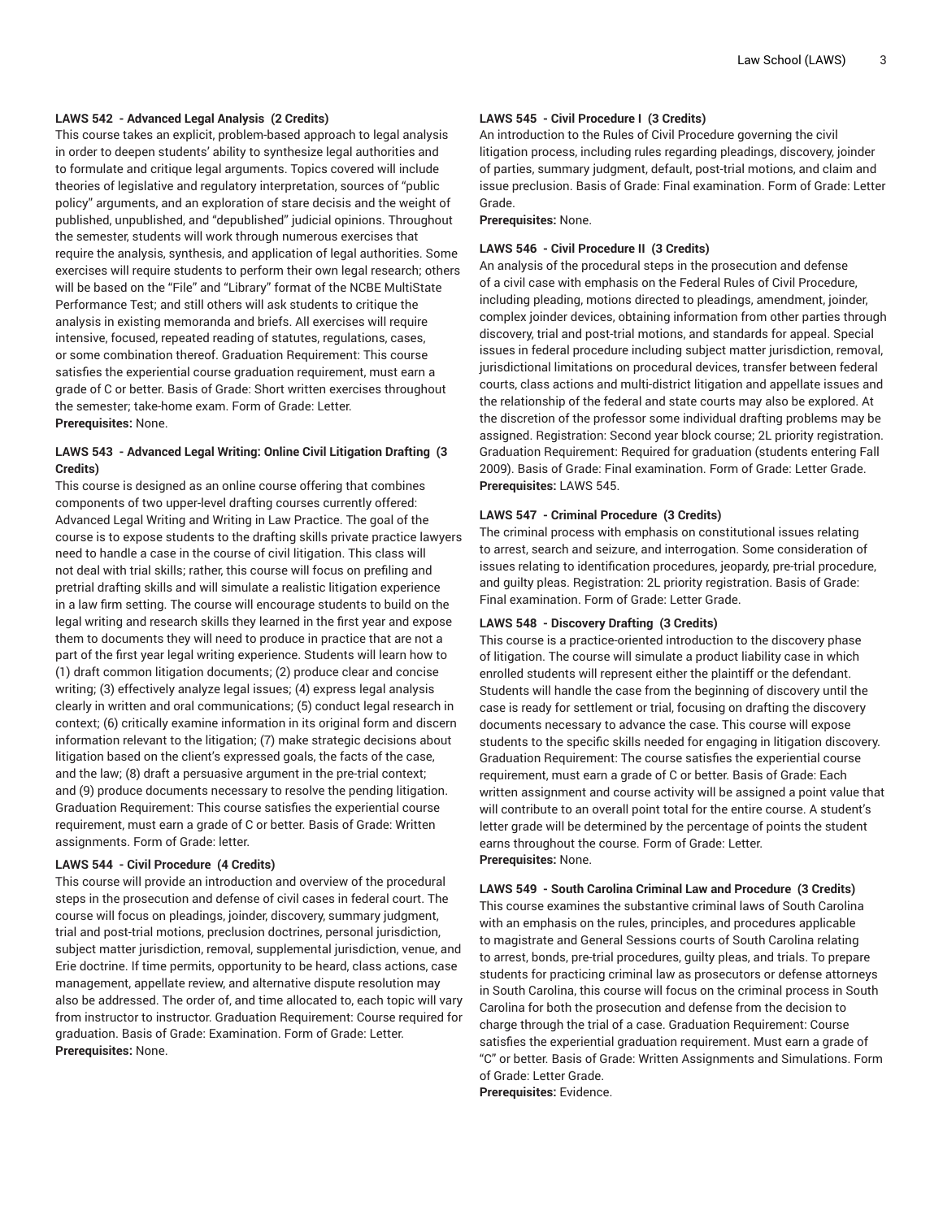**LAWS 542 - Advanced Legal Analysis (2 Credits)**

This course takes an explicit, problem-based approach to legal analysis in order to deepen students' ability to synthesize legal authorities and to formulate and critique legal arguments. Topics covered will include theories of legislative and regulatory interpretation, sources of "public policy" arguments, and an exploration of stare decisis and the weight of published, unpublished, and "depublished" judicial opinions. Throughout the semester, students will work through numerous exercises that require the analysis, synthesis, and application of legal authorities. Some exercises will require students to perform their own legal research; others will be based on the "File" and "Library" format of the NCBE MultiState Performance Test; and still others will ask students to critique the analysis in existing memoranda and briefs. All exercises will require intensive, focused, repeated reading of statutes, regulations, cases, or some combination thereof. Graduation Requirement: This course satisfies the experiential course graduation requirement, must earn a grade of C or better. Basis of Grade: Short written exercises throughout the semester; take-home exam. Form of Grade: Letter.

**Prerequisites:** None.

**LAWS 543 - Advanced Legal Writing: Online Civil Litigation Drafting (3 Credits)**

This course is designed as an online course offering that combines components of two upper-level drafting courses currently offered: Advanced Legal Writing and Writing in Law Practice. The goal of the course is to expose students to the drafting skills private practice lawyers need to handle a case in the course of civil litigation. This class will not deal with trial skills; rather, this course will focus on prefiling and pretrial drafting skills and will simulate a realistic litigation experience in a law firm setting. The course will encourage students to build on the legal writing and research skills they learned in the first year and expose them to documents they will need to produce in practice that are not a part of the first year legal writing experience. Students will learn how to (1) draft common litigation documents; (2) produce clear and concise writing; (3) effectively analyze legal issues; (4) express legal analysis clearly in written and oral communications; (5) conduct legal research in context; (6) critically examine information in its original form and discern information relevant to the litigation; (7) make strategic decisions about litigation based on the client's expressed goals, the facts of the case, and the law; (8) draft a persuasive argument in the pre-trial context; and (9) produce documents necessary to resolve the pending litigation. Graduation Requirement: This course satisfies the experiential course requirement, must earn a grade of C or better. Basis of Grade: Written assignments. Form of Grade: letter.

**LAWS 544 - Civil Procedure (4 Credits)**

This course will provide an introduction and overview of the procedural steps in the prosecution and defense of civil cases in federal court. The course will focus on pleadings, joinder, discovery, summary judgment, trial and post-trial motions, preclusion doctrines, personal jurisdiction, subject matter jurisdiction, removal, supplemental jurisdiction, venue, and Erie doctrine. If time permits, opportunity to be heard, class actions, case management, appellate review, and alternative dispute resolution may also be addressed. The order of, and time allocated to, each topic will vary from instructor to instructor. Graduation Requirement: Course required for graduation. Basis of Grade: Examination. Form of Grade: Letter.

**Prerequisites:** None.

**LAWS 545 - Civil Procedure I (3 Credits)**

An introduction to the Rules of Civil Procedure governing the civil litigation process, including rules regarding pleadings, discovery, joinder of parties, summary judgment, default, post-trial motions, and claim and issue preclusion. Basis of Grade: Final examination. Form of Grade: Letter Grade.

**Prerequisites:** None.

**LAWS 546 - Civil Procedure II (3 Credits)**

An analysis of the procedural steps in the prosecution and defense of a civil case with emphasis on the Federal Rules of Civil Procedure, including pleading, motions directed to pleadings, amendment, joinder, complex joinder devices, obtaining information from other parties through discovery, trial and post-trial motions, and standards for appeal. Special issues in federal procedure including subject matter jurisdiction, removal, jurisdictional limitations on procedural devices, transfer between federal courts, class actions and multi-district litigation and appellate issues and the relationship of the federal and state courts may also be explored. At the discretion of the professor some individual drafting problems may be assigned. Registration: Second year block course; 2L priority registration. Graduation Requirement: Required for graduation (students entering Fall 2009). Basis of Grade: Final examination. Form of Grade: Letter Grade.

**Prerequisites:** LAWS 545.

**LAWS 547 - Criminal Procedure (3 Credits)**

The criminal process with emphasis on constitutional issues relating to arrest, search and seizure, and interrogation. Some consideration of issues relating to identification procedures, jeopardy, pre-trial procedure, and guilty pleas. Registration: 2L priority registration. Basis of Grade: Final examination. Form of Grade: Letter Grade.

**LAWS 548 - Discovery Drafting (3 Credits)**

This course is a practice-oriented introduction to the discovery phase of litigation. The course will simulate a product liability case in which enrolled students will represent either the plaintiff or the defendant. Students will handle the case from the beginning of discovery until the case is ready for settlement or trial, focusing on drafting the discovery documents necessary to advance the case. This course will expose students to the specific skills needed for engaging in litigation discovery. Graduation Requirement: The course satisfies the experiential course requirement, must earn a grade of C or better. Basis of Grade: Each written assignment and course activity will be assigned a point value that will contribute to an overall point total for the entire course. A student's letter grade will be determined by the percentage of points the student earns throughout the course. Form of Grade: Letter.

**Prerequisites:** None.

**LAWS 549 - South Carolina Criminal Law and Procedure (3 Credits)**

This course examines the substantive criminal laws of South Carolina with an emphasis on the rules, principles, and procedures applicable to magistrate and General Sessions courts of South Carolina relating to arrest, bonds, pre-trial procedures, guilty pleas, and trials. To prepare students for practicing criminal law as prosecutors or defense attorneys in South Carolina, this course will focus on the criminal process in South Carolina for both the prosecution and defense from the decision to charge through the trial of a case. Graduation Requirement: Course satisfies the experiential graduation requirement. Must earn a grade of "C" or better. Basis of Grade: Written Assignments and Simulations. Form of Grade: Letter Grade.

**Prerequisites:** Evidence.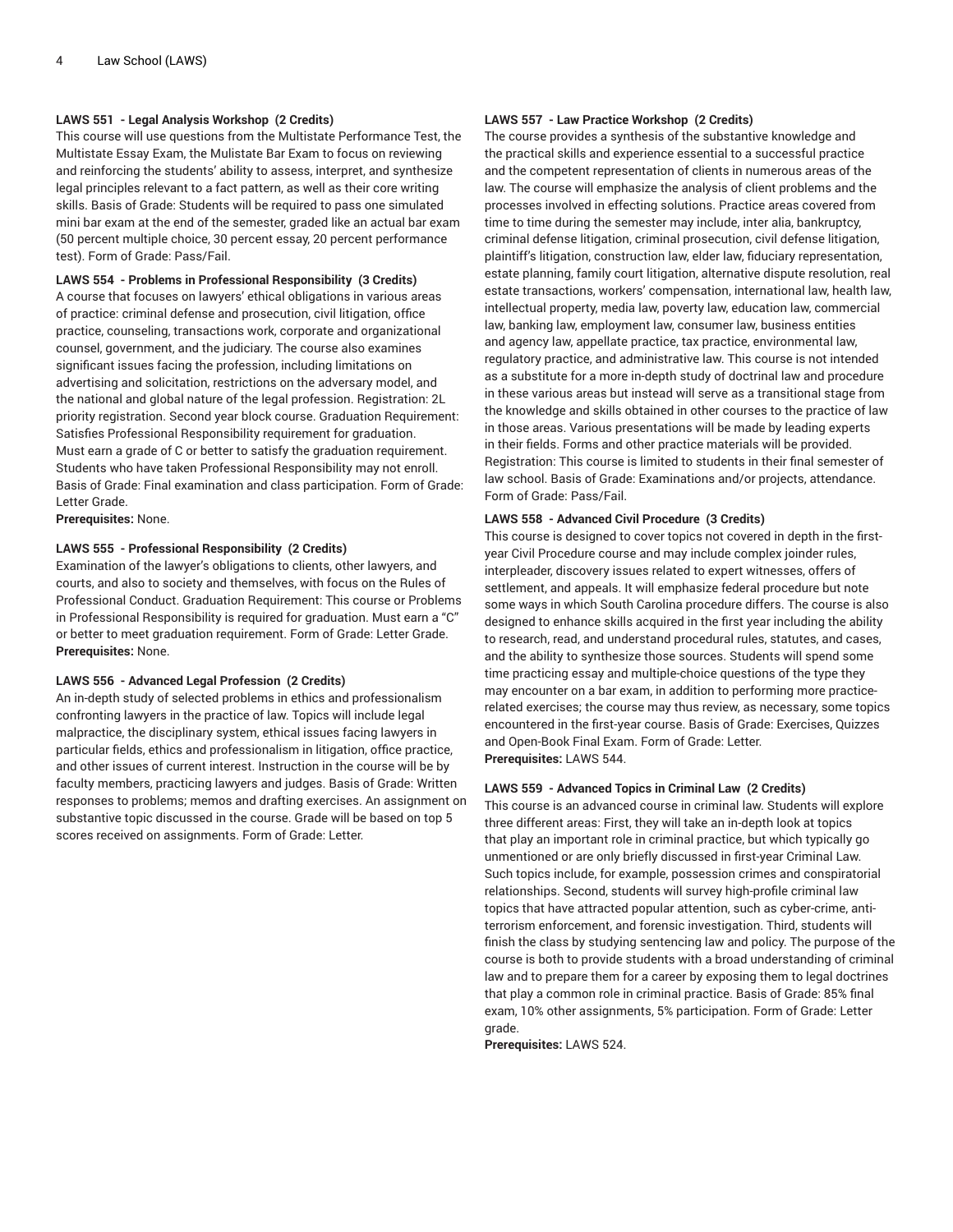#### LAWS 551 - Legal Analysis Workshop (2 Credits)

This course will use questions from the Multistate Performance Test, the Multistate Essay Exam, the Mulistate Bar Exam to focus on reviewing and reinforcing the students' ability to assess, interpret, and synthesize legal principles relevant to a fact pattern, as well as their core writing skills. Basis of Grade: Students will be required to pass one simulated mini bar exam at the end of the semester, graded like an actual bar exam (50 percent multiple choice, 30 percent essay, 20 percent performance test). Form of Grade: Pass/Fail.

#### LAWS 554 - Problems in Professional Responsibility (3 Credits)

A course that focuses on lawyers' ethical obligations in various areas of practice: criminal defense and prosecution, civil litigation, office practice, counseling, transactions work, corporate and organizational counsel, government, and the judiciary. The course also examines significant issues facing the profession, including limitations on advertising and solicitation, restrictions on the adversary model, and the national and global nature of the legal profession. Registration: 2L priority registration. Second year block course. Graduation Requirement: Satisfies Professional Responsibility requirement for graduation. Must earn a grade of C or better to satisfy the graduation requirement. Students who have taken Professional Responsibility may not enroll. Basis of Grade: Final examination and class participation. Form of Grade: Letter Grade.

**Prerequisites:** None.

#### LAWS 555 - Professional Responsibility (2 Credits)

Examination of the lawyer's obligations to clients, other lawyers, and courts, and also to society and themselves, with focus on the Rules of Professional Conduct. Graduation Requirement: This course or Problems in Professional Responsibility is required for graduation. Must earn a "C" or better to meet graduation requirement. Form of Grade: Letter Grade.

**Prerequisites:** None.

#### LAWS 556 - Advanced Legal Profession (2 Credits)

An in-depth study of selected problems in ethics and professionalism confronting lawyers in the practice of law. Topics will include legal malpractice, the disciplinary system, ethical issues facing lawyers in particular fields, ethics and professionalism in litigation, office practice, and other issues of current interest. Instruction in the course will be by faculty members, practicing lawyers and judges. Basis of Grade: Written responses to problems; memos and drafting exercises. An assignment on substantive topic discussed in the course. Grade will be based on top 5 scores received on assignments. Form of Grade: Letter.

#### LAWS 557 - Law Practice Workshop (2 Credits)

The course provides a synthesis of the substantive knowledge and the practical skills and experience essential to a successful practice and the competent representation of clients in numerous areas of the law. The course will emphasize the analysis of client problems and the processes involved in effecting solutions. Practice areas covered from time to time during the semester may include, inter alia, bankruptcy, criminal defense litigation, criminal prosecution, civil defense litigation, plaintiff's litigation, construction law, elder law, fiduciary representation, estate planning, family court litigation, alternative dispute resolution, real estate transactions, workers' compensation, international law, health law, intellectual property, media law, poverty law, education law, commercial law, banking law, employment law, consumer law, business entities and agency law, appellate practice, tax practice, environmental law, regulatory practice, and administrative law. This course is not intended as a substitute for a more in-depth study of doctrinal law and procedure in these various areas but instead will serve as a transitional stage from the knowledge and skills obtained in other courses to the practice of law in those areas. Various presentations will be made by leading experts in their fields. Forms and other practice materials will be provided. Registration: This course is limited to students in their final semester of law school. Basis of Grade: Examinations and/or projects, attendance. Form of Grade: Pass/Fail.

#### LAWS 558 - Advanced Civil Procedure (3 Credits)

This course is designed to cover topics not covered in depth in the first-year Civil Procedure course and may include complex joinder rules, interpleader, discovery issues related to expert witnesses, offers of settlement, and appeals. It will emphasize federal procedure but note some ways in which South Carolina procedure differs. The course is also designed to enhance skills acquired in the first year including the ability to research, read, and understand procedural rules, statutes, and cases, and the ability to synthesize those sources. Students will spend some time practicing essay and multiple-choice questions of the type they may encounter on a bar exam, in addition to performing more practice-related exercises; the course may thus review, as necessary, some topics encountered in the first-year course. Basis of Grade: Exercises, Quizzes and Open-Book Final Exam. Form of Grade: Letter.

**Prerequisites:** LAWS 544.

#### LAWS 559 - Advanced Topics in Criminal Law (2 Credits)

This course is an advanced course in criminal law. Students will explore three different areas: First, they will take an in-depth look at topics that play an important role in criminal practice, but which typically go unmentioned or are only briefly discussed in first-year Criminal Law. Such topics include, for example, possession crimes and conspiratorial relationships. Second, students will survey high-profile criminal law topics that have attracted popular attention, such as cyber-crime, anti-terrorism enforcement, and forensic investigation. Third, students will finish the class by studying sentencing law and policy. The purpose of the course is both to provide students with a broad understanding of criminal law and to prepare them for a career by exposing them to legal doctrines that play a common role in criminal practice. Basis of Grade: 85% final exam, 10% other assignments, 5% participation. Form of Grade: Letter grade.

**Prerequisites:** LAWS 524.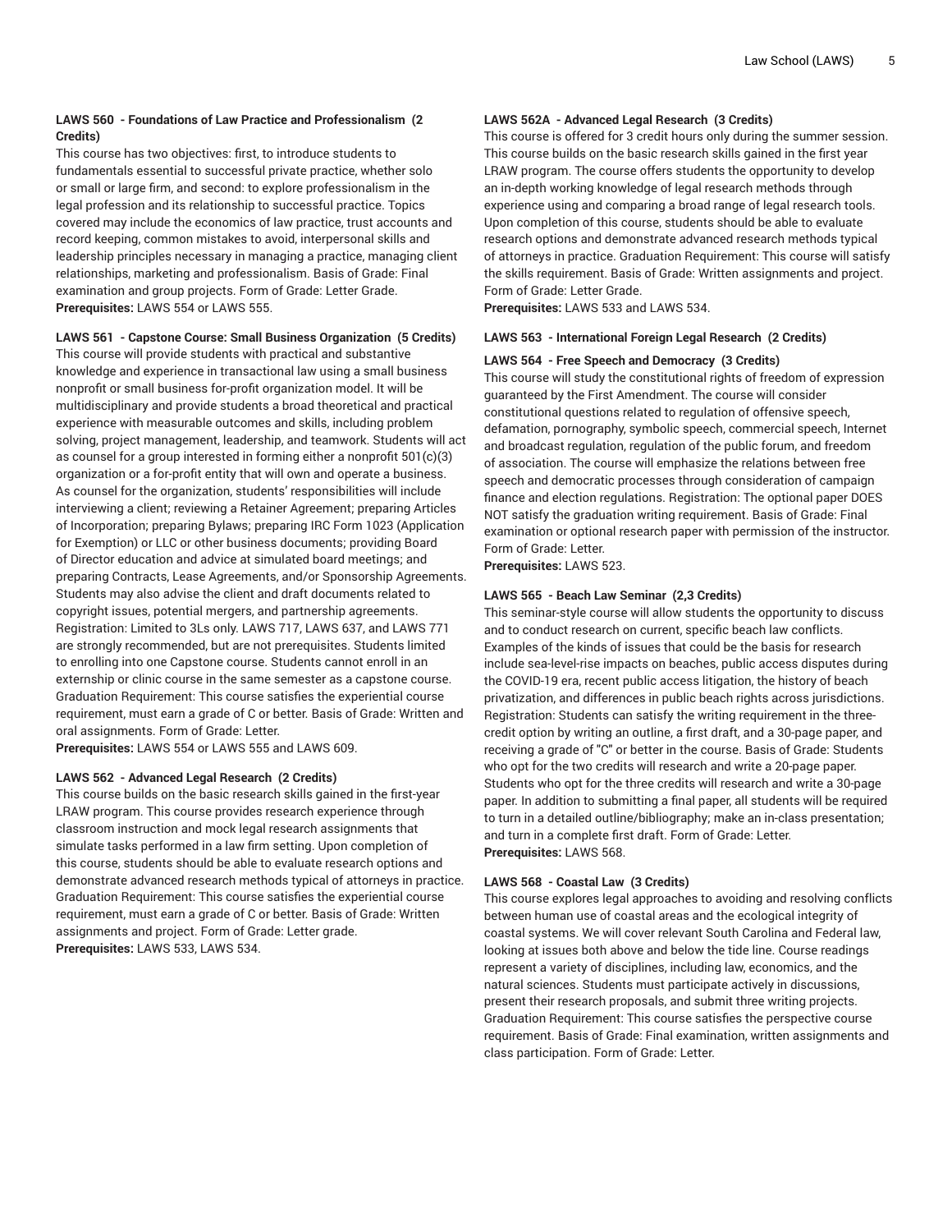**LAWS 560 - Foundations of Law Practice and Professionalism (2 Credits)**
This course has two objectives: first, to introduce students to fundamentals essential to successful private practice, whether solo or small or large firm, and second: to explore professionalism in the legal profession and its relationship to successful practice. Topics covered may include the economics of law practice, trust accounts and record keeping, common mistakes to avoid, interpersonal skills and leadership principles necessary in managing a practice, managing client relationships, marketing and professionalism. Basis of Grade: Final examination and group projects. Form of Grade: Letter Grade.
**Prerequisites:** LAWS 554 or LAWS 555.

**LAWS 561 - Capstone Course: Small Business Organization (5 Credits)**
This course will provide students with practical and substantive knowledge and experience in transactional law using a small business nonprofit or small business for-profit organization model. It will be multidisciplinary and provide students a broad theoretical and practical experience with measurable outcomes and skills, including problem solving, project management, leadership, and teamwork. Students will act as counsel for a group interested in forming either a nonprofit 501(c)(3) organization or a for-profit entity that will own and operate a business. As counsel for the organization, students' responsibilities will include interviewing a client; reviewing a Retainer Agreement; preparing Articles of Incorporation; preparing Bylaws; preparing IRC Form 1023 (Application for Exemption) or LLC or other business documents; providing Board of Director education and advice at simulated board meetings; and preparing Contracts, Lease Agreements, and/or Sponsorship Agreements. Students may also advise the client and draft documents related to copyright issues, potential mergers, and partnership agreements. Registration: Limited to 3Ls only. LAWS 717, LAWS 637, and LAWS 771 are strongly recommended, but are not prerequisites. Students limited to enrolling into one Capstone course. Students cannot enroll in an externship or clinic course in the same semester as a capstone course. Graduation Requirement: This course satisfies the experiential course requirement, must earn a grade of C or better. Basis of Grade: Written and oral assignments. Form of Grade: Letter.
**Prerequisites:** LAWS 554 or LAWS 555 and LAWS 609.

**LAWS 562 - Advanced Legal Research (2 Credits)**
This course builds on the basic research skills gained in the first-year LRAW program. This course provides research experience through classroom instruction and mock legal research assignments that simulate tasks performed in a law firm setting. Upon completion of this course, students should be able to evaluate research options and demonstrate advanced research methods typical of attorneys in practice. Graduation Requirement: This course satisfies the experiential course requirement, must earn a grade of C or better. Basis of Grade: Written assignments and project. Form of Grade: Letter grade.
**Prerequisites:** LAWS 533, LAWS 534.

**LAWS 562A - Advanced Legal Research (3 Credits)**
This course is offered for 3 credit hours only during the summer session. This course builds on the basic research skills gained in the first year LRAW program. The course offers students the opportunity to develop an in-depth working knowledge of legal research methods through experience using and comparing a broad range of legal research tools. Upon completion of this course, students should be able to evaluate research options and demonstrate advanced research methods typical of attorneys in practice. Graduation Requirement: This course will satisfy the skills requirement. Basis of Grade: Written assignments and project. Form of Grade: Letter Grade.
**Prerequisites:** LAWS 533 and LAWS 534.

**LAWS 563 - International Foreign Legal Research (2 Credits)**

**LAWS 564 - Free Speech and Democracy (3 Credits)**
This course will study the constitutional rights of freedom of expression guaranteed by the First Amendment. The course will consider constitutional questions related to regulation of offensive speech, defamation, pornography, symbolic speech, commercial speech, Internet and broadcast regulation, regulation of the public forum, and freedom of association. The course will emphasize the relations between free speech and democratic processes through consideration of campaign finance and election regulations. Registration: The optional paper DOES NOT satisfy the graduation writing requirement. Basis of Grade: Final examination or optional research paper with permission of the instructor. Form of Grade: Letter.
**Prerequisites:** LAWS 523.

**LAWS 565 - Beach Law Seminar (2,3 Credits)**
This seminar-style course will allow students the opportunity to discuss and to conduct research on current, specific beach law conflicts. Examples of the kinds of issues that could be the basis for research include sea-level-rise impacts on beaches, public access disputes during the COVID-19 era, recent public access litigation, the history of beach privatization, and differences in public beach rights across jurisdictions. Registration: Students can satisfy the writing requirement in the three-credit option by writing an outline, a first draft, and a 30-page paper, and receiving a grade of "C" or better in the course. Basis of Grade: Students who opt for the two credits will research and write a 20-page paper. Students who opt for the three credits will research and write a 30-page paper. In addition to submitting a final paper, all students will be required to turn in a detailed outline/bibliography; make an in-class presentation; and turn in a complete first draft. Form of Grade: Letter.
**Prerequisites:** LAWS 568.

**LAWS 568 - Coastal Law (3 Credits)**
This course explores legal approaches to avoiding and resolving conflicts between human use of coastal areas and the ecological integrity of coastal systems. We will cover relevant South Carolina and Federal law, looking at issues both above and below the tide line. Course readings represent a variety of disciplines, including law, economics, and the natural sciences. Students must participate actively in discussions, present their research proposals, and submit three writing projects. Graduation Requirement: This course satisfies the perspective course requirement. Basis of Grade: Final examination, written assignments and class participation. Form of Grade: Letter.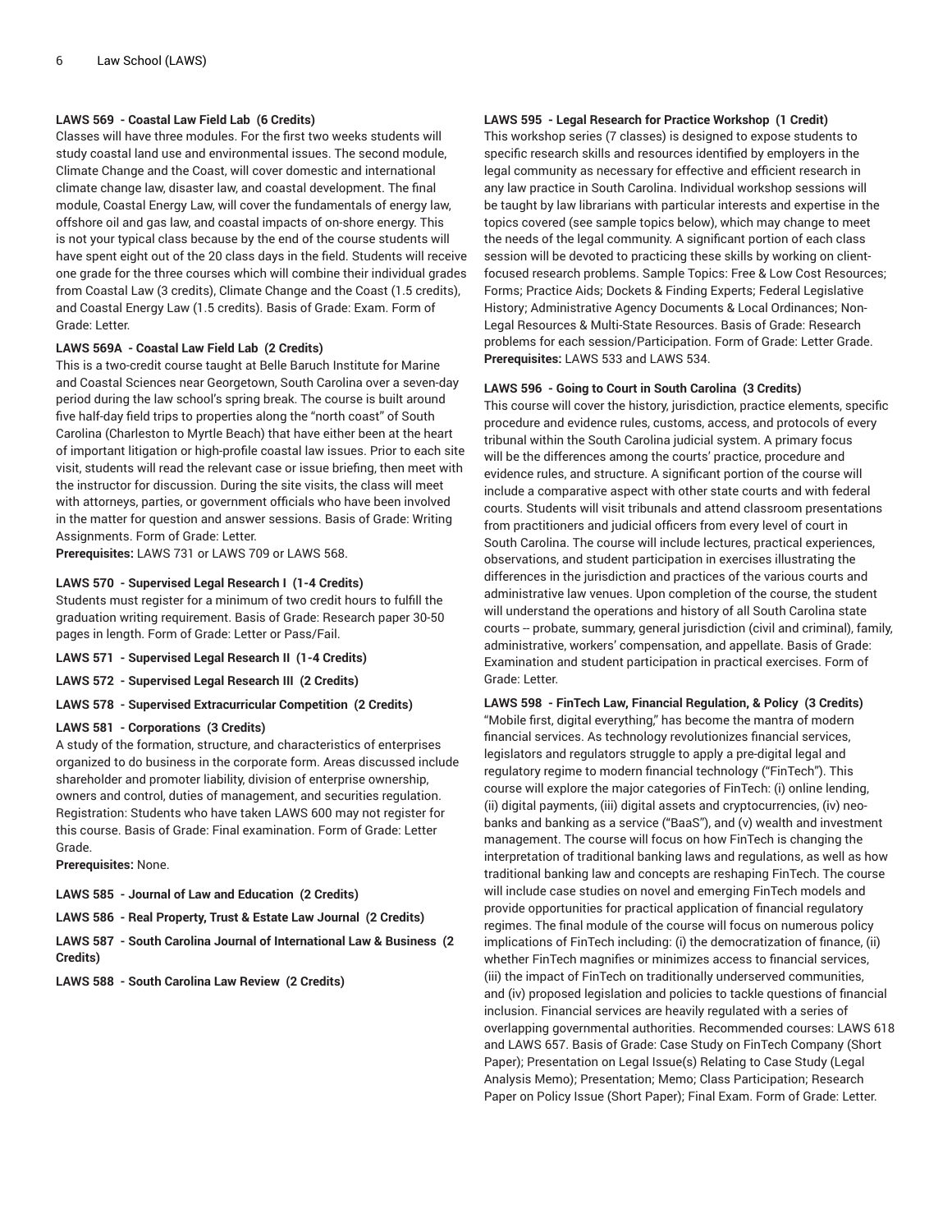#### LAWS 569 - Coastal Law Field Lab (6 Credits)

Classes will have three modules. For the first two weeks students will study coastal land use and environmental issues. The second module, Climate Change and the Coast, will cover domestic and international climate change law, disaster law, and coastal development. The final module, Coastal Energy Law, will cover the fundamentals of energy law, offshore oil and gas law, and coastal impacts of on-shore energy. This is not your typical class because by the end of the course students will have spent eight out of the 20 class days in the field. Students will receive one grade for the three courses which will combine their individual grades from Coastal Law (3 credits), Climate Change and the Coast (1.5 credits), and Coastal Energy Law (1.5 credits). Basis of Grade: Exam. Form of Grade: Letter.

#### LAWS 569A - Coastal Law Field Lab (2 Credits)

This is a two-credit course taught at Belle Baruch Institute for Marine and Coastal Sciences near Georgetown, South Carolina over a seven-day period during the law school's spring break. The course is built around five half-day field trips to properties along the "north coast" of South Carolina (Charleston to Myrtle Beach) that have either been at the heart of important litigation or high-profile coastal law issues. Prior to each site visit, students will read the relevant case or issue briefing, then meet with the instructor for discussion. During the site visits, the class will meet with attorneys, parties, or government officials who have been involved in the matter for question and answer sessions. Basis of Grade: Writing Assignments. Form of Grade: Letter.

**Prerequisites:** LAWS 731 or LAWS 709 or LAWS 568.

#### LAWS 570 - Supervised Legal Research I (1-4 Credits)

Students must register for a minimum of two credit hours to fulfill the graduation writing requirement. Basis of Grade: Research paper 30-50 pages in length. Form of Grade: Letter or Pass/Fail.

#### LAWS 571 - Supervised Legal Research II (1-4 Credits)

#### LAWS 572 - Supervised Legal Research III (2 Credits)

#### LAWS 578 - Supervised Extracurricular Competition (2 Credits)

#### LAWS 581 - Corporations (3 Credits)

A study of the formation, structure, and characteristics of enterprises organized to do business in the corporate form. Areas discussed include shareholder and promoter liability, division of enterprise ownership, owners and control, duties of management, and securities regulation. Registration: Students who have taken LAWS 600 may not register for this course. Basis of Grade: Final examination. Form of Grade: Letter Grade.

**Prerequisites:** None.

#### LAWS 585 - Journal of Law and Education (2 Credits)

#### LAWS 586 - Real Property, Trust & Estate Law Journal (2 Credits)

#### LAWS 587 - South Carolina Journal of International Law & Business (2 Credits)

#### LAWS 588 - South Carolina Law Review (2 Credits)

#### LAWS 595 - Legal Research for Practice Workshop (1 Credit)

This workshop series (7 classes) is designed to expose students to specific research skills and resources identified by employers in the legal community as necessary for effective and efficient research in any law practice in South Carolina. Individual workshop sessions will be taught by law librarians with particular interests and expertise in the topics covered (see sample topics below), which may change to meet the needs of the legal community. A significant portion of each class session will be devoted to practicing these skills by working on client-focused research problems. Sample Topics: Free & Low Cost Resources; Forms; Practice Aids; Dockets & Finding Experts; Federal Legislative History; Administrative Agency Documents & Local Ordinances; Non-Legal Resources & Multi-State Resources. Basis of Grade: Research problems for each session/Participation. Form of Grade: Letter Grade.

**Prerequisites:** LAWS 533 and LAWS 534.

#### LAWS 596 - Going to Court in South Carolina (3 Credits)

This course will cover the history, jurisdiction, practice elements, specific procedure and evidence rules, customs, access, and protocols of every tribunal within the South Carolina judicial system. A primary focus will be the differences among the courts' practice, procedure and evidence rules, and structure. A significant portion of the course will include a comparative aspect with other state courts and with federal courts. Students will visit tribunals and attend classroom presentations from practitioners and judicial officers from every level of court in South Carolina. The course will include lectures, practical experiences, observations, and student participation in exercises illustrating the differences in the jurisdiction and practices of the various courts and administrative law venues. Upon completion of the course, the student will understand the operations and history of all South Carolina state courts -- probate, summary, general jurisdiction (civil and criminal), family, administrative, workers' compensation, and appellate. Basis of Grade: Examination and student participation in practical exercises. Form of Grade: Letter.

#### LAWS 598 - FinTech Law, Financial Regulation, & Policy (3 Credits)

"Mobile first, digital everything," has become the mantra of modern financial services. As technology revolutionizes financial services, legislators and regulators struggle to apply a pre-digital legal and regulatory regime to modern financial technology ("FinTech"). This course will explore the major categories of FinTech: (i) online lending, (ii) digital payments, (iii) digital assets and cryptocurrencies, (iv) neo-banks and banking as a service ("BaaS"), and (v) wealth and investment management. The course will focus on how FinTech is changing the interpretation of traditional banking laws and regulations, as well as how traditional banking law and concepts are reshaping FinTech. The course will include case studies on novel and emerging FinTech models and provide opportunities for practical application of financial regulatory regimes. The final module of the course will focus on numerous policy implications of FinTech including: (i) the democratization of finance, (ii) whether FinTech magnifies or minimizes access to financial services, (iii) the impact of FinTech on traditionally underserved communities, and (iv) proposed legislation and policies to tackle questions of financial inclusion. Financial services are heavily regulated with a series of overlapping governmental authorities. Recommended courses: LAWS 618 and LAWS 657. Basis of Grade: Case Study on FinTech Company (Short Paper); Presentation on Legal Issue(s) Relating to Case Study (Legal Analysis Memo); Presentation; Memo; Class Participation; Research Paper on Policy Issue (Short Paper); Final Exam. Form of Grade: Letter.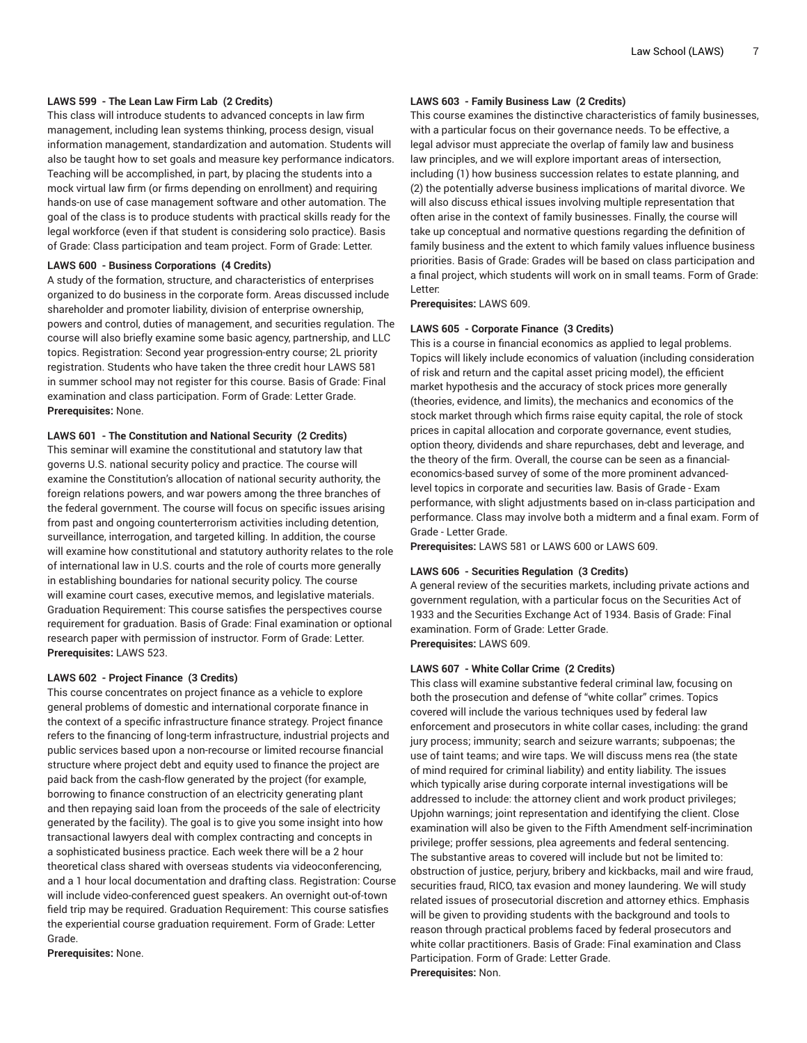**LAWS 599 - The Lean Law Firm Lab (2 Credits)**

This class will introduce students to advanced concepts in law firm management, including lean systems thinking, process design, visual information management, standardization and automation. Students will also be taught how to set goals and measure key performance indicators. Teaching will be accomplished, in part, by placing the students into a mock virtual law firm (or firms depending on enrollment) and requiring hands-on use of case management software and other automation. The goal of the class is to produce students with practical skills ready for the legal workforce (even if that student is considering solo practice). Basis of Grade: Class participation and team project. Form of Grade: Letter.

**LAWS 600 - Business Corporations (4 Credits)**

A study of the formation, structure, and characteristics of enterprises organized to do business in the corporate form. Areas discussed include shareholder and promoter liability, division of enterprise ownership, powers and control, duties of management, and securities regulation. The course will also briefly examine some basic agency, partnership, and LLC topics. Registration: Second year progression-entry course; 2L priority registration. Students who have taken the three credit hour LAWS 581 in summer school may not register for this course. Basis of Grade: Final examination and class participation. Form of Grade: Letter Grade.

**Prerequisites:** None.

**LAWS 601 - The Constitution and National Security (2 Credits)**

This seminar will examine the constitutional and statutory law that governs U.S. national security policy and practice. The course will examine the Constitution's allocation of national security authority, the foreign relations powers, and war powers among the three branches of the federal government. The course will focus on specific issues arising from past and ongoing counterterrorism activities including detention, surveillance, interrogation, and targeted killing. In addition, the course will examine how constitutional and statutory authority relates to the role of international law in U.S. courts and the role of courts more generally in establishing boundaries for national security policy. The course will examine court cases, executive memos, and legislative materials. Graduation Requirement: This course satisfies the perspectives course requirement for graduation. Basis of Grade: Final examination or optional research paper with permission of instructor. Form of Grade: Letter.

**Prerequisites:** LAWS 523.

**LAWS 602 - Project Finance (3 Credits)**

This course concentrates on project finance as a vehicle to explore general problems of domestic and international corporate finance in the context of a specific infrastructure finance strategy. Project finance refers to the financing of long-term infrastructure, industrial projects and public services based upon a non-recourse or limited recourse financial structure where project debt and equity used to finance the project are paid back from the cash-flow generated by the project (for example, borrowing to finance construction of an electricity generating plant and then repaying said loan from the proceeds of the sale of electricity generated by the facility). The goal is to give you some insight into how transactional lawyers deal with complex contracting and concepts in a sophisticated business practice. Each week there will be a 2 hour theoretical class shared with overseas students via videoconferencing, and a 1 hour local documentation and drafting class. Registration: Course will include video-conferenced guest speakers. An overnight out-of-town field trip may be required. Graduation Requirement: This course satisfies the experiential course graduation requirement. Form of Grade: Letter Grade.

**Prerequisites:** None.

**LAWS 603 - Family Business Law (2 Credits)**

This course examines the distinctive characteristics of family businesses, with a particular focus on their governance needs. To be effective, a legal advisor must appreciate the overlap of family law and business law principles, and we will explore important areas of intersection, including (1) how business succession relates to estate planning, and (2) the potentially adverse business implications of marital divorce. We will also discuss ethical issues involving multiple representation that often arise in the context of family businesses. Finally, the course will take up conceptual and normative questions regarding the definition of family business and the extent to which family values influence business priorities. Basis of Grade: Grades will be based on class participation and a final project, which students will work on in small teams. Form of Grade: Letter.

**Prerequisites:** LAWS 609.

**LAWS 605 - Corporate Finance (3 Credits)**

This is a course in financial economics as applied to legal problems. Topics will likely include economics of valuation (including consideration of risk and return and the capital asset pricing model), the efficient market hypothesis and the accuracy of stock prices more generally (theories, evidence, and limits), the mechanics and economics of the stock market through which firms raise equity capital, the role of stock prices in capital allocation and corporate governance, event studies, option theory, dividends and share repurchases, debt and leverage, and the theory of the firm. Overall, the course can be seen as a financial-economics-based survey of some of the more prominent advanced-level topics in corporate and securities law. Basis of Grade - Exam performance, with slight adjustments based on in-class participation and performance. Class may involve both a midterm and a final exam. Form of Grade - Letter Grade.

**Prerequisites:** LAWS 581 or LAWS 600 or LAWS 609.

**LAWS 606 - Securities Regulation (3 Credits)**

A general review of the securities markets, including private actions and government regulation, with a particular focus on the Securities Act of 1933 and the Securities Exchange Act of 1934. Basis of Grade: Final examination. Form of Grade: Letter Grade.

**Prerequisites:** LAWS 609.

**LAWS 607 - White Collar Crime (2 Credits)**

This class will examine substantive federal criminal law, focusing on both the prosecution and defense of "white collar" crimes. Topics covered will include the various techniques used by federal law enforcement and prosecutors in white collar cases, including: the grand jury process; immunity; search and seizure warrants; subpoenas; the use of taint teams; and wire taps. We will discuss mens rea (the state of mind required for criminal liability) and entity liability. The issues which typically arise during corporate internal investigations will be addressed to include: the attorney client and work product privileges; Upjohn warnings; joint representation and identifying the client. Close examination will also be given to the Fifth Amendment self-incrimination privilege; proffer sessions, plea agreements and federal sentencing. The substantive areas to covered will include but not be limited to: obstruction of justice, perjury, bribery and kickbacks, mail and wire fraud, securities fraud, RICO, tax evasion and money laundering. We will study related issues of prosecutorial discretion and attorney ethics. Emphasis will be given to providing students with the background and tools to reason through practical problems faced by federal prosecutors and white collar practitioners. Basis of Grade: Final examination and Class Participation. Form of Grade: Letter Grade.

**Prerequisites:** Non.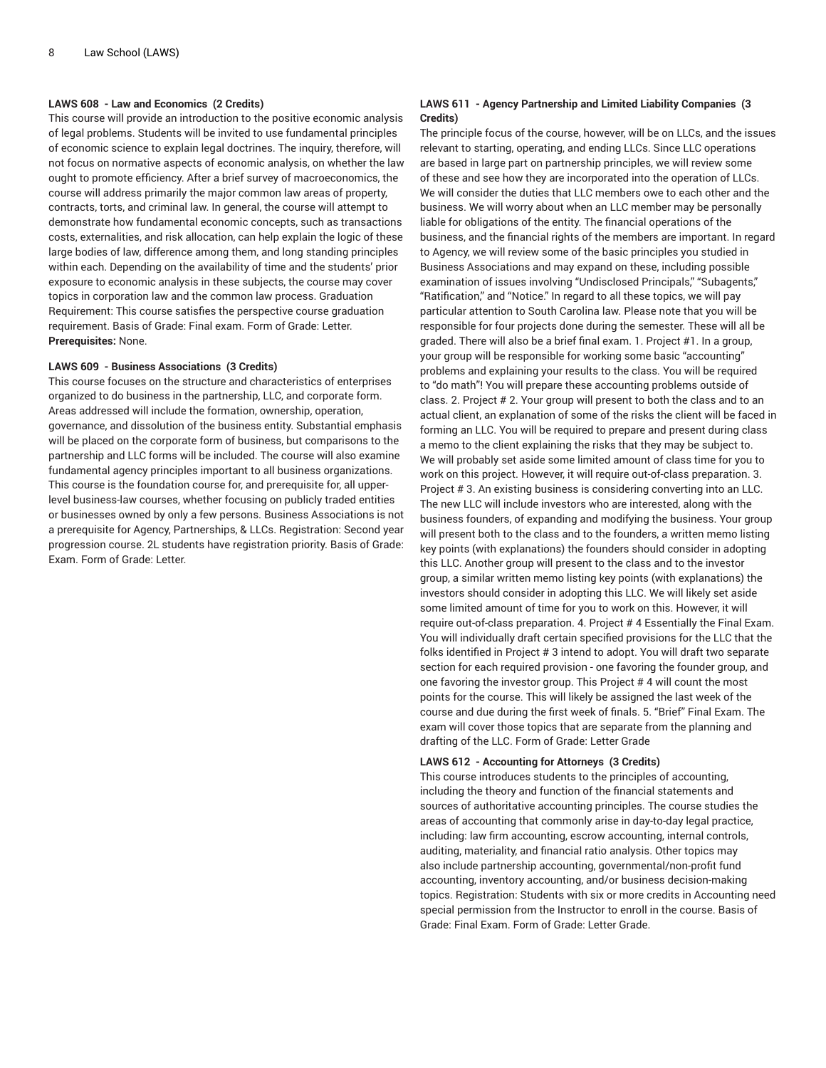#### LAWS 608 - Law and Economics (2 Credits)

This course will provide an introduction to the positive economic analysis of legal problems. Students will be invited to use fundamental principles of economic science to explain legal doctrines. The inquiry, therefore, will not focus on normative aspects of economic analysis, on whether the law ought to promote efficiency. After a brief survey of macroeconomics, the course will address primarily the major common law areas of property, contracts, torts, and criminal law. In general, the course will attempt to demonstrate how fundamental economic concepts, such as transactions costs, externalities, and risk allocation, can help explain the logic of these large bodies of law, difference among them, and long standing principles within each. Depending on the availability of time and the students' prior exposure to economic analysis in these subjects, the course may cover topics in corporation law and the common law process. Graduation Requirement: This course satisfies the perspective course graduation requirement. Basis of Grade: Final exam. Form of Grade: Letter.
**Prerequisites:** None.

#### LAWS 609 - Business Associations (3 Credits)

This course focuses on the structure and characteristics of enterprises organized to do business in the partnership, LLC, and corporate form. Areas addressed will include the formation, ownership, operation, governance, and dissolution of the business entity. Substantial emphasis will be placed on the corporate form of business, but comparisons to the partnership and LLC forms will be included. The course will also examine fundamental agency principles important to all business organizations. This course is the foundation course for, and prerequisite for, all upper-level business-law courses, whether focusing on publicly traded entities or businesses owned by only a few persons. Business Associations is not a prerequisite for Agency, Partnerships, & LLCs. Registration: Second year progression course. 2L students have registration priority. Basis of Grade: Exam. Form of Grade: Letter.

#### LAWS 611 - Agency Partnership and Limited Liability Companies (3 Credits)

The principle focus of the course, however, will be on LLCs, and the issues relevant to starting, operating, and ending LLCs. Since LLC operations are based in large part on partnership principles, we will review some of these and see how they are incorporated into the operation of LLCs. We will consider the duties that LLC members owe to each other and the business. We will worry about when an LLC member may be personally liable for obligations of the entity. The financial operations of the business, and the financial rights of the members are important. In regard to Agency, we will review some of the basic principles you studied in Business Associations and may expand on these, including possible examination of issues involving "Undisclosed Principals," "Subagents," "Ratification," and "Notice." In regard to all these topics, we will pay particular attention to South Carolina law. Please note that you will be responsible for four projects done during the semester. These will all be graded. There will also be a brief final exam. 1. Project #1. In a group, your group will be responsible for working some basic "accounting" problems and explaining your results to the class. You will be required to "do math"! You will prepare these accounting problems outside of class. 2. Project # 2. Your group will present to both the class and to an actual client, an explanation of some of the risks the client will be faced in forming an LLC. You will be required to prepare and present during class a memo to the client explaining the risks that they may be subject to. We will probably set aside some limited amount of class time for you to work on this project. However, it will require out-of-class preparation. 3. Project # 3. An existing business is considering converting into an LLC. The new LLC will include investors who are interested, along with the business founders, of expanding and modifying the business. Your group will present both to the class and to the founders, a written memo listing key points (with explanations) the founders should consider in adopting this LLC. Another group will present to the class and to the investor group, a similar written memo listing key points (with explanations) the investors should consider in adopting this LLC. We will likely set aside some limited amount of time for you to work on this. However, it will require out-of-class preparation. 4. Project # 4 Essentially the Final Exam. You will individually draft certain specified provisions for the LLC that the folks identified in Project # 3 intend to adopt. You will draft two separate section for each required provision - one favoring the founder group, and one favoring the investor group. This Project # 4 will count the most points for the course. This will likely be assigned the last week of the course and due during the first week of finals. 5. "Brief" Final Exam. The exam will cover those topics that are separate from the planning and drafting of the LLC. Form of Grade: Letter Grade

#### LAWS 612 - Accounting for Attorneys (3 Credits)

This course introduces students to the principles of accounting, including the theory and function of the financial statements and sources of authoritative accounting principles. The course studies the areas of accounting that commonly arise in day-to-day legal practice, including: law firm accounting, escrow accounting, internal controls, auditing, materiality, and financial ratio analysis. Other topics may also include partnership accounting, governmental/non-profit fund accounting, inventory accounting, and/or business decision-making topics. Registration: Students with six or more credits in Accounting need special permission from the Instructor to enroll in the course. Basis of Grade: Final Exam. Form of Grade: Letter Grade.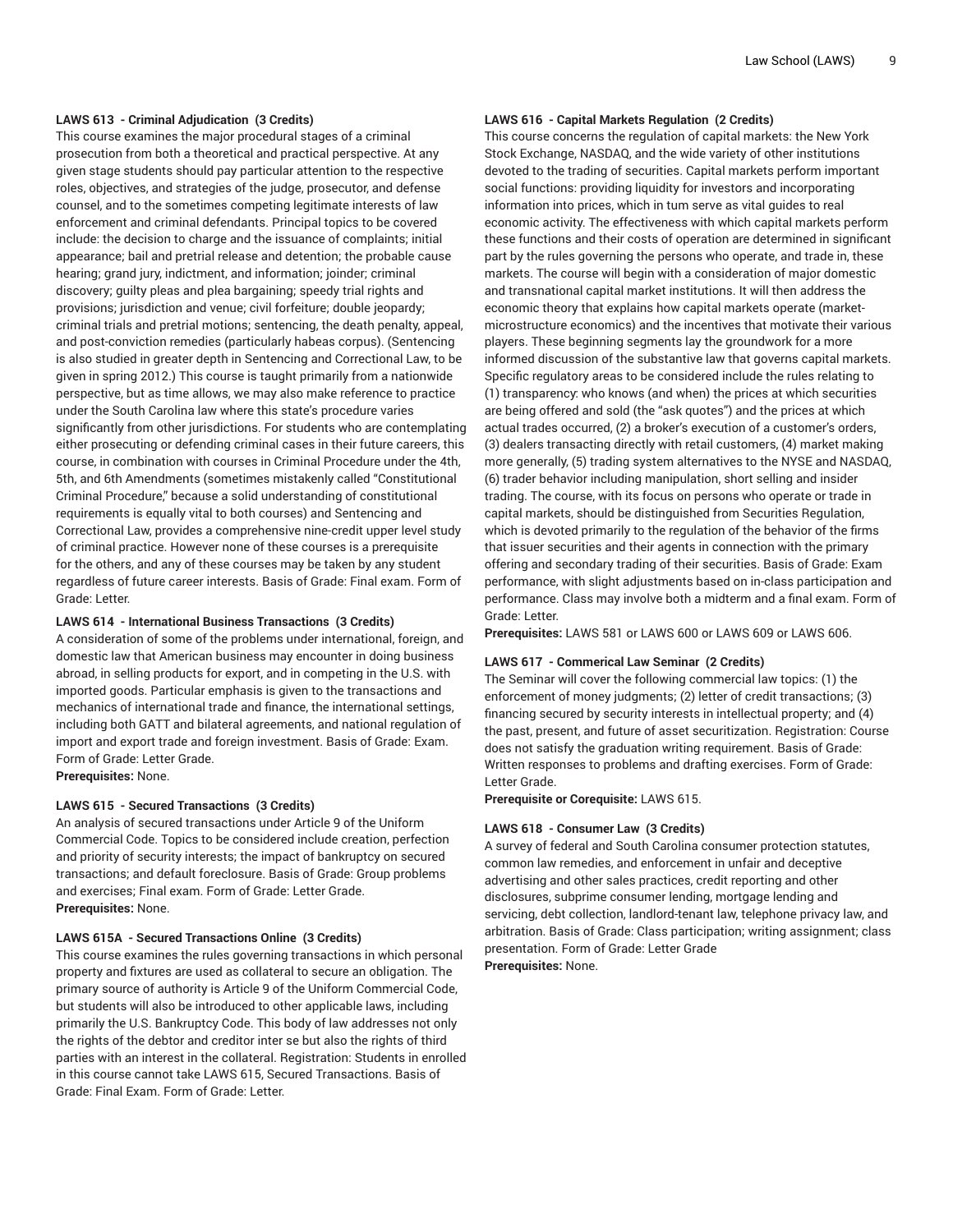**LAWS 613 - Criminal Adjudication (3 Credits)**

This course examines the major procedural stages of a criminal prosecution from both a theoretical and practical perspective. At any given stage students should pay particular attention to the respective roles, objectives, and strategies of the judge, prosecutor, and defense counsel, and to the sometimes competing legitimate interests of law enforcement and criminal defendants. Principal topics to be covered include: the decision to charge and the issuance of complaints; initial appearance; bail and pretrial release and detention; the probable cause hearing; grand jury, indictment, and information; joinder; criminal discovery; guilty pleas and plea bargaining; speedy trial rights and provisions; jurisdiction and venue; civil forfeiture; double jeopardy; criminal trials and pretrial motions; sentencing, the death penalty, appeal, and post-conviction remedies (particularly habeas corpus). (Sentencing is also studied in greater depth in Sentencing and Correctional Law, to be given in spring 2012.) This course is taught primarily from a nationwide perspective, but as time allows, we may also make reference to practice under the South Carolina law where this state's procedure varies significantly from other jurisdictions. For students who are contemplating either prosecuting or defending criminal cases in their future careers, this course, in combination with courses in Criminal Procedure under the 4th, 5th, and 6th Amendments (sometimes mistakenly called "Constitutional Criminal Procedure," because a solid understanding of constitutional requirements is equally vital to both courses) and Sentencing and Correctional Law, provides a comprehensive nine-credit upper level study of criminal practice. However none of these courses is a prerequisite for the others, and any of these courses may be taken by any student regardless of future career interests. Basis of Grade: Final exam. Form of Grade: Letter.

**LAWS 614 - International Business Transactions (3 Credits)**

A consideration of some of the problems under international, foreign, and domestic law that American business may encounter in doing business abroad, in selling products for export, and in competing in the U.S. with imported goods. Particular emphasis is given to the transactions and mechanics of international trade and finance, the international settings, including both GATT and bilateral agreements, and national regulation of import and export trade and foreign investment. Basis of Grade: Exam. Form of Grade: Letter Grade.

**Prerequisites:** None.

**LAWS 615 - Secured Transactions (3 Credits)**

An analysis of secured transactions under Article 9 of the Uniform Commercial Code. Topics to be considered include creation, perfection and priority of security interests; the impact of bankruptcy on secured transactions; and default foreclosure. Basis of Grade: Group problems and exercises; Final exam. Form of Grade: Letter Grade.

**Prerequisites:** None.

**LAWS 615A - Secured Transactions Online (3 Credits)**

This course examines the rules governing transactions in which personal property and fixtures are used as collateral to secure an obligation. The primary source of authority is Article 9 of the Uniform Commercial Code, but students will also be introduced to other applicable laws, including primarily the U.S. Bankruptcy Code. This body of law addresses not only the rights of the debtor and creditor inter se but also the rights of third parties with an interest in the collateral. Registration: Students in enrolled in this course cannot take LAWS 615, Secured Transactions. Basis of Grade: Final Exam. Form of Grade: Letter.

**LAWS 616 - Capital Markets Regulation (2 Credits)**

This course concerns the regulation of capital markets: the New York Stock Exchange, NASDAQ, and the wide variety of other institutions devoted to the trading of securities. Capital markets perform important social functions: providing liquidity for investors and incorporating information into prices, which in tum serve as vital guides to real economic activity. The effectiveness with which capital markets perform these functions and their costs of operation are determined in significant part by the rules governing the persons who operate, and trade in, these markets. The course will begin with a consideration of major domestic and transnational capital market institutions. It will then address the economic theory that explains how capital markets operate (market-microstructure economics) and the incentives that motivate their various players. These beginning segments lay the groundwork for a more informed discussion of the substantive law that governs capital markets. Specific regulatory areas to be considered include the rules relating to (1) transparency: who knows (and when) the prices at which securities are being offered and sold (the "ask quotes") and the prices at which actual trades occurred, (2) a broker's execution of a customer's orders, (3) dealers transacting directly with retail customers, (4) market making more generally, (5) trading system alternatives to the NYSE and NASDAQ, (6) trader behavior including manipulation, short selling and insider trading. The course, with its focus on persons who operate or trade in capital markets, should be distinguished from Securities Regulation, which is devoted primarily to the regulation of the behavior of the firms that issuer securities and their agents in connection with the primary offering and secondary trading of their securities. Basis of Grade: Exam performance, with slight adjustments based on in-class participation and performance. Class may involve both a midterm and a final exam. Form of Grade: Letter.

**Prerequisites:** LAWS 581 or LAWS 600 or LAWS 609 or LAWS 606.

**LAWS 617 - Commerical Law Seminar (2 Credits)**

The Seminar will cover the following commercial law topics: (1) the enforcement of money judgments; (2) letter of credit transactions; (3) financing secured by security interests in intellectual property; and (4) the past, present, and future of asset securitization. Registration: Course does not satisfy the graduation writing requirement. Basis of Grade: Written responses to problems and drafting exercises. Form of Grade: Letter Grade.

**Prerequisite or Corequisite:** LAWS 615.

**LAWS 618 - Consumer Law (3 Credits)**

A survey of federal and South Carolina consumer protection statutes, common law remedies, and enforcement in unfair and deceptive advertising and other sales practices, credit reporting and other disclosures, subprime consumer lending, mortgage lending and servicing, debt collection, landlord-tenant law, telephone privacy law, and arbitration. Basis of Grade: Class participation; writing assignment; class presentation. Form of Grade: Letter Grade

**Prerequisites:** None.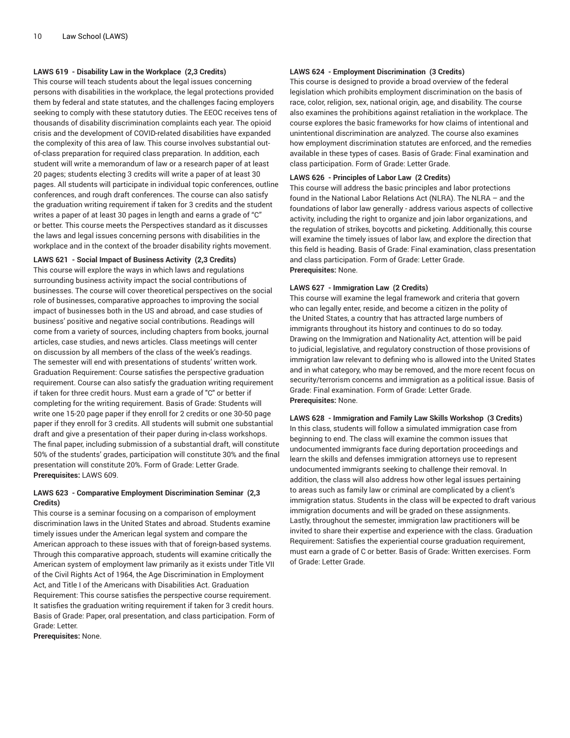### LAWS 619 - Disability Law in the Workplace (2,3 Credits)

This course will teach students about the legal issues concerning persons with disabilities in the workplace, the legal protections provided them by federal and state statutes, and the challenges facing employers seeking to comply with these statutory duties. The EEOC receives tens of thousands of disability discrimination complaints each year. The opioid crisis and the development of COVID-related disabilities have expanded the complexity of this area of law. This course involves substantial out-of-class preparation for required class preparation. In addition, each student will write a memorandum of law or a research paper of at least 20 pages; students electing 3 credits will write a paper of at least 30 pages. All students will participate in individual topic conferences, outline conferences, and rough draft conferences. The course can also satisfy the graduation writing requirement if taken for 3 credits and the student writes a paper of at least 30 pages in length and earns a grade of "C" or better. This course meets the Perspectives standard as it discusses the laws and legal issues concerning persons with disabilities in the workplace and in the context of the broader disability rights movement.

### LAWS 621 - Social Impact of Business Activity (2,3 Credits)

This course will explore the ways in which laws and regulations surrounding business activity impact the social contributions of businesses. The course will cover theoretical perspectives on the social role of businesses, comparative approaches to improving the social impact of businesses both in the US and abroad, and case studies of business' positive and negative social contributions. Readings will come from a variety of sources, including chapters from books, journal articles, case studies, and news articles. Class meetings will center on discussion by all members of the class of the week's readings. The semester will end with presentations of students' written work. Graduation Requirement: Course satisfies the perspective graduation requirement. Course can also satisfy the graduation writing requirement if taken for three credit hours. Must earn a grade of "C" or better if completing for the writing requirement. Basis of Grade: Students will write one 15-20 page paper if they enroll for 2 credits or one 30-50 page paper if they enroll for 3 credits. All students will submit one substantial draft and give a presentation of their paper during in-class workshops. The final paper, including submission of a substantial draft, will constitute 50% of the students' grades, participation will constitute 30% and the final presentation will constitute 20%. Form of Grade: Letter Grade.
**Prerequisites:** LAWS 609.

### LAWS 623 - Comparative Employment Discrimination Seminar (2,3 Credits)

This course is a seminar focusing on a comparison of employment discrimination laws in the United States and abroad. Students examine timely issues under the American legal system and compare the American approach to these issues with that of foreign-based systems. Through this comparative approach, students will examine critically the American system of employment law primarily as it exists under Title VII of the Civil Rights Act of 1964, the Age Discrimination in Employment Act, and Title I of the Americans with Disabilities Act. Graduation Requirement: This course satisfies the perspective course requirement. It satisfies the graduation writing requirement if taken for 3 credit hours. Basis of Grade: Paper, oral presentation, and class participation. Form of Grade: Letter.
**Prerequisites:** None.

### LAWS 624 - Employment Discrimination (3 Credits)

This course is designed to provide a broad overview of the federal legislation which prohibits employment discrimination on the basis of race, color, religion, sex, national origin, age, and disability. The course also examines the prohibitions against retaliation in the workplace. The course explores the basic frameworks for how claims of intentional and unintentional discrimination are analyzed. The course also examines how employment discrimination statutes are enforced, and the remedies available in these types of cases. Basis of Grade: Final examination and class participation. Form of Grade: Letter Grade.

### LAWS 626 - Principles of Labor Law (2 Credits)

This course will address the basic principles and labor protections found in the National Labor Relations Act (NLRA). The NLRA – and the foundations of labor law generally - address various aspects of collective activity, including the right to organize and join labor organizations, and the regulation of strikes, boycotts and picketing. Additionally, this course will examine the timely issues of labor law, and explore the direction that this field is heading. Basis of Grade: Final examination, class presentation and class participation. Form of Grade: Letter Grade.
**Prerequisites:** None.

### LAWS 627 - Immigration Law (2 Credits)

This course will examine the legal framework and criteria that govern who can legally enter, reside, and become a citizen in the polity of the United States, a country that has attracted large numbers of immigrants throughout its history and continues to do so today. Drawing on the Immigration and Nationality Act, attention will be paid to judicial, legislative, and regulatory construction of those provisions of immigration law relevant to defining who is allowed into the United States and in what category, who may be removed, and the more recent focus on security/terrorism concerns and immigration as a political issue. Basis of Grade: Final examination. Form of Grade: Letter Grade.
**Prerequisites:** None.

### LAWS 628 - Immigration and Family Law Skills Workshop (3 Credits)

In this class, students will follow a simulated immigration case from beginning to end. The class will examine the common issues that undocumented immigrants face during deportation proceedings and learn the skills and defenses immigration attorneys use to represent undocumented immigrants seeking to challenge their removal. In addition, the class will also address how other legal issues pertaining to areas such as family law or criminal are complicated by a client's immigration status. Students in the class will be expected to draft various immigration documents and will be graded on these assignments. Lastly, throughout the semester, immigration law practitioners will be invited to share their expertise and experience with the class. Graduation Requirement: Satisfies the experiential course graduation requirement, must earn a grade of C or better. Basis of Grade: Written exercises. Form of Grade: Letter Grade.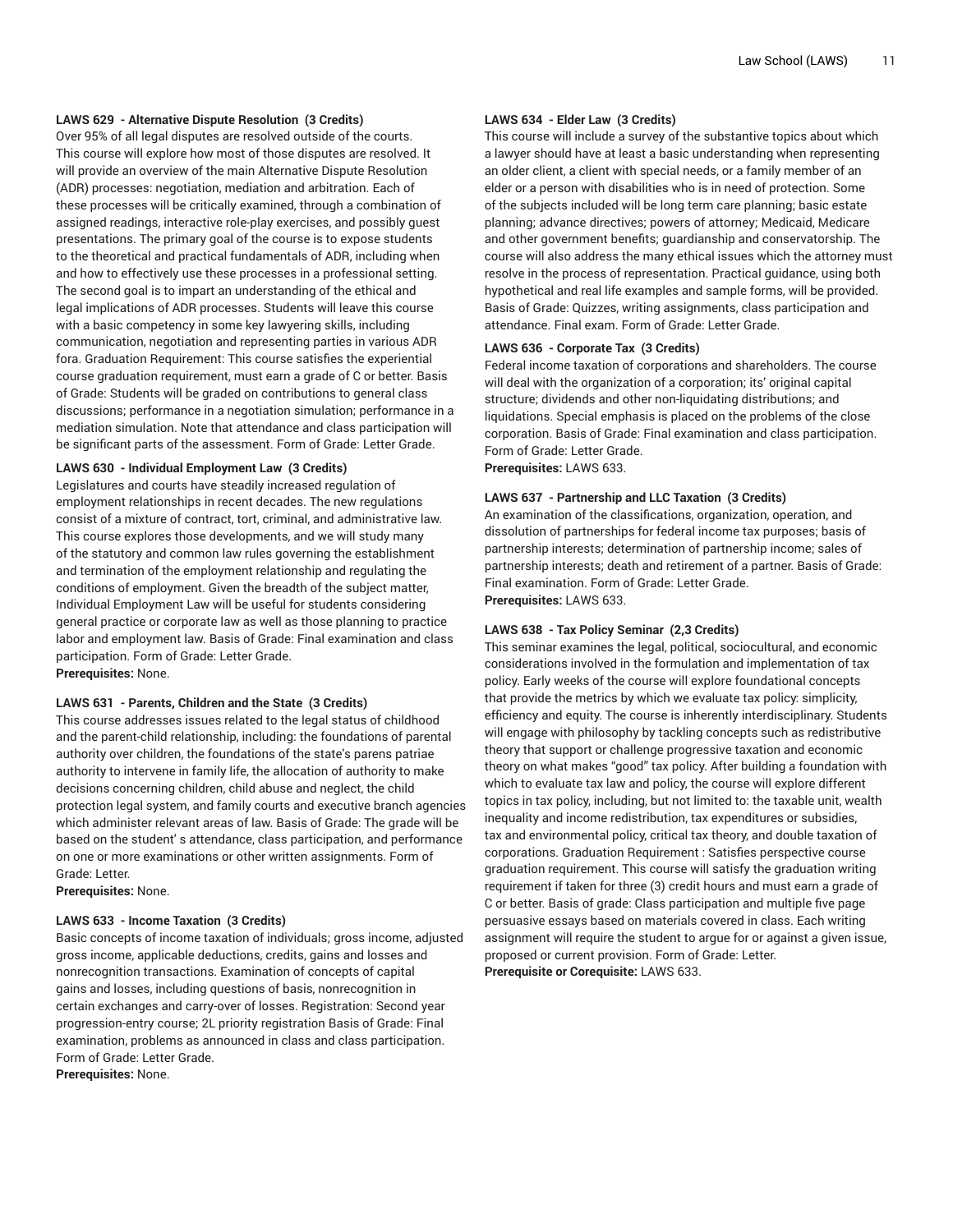**LAWS 629 - Alternative Dispute Resolution (3 Credits)**
Over 95% of all legal disputes are resolved outside of the courts. This course will explore how most of those disputes are resolved. It will provide an overview of the main Alternative Dispute Resolution (ADR) processes: negotiation, mediation and arbitration. Each of these processes will be critically examined, through a combination of assigned readings, interactive role-play exercises, and possibly guest presentations. The primary goal of the course is to expose students to the theoretical and practical fundamentals of ADR, including when and how to effectively use these processes in a professional setting. The second goal is to impart an understanding of the ethical and legal implications of ADR processes. Students will leave this course with a basic competency in some key lawyering skills, including communication, negotiation and representing parties in various ADR fora. Graduation Requirement: This course satisfies the experiential course graduation requirement, must earn a grade of C or better. Basis of Grade: Students will be graded on contributions to general class discussions; performance in a negotiation simulation; performance in a mediation simulation. Note that attendance and class participation will be significant parts of the assessment. Form of Grade: Letter Grade.

**LAWS 630 - Individual Employment Law (3 Credits)**
Legislatures and courts have steadily increased regulation of employment relationships in recent decades. The new regulations consist of a mixture of contract, tort, criminal, and administrative law. This course explores those developments, and we will study many of the statutory and common law rules governing the establishment and termination of the employment relationship and regulating the conditions of employment. Given the breadth of the subject matter, Individual Employment Law will be useful for students considering general practice or corporate law as well as those planning to practice labor and employment law. Basis of Grade: Final examination and class participation. Form of Grade: Letter Grade.
**Prerequisites:** None.

**LAWS 631 - Parents, Children and the State (3 Credits)**
This course addresses issues related to the legal status of childhood and the parent-child relationship, including: the foundations of parental authority over children, the foundations of the state's parens patriae authority to intervene in family life, the allocation of authority to make decisions concerning children, child abuse and neglect, the child protection legal system, and family courts and executive branch agencies which administer relevant areas of law. Basis of Grade: The grade will be based on the student' s attendance, class participation, and performance on one or more examinations or other written assignments. Form of Grade: Letter.
**Prerequisites:** None.

**LAWS 633 - Income Taxation (3 Credits)**
Basic concepts of income taxation of individuals; gross income, adjusted gross income, applicable deductions, credits, gains and losses and nonrecognition transactions. Examination of concepts of capital gains and losses, including questions of basis, nonrecognition in certain exchanges and carry-over of losses. Registration: Second year progression-entry course; 2L priority registration Basis of Grade: Final examination, problems as announced in class and class participation. Form of Grade: Letter Grade.
**Prerequisites:** None.

**LAWS 634 - Elder Law (3 Credits)**
This course will include a survey of the substantive topics about which a lawyer should have at least a basic understanding when representing an older client, a client with special needs, or a family member of an elder or a person with disabilities who is in need of protection. Some of the subjects included will be long term care planning; basic estate planning; advance directives; powers of attorney; Medicaid, Medicare and other government benefits; guardianship and conservatorship. The course will also address the many ethical issues which the attorney must resolve in the process of representation. Practical guidance, using both hypothetical and real life examples and sample forms, will be provided. Basis of Grade: Quizzes, writing assignments, class participation and attendance. Final exam. Form of Grade: Letter Grade.

**LAWS 636 - Corporate Tax (3 Credits)**
Federal income taxation of corporations and shareholders. The course will deal with the organization of a corporation; its' original capital structure; dividends and other non-liquidating distributions; and liquidations. Special emphasis is placed on the problems of the close corporation. Basis of Grade: Final examination and class participation. Form of Grade: Letter Grade.
**Prerequisites:** LAWS 633.

**LAWS 637 - Partnership and LLC Taxation (3 Credits)**
An examination of the classifications, organization, operation, and dissolution of partnerships for federal income tax purposes; basis of partnership interests; determination of partnership income; sales of partnership interests; death and retirement of a partner. Basis of Grade: Final examination. Form of Grade: Letter Grade.
**Prerequisites:** LAWS 633.

**LAWS 638 - Tax Policy Seminar (2,3 Credits)**
This seminar examines the legal, political, sociocultural, and economic considerations involved in the formulation and implementation of tax policy. Early weeks of the course will explore foundational concepts that provide the metrics by which we evaluate tax policy: simplicity, efficiency and equity. The course is inherently interdisciplinary. Students will engage with philosophy by tackling concepts such as redistributive theory that support or challenge progressive taxation and economic theory on what makes "good" tax policy. After building a foundation with which to evaluate tax law and policy, the course will explore different topics in tax policy, including, but not limited to: the taxable unit, wealth inequality and income redistribution, tax expenditures or subsidies, tax and environmental policy, critical tax theory, and double taxation of corporations. Graduation Requirement : Satisfies perspective course graduation requirement. This course will satisfy the graduation writing requirement if taken for three (3) credit hours and must earn a grade of C or better. Basis of grade: Class participation and multiple five page persuasive essays based on materials covered in class. Each writing assignment will require the student to argue for or against a given issue, proposed or current provision. Form of Grade: Letter.
**Prerequisite or Corequisite:** LAWS 633.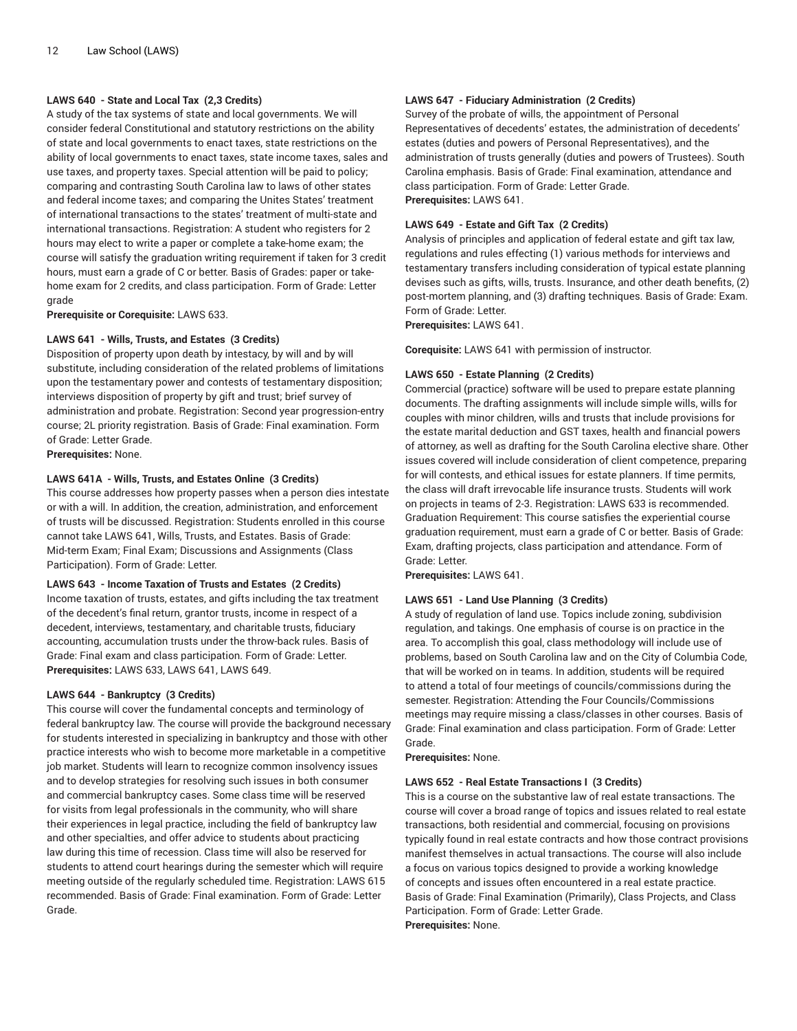### LAWS 640 - State and Local Tax (2,3 Credits)

A study of the tax systems of state and local governments. We will consider federal Constitutional and statutory restrictions on the ability of state and local governments to enact taxes, state restrictions on the ability of local governments to enact taxes, state income taxes, sales and use taxes, and property taxes. Special attention will be paid to policy; comparing and contrasting South Carolina law to laws of other states and federal income taxes; and comparing the Unites States' treatment of international transactions to the states' treatment of multi-state and international transactions. Registration: A student who registers for 2 hours may elect to write a paper or complete a take-home exam; the course will satisfy the graduation writing requirement if taken for 3 credit hours, must earn a grade of C or better. Basis of Grades: paper or take-home exam for 2 credits, and class participation. Form of Grade: Letter grade

**Prerequisite or Corequisite:** LAWS 633.

### LAWS 641 - Wills, Trusts, and Estates (3 Credits)

Disposition of property upon death by intestacy, by will and by will substitute, including consideration of the related problems of limitations upon the testamentary power and contests of testamentary disposition; interviews disposition of property by gift and trust; brief survey of administration and probate. Registration: Second year progression-entry course; 2L priority registration. Basis of Grade: Final examination. Form of Grade: Letter Grade.

**Prerequisites:** None.

### LAWS 641A - Wills, Trusts, and Estates Online (3 Credits)

This course addresses how property passes when a person dies intestate or with a will. In addition, the creation, administration, and enforcement of trusts will be discussed. Registration: Students enrolled in this course cannot take LAWS 641, Wills, Trusts, and Estates. Basis of Grade: Mid-term Exam; Final Exam; Discussions and Assignments (Class Participation). Form of Grade: Letter.

### LAWS 643 - Income Taxation of Trusts and Estates (2 Credits)

Income taxation of trusts, estates, and gifts including the tax treatment of the decedent's final return, grantor trusts, income in respect of a decedent, interviews, testamentary, and charitable trusts, fiduciary accounting, accumulation trusts under the throw-back rules. Basis of Grade: Final exam and class participation. Form of Grade: Letter.

**Prerequisites:** LAWS 633, LAWS 641, LAWS 649.

### LAWS 644 - Bankruptcy (3 Credits)

This course will cover the fundamental concepts and terminology of federal bankruptcy law. The course will provide the background necessary for students interested in specializing in bankruptcy and those with other practice interests who wish to become more marketable in a competitive job market. Students will learn to recognize common insolvency issues and to develop strategies for resolving such issues in both consumer and commercial bankruptcy cases. Some class time will be reserved for visits from legal professionals in the community, who will share their experiences in legal practice, including the field of bankruptcy law and other specialties, and offer advice to students about practicing law during this time of recession. Class time will also be reserved for students to attend court hearings during the semester which will require meeting outside of the regularly scheduled time. Registration: LAWS 615 recommended. Basis of Grade: Final examination. Form of Grade: Letter Grade.

### LAWS 647 - Fiduciary Administration (2 Credits)

Survey of the probate of wills, the appointment of Personal Representatives of decedents' estates, the administration of decedents' estates (duties and powers of Personal Representatives), and the administration of trusts generally (duties and powers of Trustees). South Carolina emphasis. Basis of Grade: Final examination, attendance and class participation. Form of Grade: Letter Grade.

**Prerequisites:** LAWS 641.

### LAWS 649 - Estate and Gift Tax (2 Credits)

Analysis of principles and application of federal estate and gift tax law, regulations and rules effecting (1) various methods for interviews and testamentary transfers including consideration of typical estate planning devises such as gifts, wills, trusts. Insurance, and other death benefits, (2) post-mortem planning, and (3) drafting techniques. Basis of Grade: Exam. Form of Grade: Letter.

**Prerequisites:** LAWS 641.

**Corequisite:** LAWS 641 with permission of instructor.

### LAWS 650 - Estate Planning (2 Credits)

Commercial (practice) software will be used to prepare estate planning documents. The drafting assignments will include simple wills, wills for couples with minor children, wills and trusts that include provisions for the estate marital deduction and GST taxes, health and financial powers of attorney, as well as drafting for the South Carolina elective share. Other issues covered will include consideration of client competence, preparing for will contests, and ethical issues for estate planners. If time permits, the class will draft irrevocable life insurance trusts. Students will work on projects in teams of 2-3. Registration: LAWS 633 is recommended. Graduation Requirement: This course satisfies the experiential course graduation requirement, must earn a grade of C or better. Basis of Grade: Exam, drafting projects, class participation and attendance. Form of Grade: Letter.

**Prerequisites:** LAWS 641.

### LAWS 651 - Land Use Planning (3 Credits)

A study of regulation of land use. Topics include zoning, subdivision regulation, and takings. One emphasis of course is on practice in the area. To accomplish this goal, class methodology will include use of problems, based on South Carolina law and on the City of Columbia Code, that will be worked on in teams. In addition, students will be required to attend a total of four meetings of councils/commissions during the semester. Registration: Attending the Four Councils/Commissions meetings may require missing a class/classes in other courses. Basis of Grade: Final examination and class participation. Form of Grade: Letter Grade.

**Prerequisites:** None.

### LAWS 652 - Real Estate Transactions I (3 Credits)

This is a course on the substantive law of real estate transactions. The course will cover a broad range of topics and issues related to real estate transactions, both residential and commercial, focusing on provisions typically found in real estate contracts and how those contract provisions manifest themselves in actual transactions. The course will also include a focus on various topics designed to provide a working knowledge of concepts and issues often encountered in a real estate practice. Basis of Grade: Final Examination (Primarily), Class Projects, and Class Participation. Form of Grade: Letter Grade.

**Prerequisites:** None.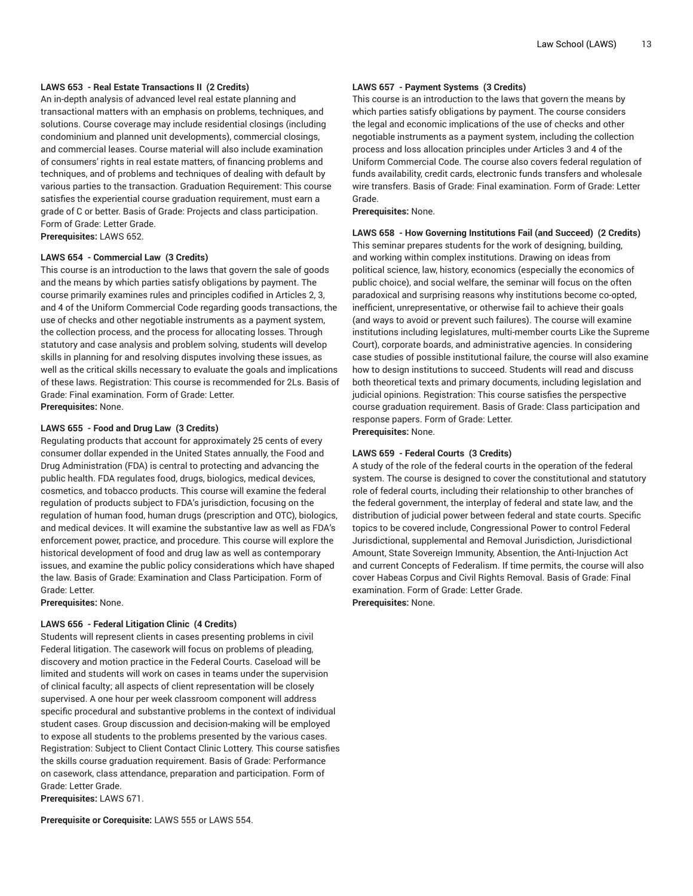#### LAWS 653 - Real Estate Transactions II (2 Credits)

An in-depth analysis of advanced level real estate planning and transactional matters with an emphasis on problems, techniques, and solutions. Course coverage may include residential closings (including condominium and planned unit developments), commercial closings, and commercial leases. Course material will also include examination of consumers' rights in real estate matters, of financing problems and techniques, and of problems and techniques of dealing with default by various parties to the transaction. Graduation Requirement: This course satisfies the experiential course graduation requirement, must earn a grade of C or better. Basis of Grade: Projects and class participation. Form of Grade: Letter Grade.

**Prerequisites:** LAWS 652.

#### LAWS 654 - Commercial Law (3 Credits)

This course is an introduction to the laws that govern the sale of goods and the means by which parties satisfy obligations by payment. The course primarily examines rules and principles codified in Articles 2, 3, and 4 of the Uniform Commercial Code regarding goods transactions, the use of checks and other negotiable instruments as a payment system, the collection process, and the process for allocating losses. Through statutory and case analysis and problem solving, students will develop skills in planning for and resolving disputes involving these issues, as well as the critical skills necessary to evaluate the goals and implications of these laws. Registration: This course is recommended for 2Ls. Basis of Grade: Final examination. Form of Grade: Letter.

**Prerequisites:** None.

#### LAWS 655 - Food and Drug Law (3 Credits)

Regulating products that account for approximately 25 cents of every consumer dollar expended in the United States annually, the Food and Drug Administration (FDA) is central to protecting and advancing the public health. FDA regulates food, drugs, biologics, medical devices, cosmetics, and tobacco products. This course will examine the federal regulation of products subject to FDA's jurisdiction, focusing on the regulation of human food, human drugs (prescription and OTC), biologics, and medical devices. It will examine the substantive law as well as FDA's enforcement power, practice, and procedure. This course will explore the historical development of food and drug law as well as contemporary issues, and examine the public policy considerations which have shaped the law. Basis of Grade: Examination and Class Participation. Form of Grade: Letter.

**Prerequisites:** None.

#### LAWS 656 - Federal Litigation Clinic (4 Credits)

Students will represent clients in cases presenting problems in civil Federal litigation. The casework will focus on problems of pleading, discovery and motion practice in the Federal Courts. Caseload will be limited and students will work on cases in teams under the supervision of clinical faculty; all aspects of client representation will be closely supervised. A one hour per week classroom component will address specific procedural and substantive problems in the context of individual student cases. Group discussion and decision-making will be employed to expose all students to the problems presented by the various cases. Registration: Subject to Client Contact Clinic Lottery. This course satisfies the skills course graduation requirement. Basis of Grade: Performance on casework, class attendance, preparation and participation. Form of Grade: Letter Grade.

**Prerequisites:** LAWS 671.

**Prerequisite or Corequisite:** LAWS 555 or LAWS 554.

#### LAWS 657 - Payment Systems (3 Credits)

This course is an introduction to the laws that govern the means by which parties satisfy obligations by payment. The course considers the legal and economic implications of the use of checks and other negotiable instruments as a payment system, including the collection process and loss allocation principles under Articles 3 and 4 of the Uniform Commercial Code. The course also covers federal regulation of funds availability, credit cards, electronic funds transfers and wholesale wire transfers. Basis of Grade: Final examination. Form of Grade: Letter Grade.

**Prerequisites:** None.

#### LAWS 658 - How Governing Institutions Fail (and Succeed) (2 Credits)

This seminar prepares students for the work of designing, building, and working within complex institutions. Drawing on ideas from political science, law, history, economics (especially the economics of public choice), and social welfare, the seminar will focus on the often paradoxical and surprising reasons why institutions become co-opted, inefficient, unrepresentative, or otherwise fail to achieve their goals (and ways to avoid or prevent such failures). The course will examine institutions including legislatures, multi-member courts Like the Supreme Court), corporate boards, and administrative agencies. In considering case studies of possible institutional failure, the course will also examine how to design institutions to succeed. Students will read and discuss both theoretical texts and primary documents, including legislation and judicial opinions. Registration: This course satisfies the perspective course graduation requirement. Basis of Grade: Class participation and response papers. Form of Grade: Letter.

**Prerequisites:** None.

#### LAWS 659 - Federal Courts (3 Credits)

A study of the role of the federal courts in the operation of the federal system. The course is designed to cover the constitutional and statutory role of federal courts, including their relationship to other branches of the federal government, the interplay of federal and state law, and the distribution of judicial power between federal and state courts. Specific topics to be covered include, Congressional Power to control Federal Jurisdictional, supplemental and Removal Jurisdiction, Jurisdictional Amount, State Sovereign Immunity, Absention, the Anti-Injuction Act and current Concepts of Federalism. If time permits, the course will also cover Habeas Corpus and Civil Rights Removal. Basis of Grade: Final examination. Form of Grade: Letter Grade.

**Prerequisites:** None.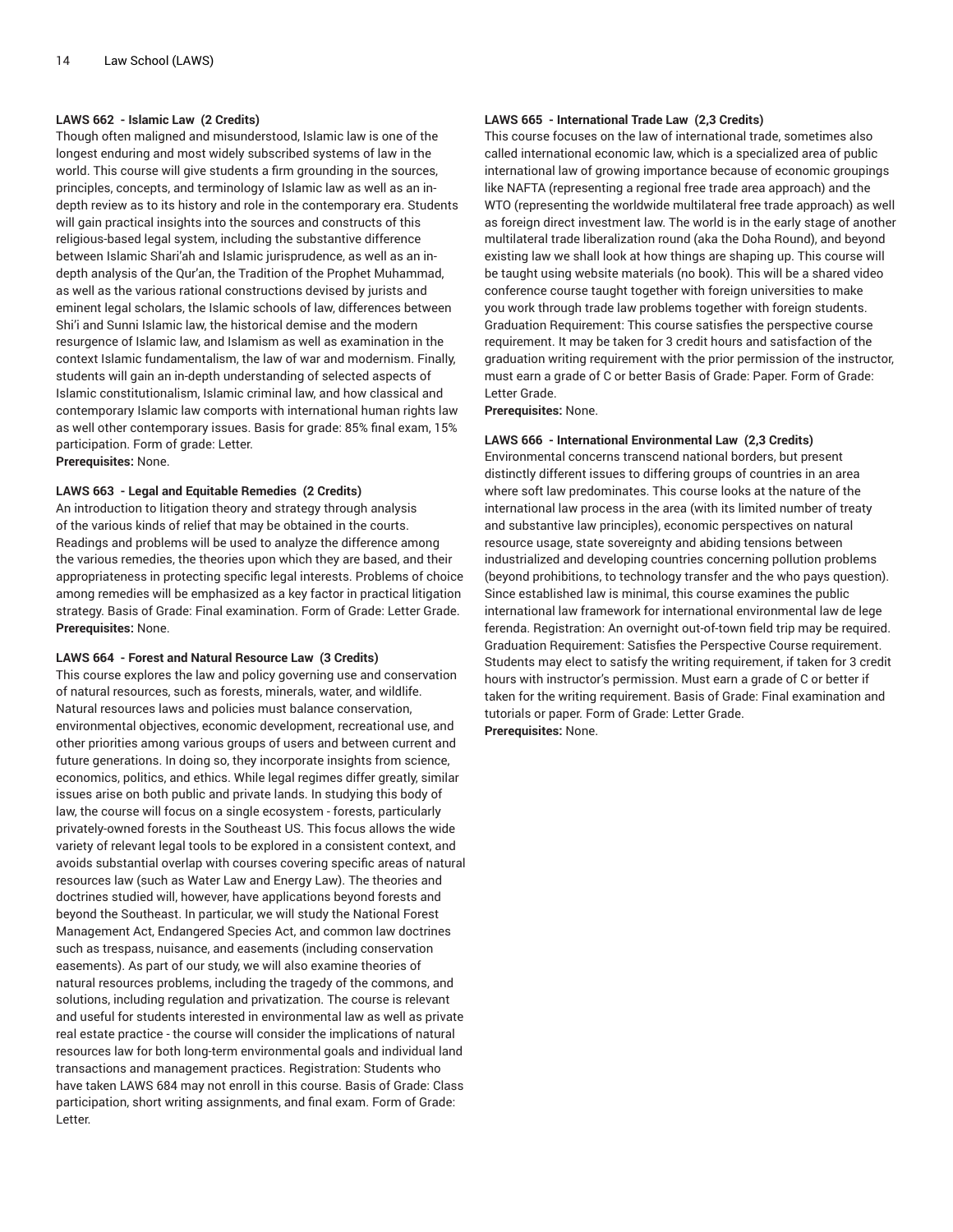### LAWS 662 - Islamic Law (2 Credits)

Though often maligned and misunderstood, Islamic law is one of the longest enduring and most widely subscribed systems of law in the world. This course will give students a firm grounding in the sources, principles, concepts, and terminology of Islamic law as well as an in-depth review as to its history and role in the contemporary era. Students will gain practical insights into the sources and constructs of this religious-based legal system, including the substantive difference between Islamic Shari'ah and Islamic jurisprudence, as well as an in-depth analysis of the Qur'an, the Tradition of the Prophet Muhammad, as well as the various rational constructions devised by jurists and eminent legal scholars, the Islamic schools of law, differences between Shi'i and Sunni Islamic law, the historical demise and the modern resurgence of Islamic law, and Islamism as well as examination in the context Islamic fundamentalism, the law of war and modernism. Finally, students will gain an in-depth understanding of selected aspects of Islamic constitutionalism, Islamic criminal law, and how classical and contemporary Islamic law comports with international human rights law as well other contemporary issues. Basis for grade: 85% final exam, 15% participation. Form of grade: Letter.

**Prerequisites:** None.

### LAWS 663 - Legal and Equitable Remedies (2 Credits)

An introduction to litigation theory and strategy through analysis of the various kinds of relief that may be obtained in the courts. Readings and problems will be used to analyze the difference among the various remedies, the theories upon which they are based, and their appropriateness in protecting specific legal interests. Problems of choice among remedies will be emphasized as a key factor in practical litigation strategy. Basis of Grade: Final examination. Form of Grade: Letter Grade.

**Prerequisites:** None.

### LAWS 664 - Forest and Natural Resource Law (3 Credits)

This course explores the law and policy governing use and conservation of natural resources, such as forests, minerals, water, and wildlife. Natural resources laws and policies must balance conservation, environmental objectives, economic development, recreational use, and other priorities among various groups of users and between current and future generations. In doing so, they incorporate insights from science, economics, politics, and ethics. While legal regimes differ greatly, similar issues arise on both public and private lands. In studying this body of law, the course will focus on a single ecosystem - forests, particularly privately-owned forests in the Southeast US. This focus allows the wide variety of relevant legal tools to be explored in a consistent context, and avoids substantial overlap with courses covering specific areas of natural resources law (such as Water Law and Energy Law). The theories and doctrines studied will, however, have applications beyond forests and beyond the Southeast. In particular, we will study the National Forest Management Act, Endangered Species Act, and common law doctrines such as trespass, nuisance, and easements (including conservation easements). As part of our study, we will also examine theories of natural resources problems, including the tragedy of the commons, and solutions, including regulation and privatization. The course is relevant and useful for students interested in environmental law as well as private real estate practice - the course will consider the implications of natural resources law for both long-term environmental goals and individual land transactions and management practices. Registration: Students who have taken LAWS 684 may not enroll in this course. Basis of Grade: Class participation, short writing assignments, and final exam. Form of Grade: Letter.

### LAWS 665 - International Trade Law (2,3 Credits)

This course focuses on the law of international trade, sometimes also called international economic law, which is a specialized area of public international law of growing importance because of economic groupings like NAFTA (representing a regional free trade area approach) and the WTO (representing the worldwide multilateral free trade approach) as well as foreign direct investment law. The world is in the early stage of another multilateral trade liberalization round (aka the Doha Round), and beyond existing law we shall look at how things are shaping up. This course will be taught using website materials (no book). This will be a shared video conference course taught together with foreign universities to make you work through trade law problems together with foreign students. Graduation Requirement: This course satisfies the perspective course requirement. It may be taken for 3 credit hours and satisfaction of the graduation writing requirement with the prior permission of the instructor, must earn a grade of C or better Basis of Grade: Paper. Form of Grade: Letter Grade.

**Prerequisites:** None.

### LAWS 666 - International Environmental Law (2,3 Credits)

Environmental concerns transcend national borders, but present distinctly different issues to differing groups of countries in an area where soft law predominates. This course looks at the nature of the international law process in the area (with its limited number of treaty and substantive law principles), economic perspectives on natural resource usage, state sovereignty and abiding tensions between industrialized and developing countries concerning pollution problems (beyond prohibitions, to technology transfer and the who pays question). Since established law is minimal, this course examines the public international law framework for international environmental law de lege ferenda. Registration: An overnight out-of-town field trip may be required. Graduation Requirement: Satisfies the Perspective Course requirement. Students may elect to satisfy the writing requirement, if taken for 3 credit hours with instructor's permission. Must earn a grade of C or better if taken for the writing requirement. Basis of Grade: Final examination and tutorials or paper. Form of Grade: Letter Grade.

**Prerequisites:** None.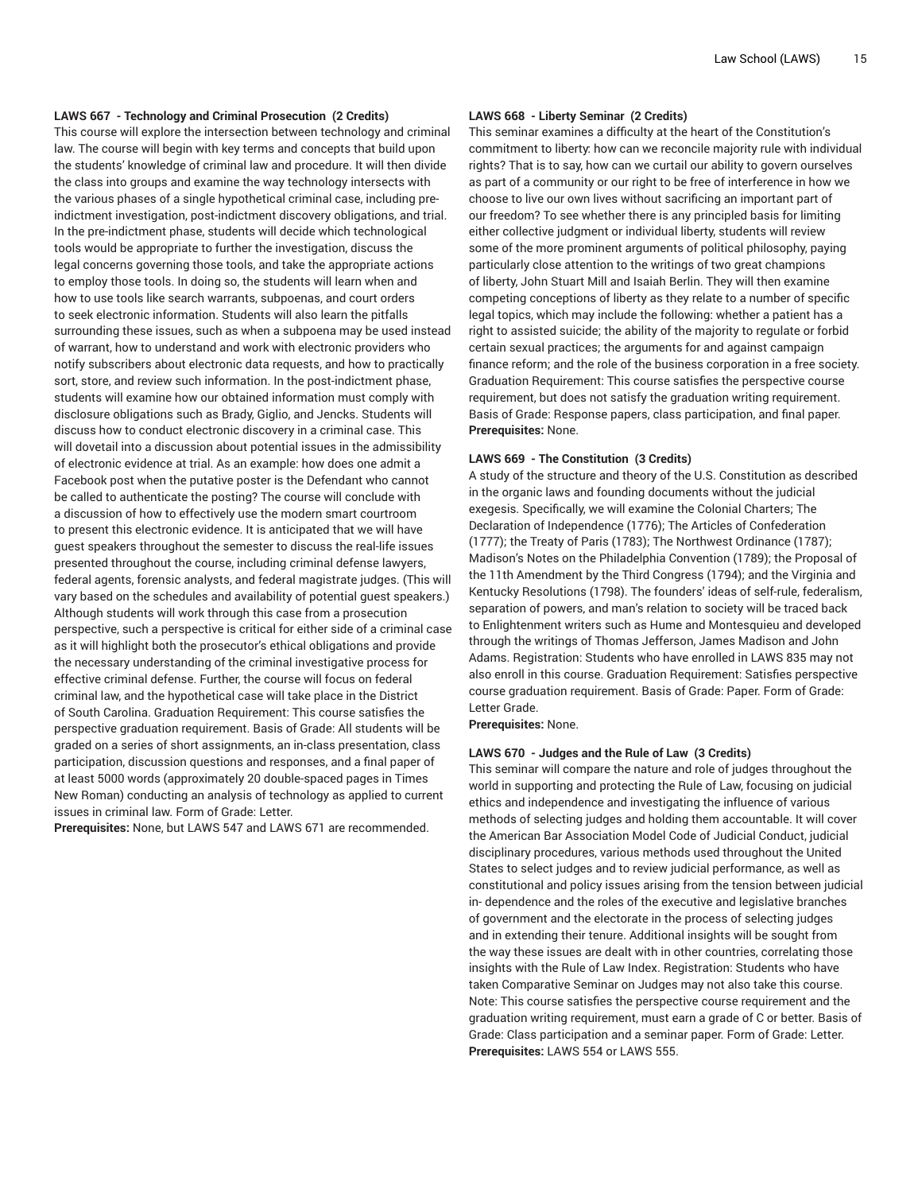**LAWS 667 - Technology and Criminal Prosecution (2 Credits)**

This course will explore the intersection between technology and criminal law. The course will begin with key terms and concepts that build upon the students' knowledge of criminal law and procedure. It will then divide the class into groups and examine the way technology intersects with the various phases of a single hypothetical criminal case, including pre-indictment investigation, post-indictment discovery obligations, and trial. In the pre-indictment phase, students will decide which technological tools would be appropriate to further the investigation, discuss the legal concerns governing those tools, and take the appropriate actions to employ those tools. In doing so, the students will learn when and how to use tools like search warrants, subpoenas, and court orders to seek electronic information. Students will also learn the pitfalls surrounding these issues, such as when a subpoena may be used instead of warrant, how to understand and work with electronic providers who notify subscribers about electronic data requests, and how to practically sort, store, and review such information. In the post-indictment phase, students will examine how our obtained information must comply with disclosure obligations such as Brady, Giglio, and Jencks. Students will discuss how to conduct electronic discovery in a criminal case. This will dovetail into a discussion about potential issues in the admissibility of electronic evidence at trial. As an example: how does one admit a Facebook post when the putative poster is the Defendant who cannot be called to authenticate the posting? The course will conclude with a discussion of how to effectively use the modern smart courtroom to present this electronic evidence. It is anticipated that we will have guest speakers throughout the semester to discuss the real-life issues presented throughout the course, including criminal defense lawyers, federal agents, forensic analysts, and federal magistrate judges. (This will vary based on the schedules and availability of potential guest speakers.) Although students will work through this case from a prosecution perspective, such a perspective is critical for either side of a criminal case as it will highlight both the prosecutor's ethical obligations and provide the necessary understanding of the criminal investigative process for effective criminal defense. Further, the course will focus on federal criminal law, and the hypothetical case will take place in the District of South Carolina. Graduation Requirement: This course satisfies the perspective graduation requirement. Basis of Grade: All students will be graded on a series of short assignments, an in-class presentation, class participation, discussion questions and responses, and a final paper of at least 5000 words (approximately 20 double-spaced pages in Times New Roman) conducting an analysis of technology as applied to current issues in criminal law. Form of Grade: Letter.

**Prerequisites:** None, but LAWS 547 and LAWS 671 are recommended.

**LAWS 668 - Liberty Seminar (2 Credits)**

This seminar examines a difficulty at the heart of the Constitution's commitment to liberty: how can we reconcile majority rule with individual rights? That is to say, how can we curtail our ability to govern ourselves as part of a community or our right to be free of interference in how we choose to live our own lives without sacrificing an important part of our freedom? To see whether there is any principled basis for limiting either collective judgment or individual liberty, students will review some of the more prominent arguments of political philosophy, paying particularly close attention to the writings of two great champions of liberty, John Stuart Mill and Isaiah Berlin. They will then examine competing conceptions of liberty as they relate to a number of specific legal topics, which may include the following: whether a patient has a right to assisted suicide; the ability of the majority to regulate or forbid certain sexual practices; the arguments for and against campaign finance reform; and the role of the business corporation in a free society. Graduation Requirement: This course satisfies the perspective course requirement, but does not satisfy the graduation writing requirement. Basis of Grade: Response papers, class participation, and final paper.

**Prerequisites:** None.

**LAWS 669 - The Constitution (3 Credits)**

A study of the structure and theory of the U.S. Constitution as described in the organic laws and founding documents without the judicial exegesis. Specifically, we will examine the Colonial Charters; The Declaration of Independence (1776); The Articles of Confederation (1777); the Treaty of Paris (1783); The Northwest Ordinance (1787); Madison's Notes on the Philadelphia Convention (1789); the Proposal of the 11th Amendment by the Third Congress (1794); and the Virginia and Kentucky Resolutions (1798). The founders' ideas of self-rule, federalism, separation of powers, and man's relation to society will be traced back to Enlightenment writers such as Hume and Montesquieu and developed through the writings of Thomas Jefferson, James Madison and John Adams. Registration: Students who have enrolled in LAWS 835 may not also enroll in this course. Graduation Requirement: Satisfies perspective course graduation requirement. Basis of Grade: Paper. Form of Grade: Letter Grade.

**Prerequisites:** None.

**LAWS 670 - Judges and the Rule of Law (3 Credits)**

This seminar will compare the nature and role of judges throughout the world in supporting and protecting the Rule of Law, focusing on judicial ethics and independence and investigating the influence of various methods of selecting judges and holding them accountable. It will cover the American Bar Association Model Code of Judicial Conduct, judicial disciplinary procedures, various methods used throughout the United States to select judges and to review judicial performance, as well as constitutional and policy issues arising from the tension between judicial in- dependence and the roles of the executive and legislative branches of government and the electorate in the process of selecting judges and in extending their tenure. Additional insights will be sought from the way these issues are dealt with in other countries, correlating those insights with the Rule of Law Index. Registration: Students who have taken Comparative Seminar on Judges may not also take this course. Note: This course satisfies the perspective course requirement and the graduation writing requirement, must earn a grade of C or better. Basis of Grade: Class participation and a seminar paper. Form of Grade: Letter.

**Prerequisites:** LAWS 554 or LAWS 555.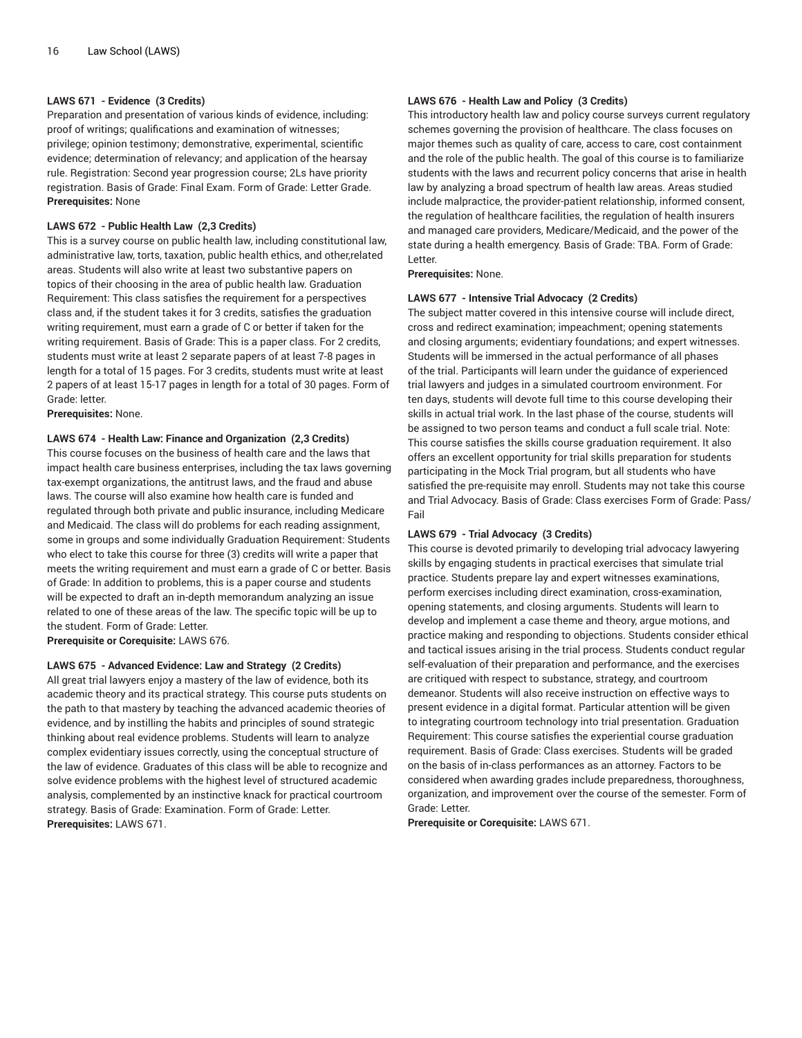#### LAWS 671 - Evidence (3 Credits)

Preparation and presentation of various kinds of evidence, including: proof of writings; qualifications and examination of witnesses; privilege; opinion testimony; demonstrative, experimental, scientific evidence; determination of relevancy; and application of the hearsay rule. Registration: Second year progression course; 2Ls have priority registration. Basis of Grade: Final Exam. Form of Grade: Letter Grade.

**Prerequisites:** None

#### LAWS 672 - Public Health Law (2,3 Credits)

This is a survey course on public health law, including constitutional law, administrative law, torts, taxation, public health ethics, and other,related areas. Students will also write at least two substantive papers on topics of their choosing in the area of public health law. Graduation Requirement: This class satisfies the requirement for a perspectives class and, if the student takes it for 3 credits, satisfies the graduation writing requirement, must earn a grade of C or better if taken for the writing requirement. Basis of Grade: This is a paper class. For 2 credits, students must write at least 2 separate papers of at least 7-8 pages in length for a total of 15 pages. For 3 credits, students must write at least 2 papers of at least 15-17 pages in length for a total of 30 pages. Form of Grade: letter.

**Prerequisites:** None.

#### LAWS 674 - Health Law: Finance and Organization (2,3 Credits)

This course focuses on the business of health care and the laws that impact health care business enterprises, including the tax laws governing tax-exempt organizations, the antitrust laws, and the fraud and abuse laws. The course will also examine how health care is funded and regulated through both private and public insurance, including Medicare and Medicaid. The class will do problems for each reading assignment, some in groups and some individually Graduation Requirement: Students who elect to take this course for three (3) credits will write a paper that meets the writing requirement and must earn a grade of C or better. Basis of Grade: In addition to problems, this is a paper course and students will be expected to draft an in-depth memorandum analyzing an issue related to one of these areas of the law. The specific topic will be up to the student. Form of Grade: Letter.

**Prerequisite or Corequisite:** LAWS 676.

#### LAWS 675 - Advanced Evidence: Law and Strategy (2 Credits)

All great trial lawyers enjoy a mastery of the law of evidence, both its academic theory and its practical strategy. This course puts students on the path to that mastery by teaching the advanced academic theories of evidence, and by instilling the habits and principles of sound strategic thinking about real evidence problems. Students will learn to analyze complex evidentiary issues correctly, using the conceptual structure of the law of evidence. Graduates of this class will be able to recognize and solve evidence problems with the highest level of structured academic analysis, complemented by an instinctive knack for practical courtroom strategy. Basis of Grade: Examination. Form of Grade: Letter.

**Prerequisites:** LAWS 671.

#### LAWS 676 - Health Law and Policy (3 Credits)

This introductory health law and policy course surveys current regulatory schemes governing the provision of healthcare. The class focuses on major themes such as quality of care, access to care, cost containment and the role of the public health. The goal of this course is to familiarize students with the laws and recurrent policy concerns that arise in health law by analyzing a broad spectrum of health law areas. Areas studied include malpractice, the provider-patient relationship, informed consent, the regulation of healthcare facilities, the regulation of health insurers and managed care providers, Medicare/Medicaid, and the power of the state during a health emergency. Basis of Grade: TBA. Form of Grade: Letter.

**Prerequisites:** None.

#### LAWS 677 - Intensive Trial Advocacy (2 Credits)

The subject matter covered in this intensive course will include direct, cross and redirect examination; impeachment; opening statements and closing arguments; evidentiary foundations; and expert witnesses. Students will be immersed in the actual performance of all phases of the trial. Participants will learn under the guidance of experienced trial lawyers and judges in a simulated courtroom environment. For ten days, students will devote full time to this course developing their skills in actual trial work. In the last phase of the course, students will be assigned to two person teams and conduct a full scale trial. Note: This course satisfies the skills course graduation requirement. It also offers an excellent opportunity for trial skills preparation for students participating in the Mock Trial program, but all students who have satisfied the pre-requisite may enroll. Students may not take this course and Trial Advocacy. Basis of Grade: Class exercises Form of Grade: Pass/Fail

#### LAWS 679 - Trial Advocacy (3 Credits)

This course is devoted primarily to developing trial advocacy lawyering skills by engaging students in practical exercises that simulate trial practice. Students prepare lay and expert witnesses examinations, perform exercises including direct examination, cross-examination, opening statements, and closing arguments. Students will learn to develop and implement a case theme and theory, argue motions, and practice making and responding to objections. Students consider ethical and tactical issues arising in the trial process. Students conduct regular self-evaluation of their preparation and performance, and the exercises are critiqued with respect to substance, strategy, and courtroom demeanor. Students will also receive instruction on effective ways to present evidence in a digital format. Particular attention will be given to integrating courtroom technology into trial presentation. Graduation Requirement: This course satisfies the experiential course graduation requirement. Basis of Grade: Class exercises. Students will be graded on the basis of in-class performances as an attorney. Factors to be considered when awarding grades include preparedness, thoroughness, organization, and improvement over the course of the semester. Form of Grade: Letter.

**Prerequisite or Corequisite:** LAWS 671.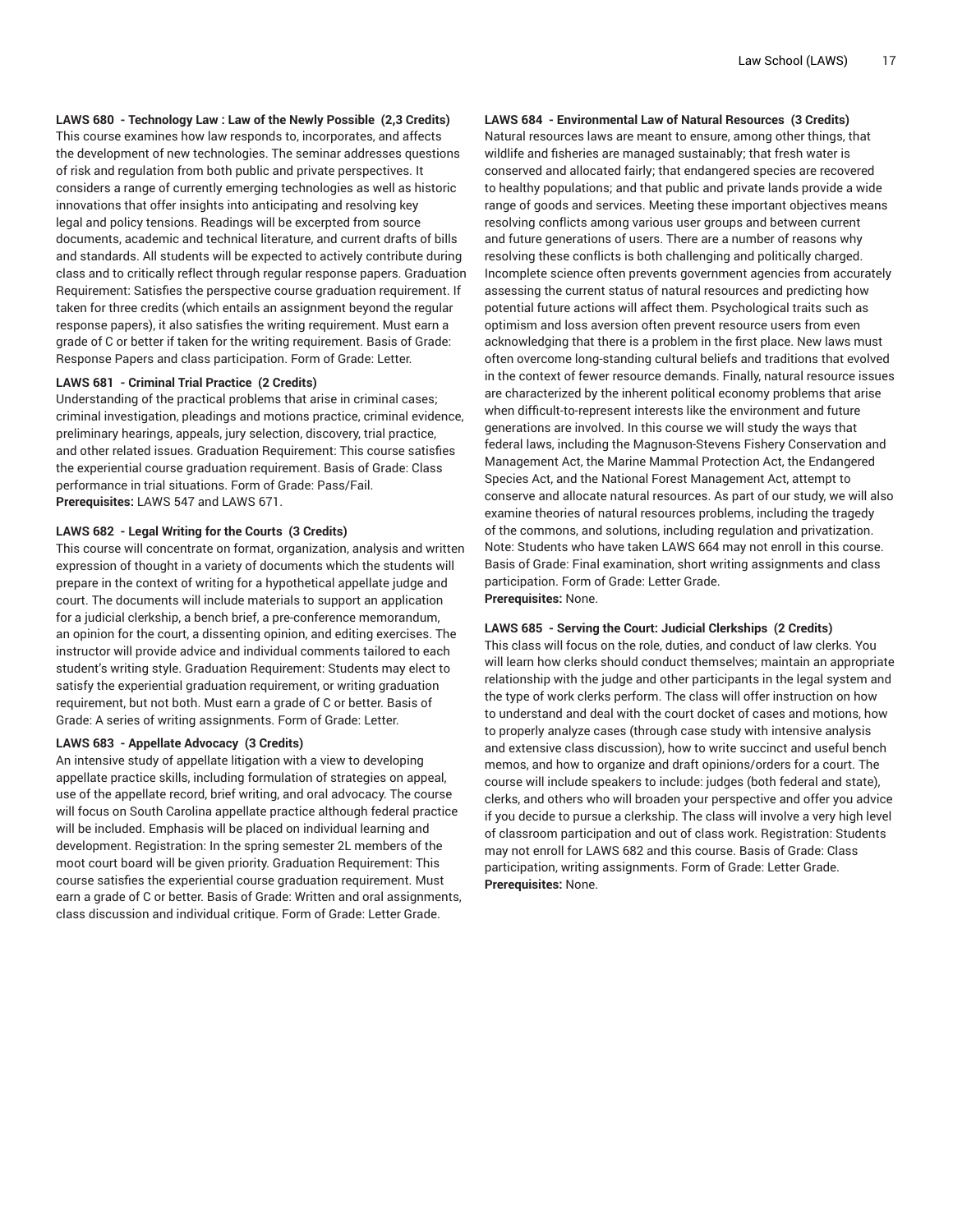**LAWS 680 - Technology Law : Law of the Newly Possible (2,3 Credits)**
This course examines how law responds to, incorporates, and affects the development of new technologies. The seminar addresses questions of risk and regulation from both public and private perspectives. It considers a range of currently emerging technologies as well as historic innovations that offer insights into anticipating and resolving key legal and policy tensions. Readings will be excerpted from source documents, academic and technical literature, and current drafts of bills and standards. All students will be expected to actively contribute during class and to critically reflect through regular response papers. Graduation Requirement: Satisfies the perspective course graduation requirement. If taken for three credits (which entails an assignment beyond the regular response papers), it also satisfies the writing requirement. Must earn a grade of C or better if taken for the writing requirement. Basis of Grade: Response Papers and class participation. Form of Grade: Letter.

**LAWS 681 - Criminal Trial Practice (2 Credits)**
Understanding of the practical problems that arise in criminal cases; criminal investigation, pleadings and motions practice, criminal evidence, preliminary hearings, appeals, jury selection, discovery, trial practice, and other related issues. Graduation Requirement: This course satisfies the experiential course graduation requirement. Basis of Grade: Class performance in trial situations. Form of Grade: Pass/Fail.
**Prerequisites:** LAWS 547 and LAWS 671.

**LAWS 682 - Legal Writing for the Courts (3 Credits)**
This course will concentrate on format, organization, analysis and written expression of thought in a variety of documents which the students will prepare in the context of writing for a hypothetical appellate judge and court. The documents will include materials to support an application for a judicial clerkship, a bench brief, a pre-conference memorandum, an opinion for the court, a dissenting opinion, and editing exercises. The instructor will provide advice and individual comments tailored to each student's writing style. Graduation Requirement: Students may elect to satisfy the experiential graduation requirement, or writing graduation requirement, but not both. Must earn a grade of C or better. Basis of Grade: A series of writing assignments. Form of Grade: Letter.

**LAWS 683 - Appellate Advocacy (3 Credits)**
An intensive study of appellate litigation with a view to developing appellate practice skills, including formulation of strategies on appeal, use of the appellate record, brief writing, and oral advocacy. The course will focus on South Carolina appellate practice although federal practice will be included. Emphasis will be placed on individual learning and development. Registration: In the spring semester 2L members of the moot court board will be given priority. Graduation Requirement: This course satisfies the experiential course graduation requirement. Must earn a grade of C or better. Basis of Grade: Written and oral assignments, class discussion and individual critique. Form of Grade: Letter Grade.

**LAWS 684 - Environmental Law of Natural Resources (3 Credits)**
Natural resources laws are meant to ensure, among other things, that wildlife and fisheries are managed sustainably; that fresh water is conserved and allocated fairly; that endangered species are recovered to healthy populations; and that public and private lands provide a wide range of goods and services. Meeting these important objectives means resolving conflicts among various user groups and between current and future generations of users. There are a number of reasons why resolving these conflicts is both challenging and politically charged. Incomplete science often prevents government agencies from accurately assessing the current status of natural resources and predicting how potential future actions will affect them. Psychological traits such as optimism and loss aversion often prevent resource users from even acknowledging that there is a problem in the first place. New laws must often overcome long-standing cultural beliefs and traditions that evolved in the context of fewer resource demands. Finally, natural resource issues are characterized by the inherent political economy problems that arise when difficult-to-represent interests like the environment and future generations are involved. In this course we will study the ways that federal laws, including the Magnuson-Stevens Fishery Conservation and Management Act, the Marine Mammal Protection Act, the Endangered Species Act, and the National Forest Management Act, attempt to conserve and allocate natural resources. As part of our study, we will also examine theories of natural resources problems, including the tragedy of the commons, and solutions, including regulation and privatization. Note: Students who have taken LAWS 664 may not enroll in this course. Basis of Grade: Final examination, short writing assignments and class participation. Form of Grade: Letter Grade.
**Prerequisites:** None.

**LAWS 685 - Serving the Court: Judicial Clerkships (2 Credits)**
This class will focus on the role, duties, and conduct of law clerks. You will learn how clerks should conduct themselves; maintain an appropriate relationship with the judge and other participants in the legal system and the type of work clerks perform. The class will offer instruction on how to understand and deal with the court docket of cases and motions, how to properly analyze cases (through case study with intensive analysis and extensive class discussion), how to write succinct and useful bench memos, and how to organize and draft opinions/orders for a court. The course will include speakers to include: judges (both federal and state), clerks, and others who will broaden your perspective and offer you advice if you decide to pursue a clerkship. The class will involve a very high level of classroom participation and out of class work. Registration: Students may not enroll for LAWS 682 and this course. Basis of Grade: Class participation, writing assignments. Form of Grade: Letter Grade.
**Prerequisites:** None.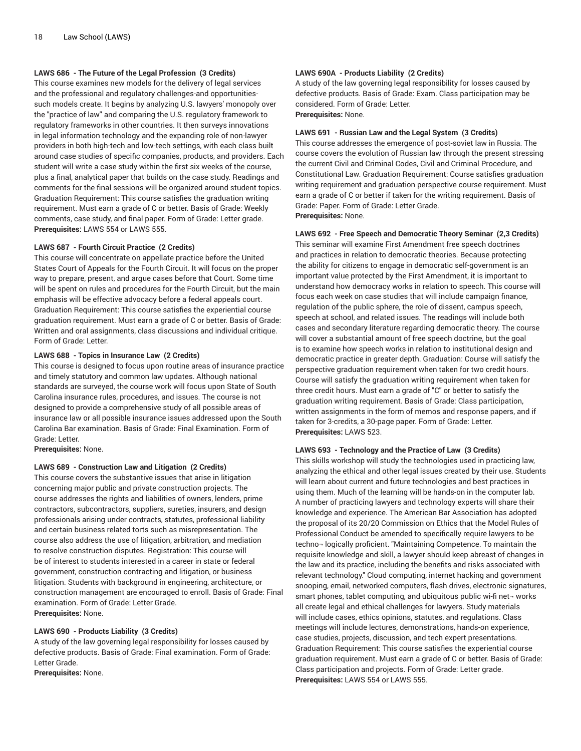**LAWS 686 - The Future of the Legal Profession (3 Credits)**

This course examines new models for the delivery of legal services and the professional and regulatory challenges-and opportunities-such models create. It begins by analyzing U.S. lawyers' monopoly over the "practice of law" and comparing the U.S. regulatory framework to regulatory frameworks in other countries. It then surveys innovations in legal information technology and the expanding role of non-lawyer providers in both high-tech and low-tech settings, with each class built around case studies of specific companies, products, and providers. Each student will write a case study within the first six weeks of the course, plus a final, analytical paper that builds on the case study. Readings and comments for the final sessions will be organized around student topics. Graduation Requirement: This course satisfies the graduation writing requirement. Must earn a grade of C or better. Basis of Grade: Weekly comments, case study, and final paper. Form of Grade: Letter grade.

**Prerequisites:** LAWS 554 or LAWS 555.

**LAWS 687 - Fourth Circuit Practice (2 Credits)**

This course will concentrate on appellate practice before the United States Court of Appeals for the Fourth Circuit. It will focus on the proper way to prepare, present, and argue cases before that Court. Some time will be spent on rules and procedures for the Fourth Circuit, but the main emphasis will be effective advocacy before a federal appeals court. Graduation Requirement: This course satisfies the experiential course graduation requirement. Must earn a grade of C or better. Basis of Grade: Written and oral assignments, class discussions and individual critique. Form of Grade: Letter.

**LAWS 688 - Topics in Insurance Law (2 Credits)**

This course is designed to focus upon routine areas of insurance practice and timely statutory and common law updates. Although national standards are surveyed, the course work will focus upon State of South Carolina insurance rules, procedures, and issues. The course is not designed to provide a comprehensive study of all possible areas of insurance law or all possible insurance issues addressed upon the South Carolina Bar examination. Basis of Grade: Final Examination. Form of Grade: Letter.

**Prerequisites:** None.

**LAWS 689 - Construction Law and Litigation (2 Credits)**

This course covers the substantive issues that arise in litigation concerning major public and private construction projects. The course addresses the rights and liabilities of owners, lenders, prime contractors, subcontractors, suppliers, sureties, insurers, and design professionals arising under contracts, statutes, professional liability and certain business related torts such as misrepresentation. The course also address the use of litigation, arbitration, and mediation to resolve construction disputes. Registration: This course will be of interest to students interested in a career in state or federal government, construction contracting and litigation, or business litigation. Students with background in engineering, architecture, or construction management are encouraged to enroll. Basis of Grade: Final examination. Form of Grade: Letter Grade.

**Prerequisites:** None.

**LAWS 690 - Products Liability (3 Credits)**

A study of the law governing legal responsibility for losses caused by defective products. Basis of Grade: Final examination. Form of Grade: Letter Grade.

**Prerequisites:** None.

**LAWS 690A - Products Liability (2 Credits)**

A study of the law governing legal responsibility for losses caused by defective products. Basis of Grade: Exam. Class participation may be considered. Form of Grade: Letter.

**Prerequisites:** None.

**LAWS 691 - Russian Law and the Legal System (3 Credits)**

This course addresses the emergence of post-soviet law in Russia. The course covers the evolution of Russian law through the present stressing the current Civil and Criminal Codes, Civil and Criminal Procedure, and Constitutional Law. Graduation Requirement: Course satisfies graduation writing requirement and graduation perspective course requirement. Must earn a grade of C or better if taken for the writing requirement. Basis of Grade: Paper. Form of Grade: Letter Grade.

**Prerequisites:** None.

**LAWS 692 - Free Speech and Democratic Theory Seminar (2,3 Credits)**

This seminar will examine First Amendment free speech doctrines and practices in relation to democratic theories. Because protecting the ability for citizens to engage in democratic self-government is an important value protected by the First Amendment, it is important to understand how democracy works in relation to speech. This course will focus each week on case studies that will include campaign finance, regulation of the public sphere, the role of dissent, campus speech, speech at school, and related issues. The readings will include both cases and secondary literature regarding democratic theory. The course will cover a substantial amount of free speech doctrine, but the goal is to examine how speech works in relation to institutional design and democratic practice in greater depth. Graduation: Course will satisfy the perspective graduation requirement when taken for two credit hours. Course will satisfy the graduation writing requirement when taken for three credit hours. Must earn a grade of "C" or better to satisfy the graduation writing requirement. Basis of Grade: Class participation, written assignments in the form of memos and response papers, and if taken for 3-credits, a 30-page paper. Form of Grade: Letter.

**Prerequisites:** LAWS 523.

**LAWS 693 - Technology and the Practice of Law (3 Credits)**

This skills workshop will study the technologies used in practicing law, analyzing the ethical and other legal issues created by their use. Students will learn about current and future technologies and best practices in using them. Much of the learning will be hands-on in the computer lab. A number of practicing lawyers and technology experts will share their knowledge and experience. The American Bar Association has adopted the proposal of its 20/20 Commission on Ethics that the Model Rules of Professional Conduct be amended to specifically require lawyers to be techno¬ logically proficient. "Maintaining Competence. To maintain the requisite knowledge and skill, a lawyer should keep abreast of changes in the law and its practice, including the benefits and risks associated with relevant technology." Cloud computing, internet hacking and government snooping, email, networked computers, flash drives, electronic signatures, smart phones, tablet computing, and ubiquitous public wi-fi net¬ works all create legal and ethical challenges for lawyers. Study materials will include cases, ethics opinions, statutes, and regulations. Class meetings will include lectures, demonstrations, hands-on experience, case studies, projects, discussion, and tech expert presentations. Graduation Requirement: This course satisfies the experiential course graduation requirement. Must earn a grade of C or better. Basis of Grade: Class participation and projects. Form of Grade: Letter grade.

**Prerequisites:** LAWS 554 or LAWS 555.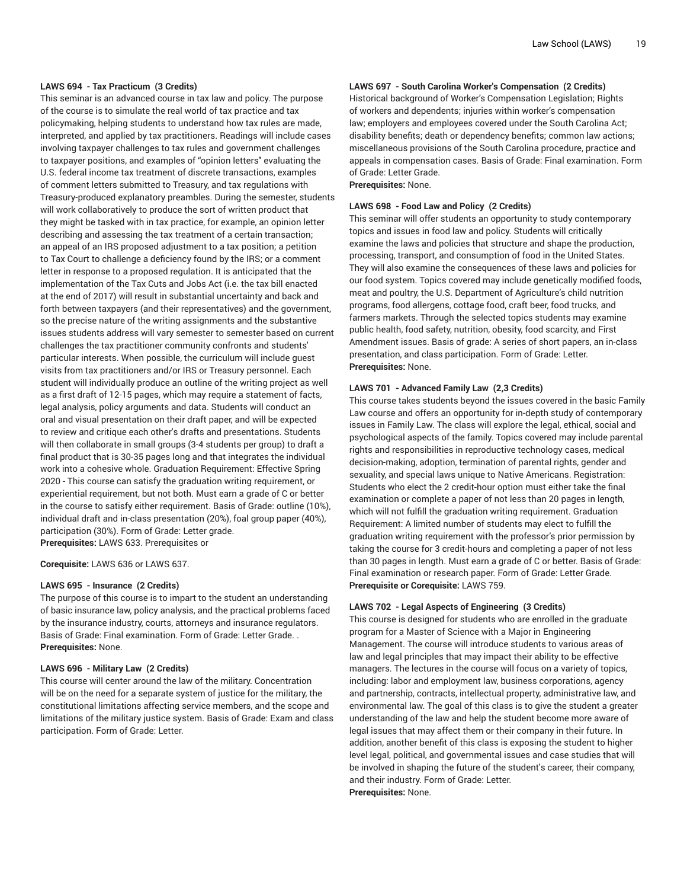**LAWS 694 - Tax Practicum (3 Credits)**
This seminar is an advanced course in tax law and policy. The purpose of the course is to simulate the real world of tax practice and tax policymaking, helping students to understand how tax rules are made, interpreted, and applied by tax practitioners. Readings will include cases involving taxpayer challenges to tax rules and government challenges to taxpayer positions, and examples of "opinion letters" evaluating the U.S. federal income tax treatment of discrete transactions, examples of comment letters submitted to Treasury, and tax regulations with Treasury-produced explanatory preambles. During the semester, students will work collaboratively to produce the sort of written product that they might be tasked with in tax practice, for example, an opinion letter describing and assessing the tax treatment of a certain transaction; an appeal of an IRS proposed adjustment to a tax position; a petition to Tax Court to challenge a deficiency found by the IRS; or a comment letter in response to a proposed regulation. It is anticipated that the implementation of the Tax Cuts and Jobs Act (i.e. the tax bill enacted at the end of 2017) will result in substantial uncertainty and back and forth between taxpayers (and their representatives) and the government, so the precise nature of the writing assignments and the substantive issues students address will vary semester to semester based on current challenges the tax practitioner community confronts and students' particular interests. When possible, the curriculum will include guest visits from tax practitioners and/or IRS or Treasury personnel. Each student will individually produce an outline of the writing project as well as a first draft of 12-15 pages, which may require a statement of facts, legal analysis, policy arguments and data. Students will conduct an oral and visual presentation on their draft paper, and will be expected to review and critique each other's drafts and presentations. Students will then collaborate in small groups (3-4 students per group) to draft a final product that is 30-35 pages long and that integrates the individual work into a cohesive whole. Graduation Requirement: Effective Spring 2020 - This course can satisfy the graduation writing requirement, or experiential requirement, but not both. Must earn a grade of C or better in the course to satisfy either requirement. Basis of Grade: outline (10%), individual draft and in-class presentation (20%), foal group paper (40%), participation (30%). Form of Grade: Letter grade.
**Prerequisites:** LAWS 633. Prerequisites or

**Corequisite:** LAWS 636 or LAWS 637.

**LAWS 695 - Insurance (2 Credits)**
The purpose of this course is to impart to the student an understanding of basic insurance law, policy analysis, and the practical problems faced by the insurance industry, courts, attorneys and insurance regulators. Basis of Grade: Final examination. Form of Grade: Letter Grade. .
**Prerequisites:** None.

**LAWS 696 - Military Law (2 Credits)**
This course will center around the law of the military. Concentration will be on the need for a separate system of justice for the military, the constitutional limitations affecting service members, and the scope and limitations of the military justice system. Basis of Grade: Exam and class participation. Form of Grade: Letter.

**LAWS 697 - South Carolina Worker's Compensation (2 Credits)**
Historical background of Worker's Compensation Legislation; Rights of workers and dependents; injuries within worker's compensation law; employers and employees covered under the South Carolina Act; disability benefits; death or dependency benefits; common law actions; miscellaneous provisions of the South Carolina procedure, practice and appeals in compensation cases. Basis of Grade: Final examination. Form of Grade: Letter Grade.
**Prerequisites:** None.

**LAWS 698 - Food Law and Policy (2 Credits)**
This seminar will offer students an opportunity to study contemporary topics and issues in food law and policy. Students will critically examine the laws and policies that structure and shape the production, processing, transport, and consumption of food in the United States. They will also examine the consequences of these laws and policies for our food system. Topics covered may include genetically modified foods, meat and poultry, the U.S. Department of Agriculture's child nutrition programs, food allergens, cottage food, craft beer, food trucks, and farmers markets. Through the selected topics students may examine public health, food safety, nutrition, obesity, food scarcity, and First Amendment issues. Basis of grade: A series of short papers, an in-class presentation, and class participation. Form of Grade: Letter.
**Prerequisites:** None.

**LAWS 701 - Advanced Family Law (2,3 Credits)**
This course takes students beyond the issues covered in the basic Family Law course and offers an opportunity for in-depth study of contemporary issues in Family Law. The class will explore the legal, ethical, social and psychological aspects of the family. Topics covered may include parental rights and responsibilities in reproductive technology cases, medical decision-making, adoption, termination of parental rights, gender and sexuality, and special laws unique to Native Americans. Registration: Students who elect the 2 credit-hour option must either take the final examination or complete a paper of not less than 20 pages in length, which will not fulfill the graduation writing requirement. Graduation Requirement: A limited number of students may elect to fulfill the graduation writing requirement with the professor's prior permission by taking the course for 3 credit-hours and completing a paper of not less than 30 pages in length. Must earn a grade of C or better. Basis of Grade: Final examination or research paper. Form of Grade: Letter Grade.
**Prerequisite or Corequisite:** LAWS 759.

**LAWS 702 - Legal Aspects of Engineering (3 Credits)**
This course is designed for students who are enrolled in the graduate program for a Master of Science with a Major in Engineering Management. The course will introduce students to various areas of law and legal principles that may impact their ability to be effective managers. The lectures in the course will focus on a variety of topics, including: labor and employment law, business corporations, agency and partnership, contracts, intellectual property, administrative law, and environmental law. The goal of this class is to give the student a greater understanding of the law and help the student become more aware of legal issues that may affect them or their company in their future. In addition, another benefit of this class is exposing the student to higher level legal, political, and governmental issues and case studies that will be involved in shaping the future of the student's career, their company, and their industry. Form of Grade: Letter.
**Prerequisites:** None.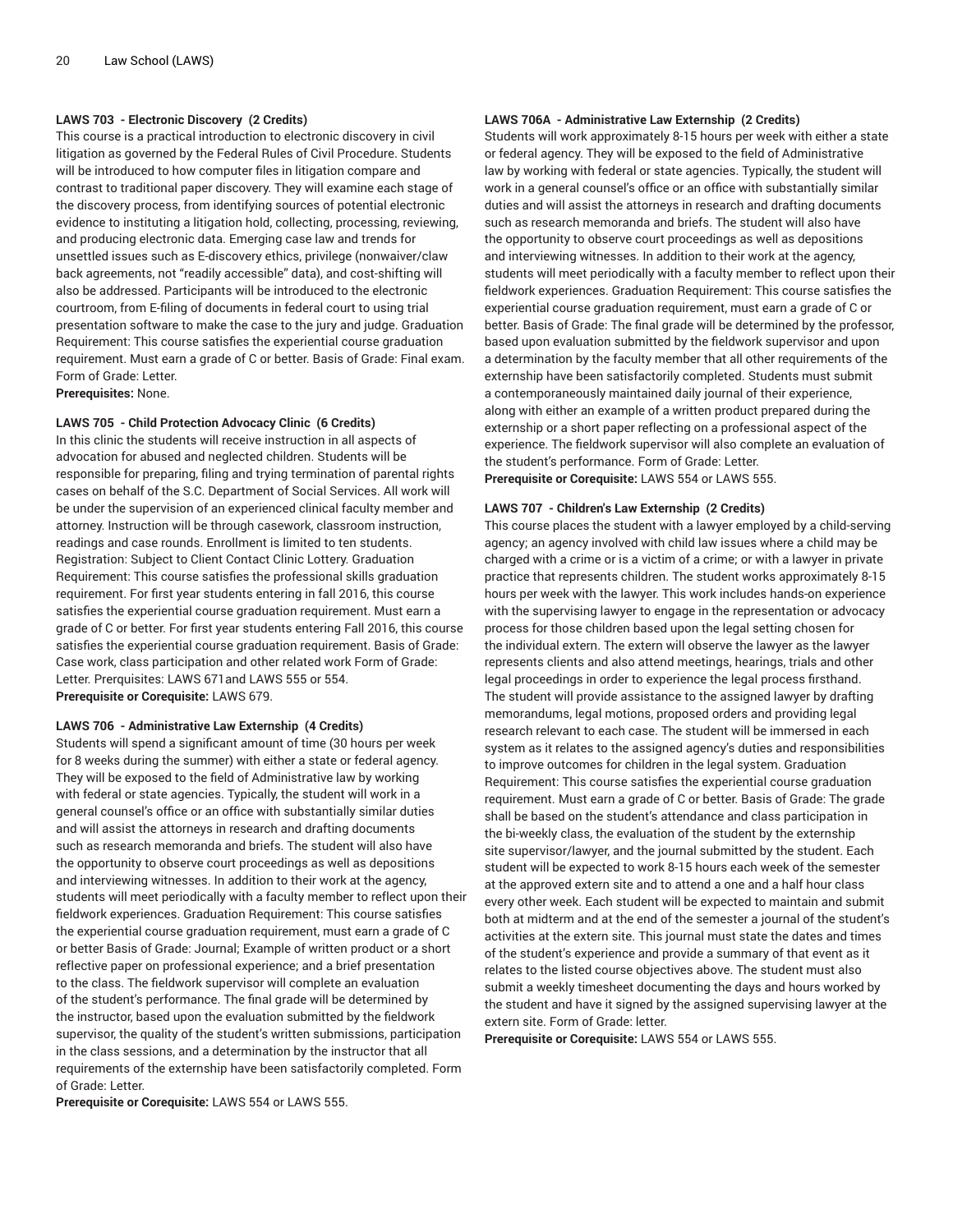#### LAWS 703 - Electronic Discovery (2 Credits)

This course is a practical introduction to electronic discovery in civil litigation as governed by the Federal Rules of Civil Procedure. Students will be introduced to how computer files in litigation compare and contrast to traditional paper discovery. They will examine each stage of the discovery process, from identifying sources of potential electronic evidence to instituting a litigation hold, collecting, processing, reviewing, and producing electronic data. Emerging case law and trends for unsettled issues such as E-discovery ethics, privilege (nonwaiver/claw back agreements, not "readily accessible" data), and cost-shifting will also be addressed. Participants will be introduced to the electronic courtroom, from E-filing of documents in federal court to using trial presentation software to make the case to the jury and judge. Graduation Requirement: This course satisfies the experiential course graduation requirement. Must earn a grade of C or better. Basis of Grade: Final exam. Form of Grade: Letter.

**Prerequisites:** None.

#### LAWS 705 - Child Protection Advocacy Clinic (6 Credits)

In this clinic the students will receive instruction in all aspects of advocation for abused and neglected children. Students will be responsible for preparing, filing and trying termination of parental rights cases on behalf of the S.C. Department of Social Services. All work will be under the supervision of an experienced clinical faculty member and attorney. Instruction will be through casework, classroom instruction, readings and case rounds. Enrollment is limited to ten students. Registration: Subject to Client Contact Clinic Lottery. Graduation Requirement: This course satisfies the professional skills graduation requirement. For first year students entering in fall 2016, this course satisfies the experiential course graduation requirement. Must earn a grade of C or better. For first year students entering Fall 2016, this course satisfies the experiential course graduation requirement. Basis of Grade: Case work, class participation and other related work Form of Grade: Letter. Prerquisites: LAWS 671and LAWS 555 or 554.

**Prerequisite or Corequisite:** LAWS 679.

#### LAWS 706 - Administrative Law Externship (4 Credits)

Students will spend a significant amount of time (30 hours per week for 8 weeks during the summer) with either a state or federal agency. They will be exposed to the field of Administrative law by working with federal or state agencies. Typically, the student will work in a general counsel's office or an office with substantially similar duties and will assist the attorneys in research and drafting documents such as research memoranda and briefs. The student will also have the opportunity to observe court proceedings as well as depositions and interviewing witnesses. In addition to their work at the agency, students will meet periodically with a faculty member to reflect upon their fieldwork experiences. Graduation Requirement: This course satisfies the experiential course graduation requirement, must earn a grade of C or better Basis of Grade: Journal; Example of written product or a short reflective paper on professional experience; and a brief presentation to the class. The fieldwork supervisor will complete an evaluation of the student's performance. The final grade will be determined by the instructor, based upon the evaluation submitted by the fieldwork supervisor, the quality of the student's written submissions, participation in the class sessions, and a determination by the instructor that all requirements of the externship have been satisfactorily completed. Form of Grade: Letter.

**Prerequisite or Corequisite:** LAWS 554 or LAWS 555.

#### LAWS 706A - Administrative Law Externship (2 Credits)

Students will work approximately 8-15 hours per week with either a state or federal agency. They will be exposed to the field of Administrative law by working with federal or state agencies. Typically, the student will work in a general counsel's office or an office with substantially similar duties and will assist the attorneys in research and drafting documents such as research memoranda and briefs. The student will also have the opportunity to observe court proceedings as well as depositions and interviewing witnesses. In addition to their work at the agency, students will meet periodically with a faculty member to reflect upon their fieldwork experiences. Graduation Requirement: This course satisfies the experiential course graduation requirement, must earn a grade of C or better. Basis of Grade: The final grade will be determined by the professor, based upon evaluation submitted by the fieldwork supervisor and upon a determination by the faculty member that all other requirements of the externship have been satisfactorily completed. Students must submit a contemporaneously maintained daily journal of their experience, along with either an example of a written product prepared during the externship or a short paper reflecting on a professional aspect of the experience. The fieldwork supervisor will also complete an evaluation of the student's performance. Form of Grade: Letter.

**Prerequisite or Corequisite:** LAWS 554 or LAWS 555.

#### LAWS 707 - Children's Law Externship (2 Credits)

This course places the student with a lawyer employed by a child-serving agency; an agency involved with child law issues where a child may be charged with a crime or is a victim of a crime; or with a lawyer in private practice that represents children. The student works approximately 8-15 hours per week with the lawyer. This work includes hands-on experience with the supervising lawyer to engage in the representation or advocacy process for those children based upon the legal setting chosen for the individual extern. The extern will observe the lawyer as the lawyer represents clients and also attend meetings, hearings, trials and other legal proceedings in order to experience the legal process firsthand. The student will provide assistance to the assigned lawyer by drafting memorandums, legal motions, proposed orders and providing legal research relevant to each case. The student will be immersed in each system as it relates to the assigned agency's duties and responsibilities to improve outcomes for children in the legal system. Graduation Requirement: This course satisfies the experiential course graduation requirement. Must earn a grade of C or better. Basis of Grade: The grade shall be based on the student's attendance and class participation in the bi-weekly class, the evaluation of the student by the externship site supervisor/lawyer, and the journal submitted by the student. Each student will be expected to work 8-15 hours each week of the semester at the approved extern site and to attend a one and a half hour class every other week. Each student will be expected to maintain and submit both at midterm and at the end of the semester a journal of the student's activities at the extern site. This journal must state the dates and times of the student's experience and provide a summary of that event as it relates to the listed course objectives above. The student must also submit a weekly timesheet documenting the days and hours worked by the student and have it signed by the assigned supervising lawyer at the extern site. Form of Grade: letter.

**Prerequisite or Corequisite:** LAWS 554 or LAWS 555.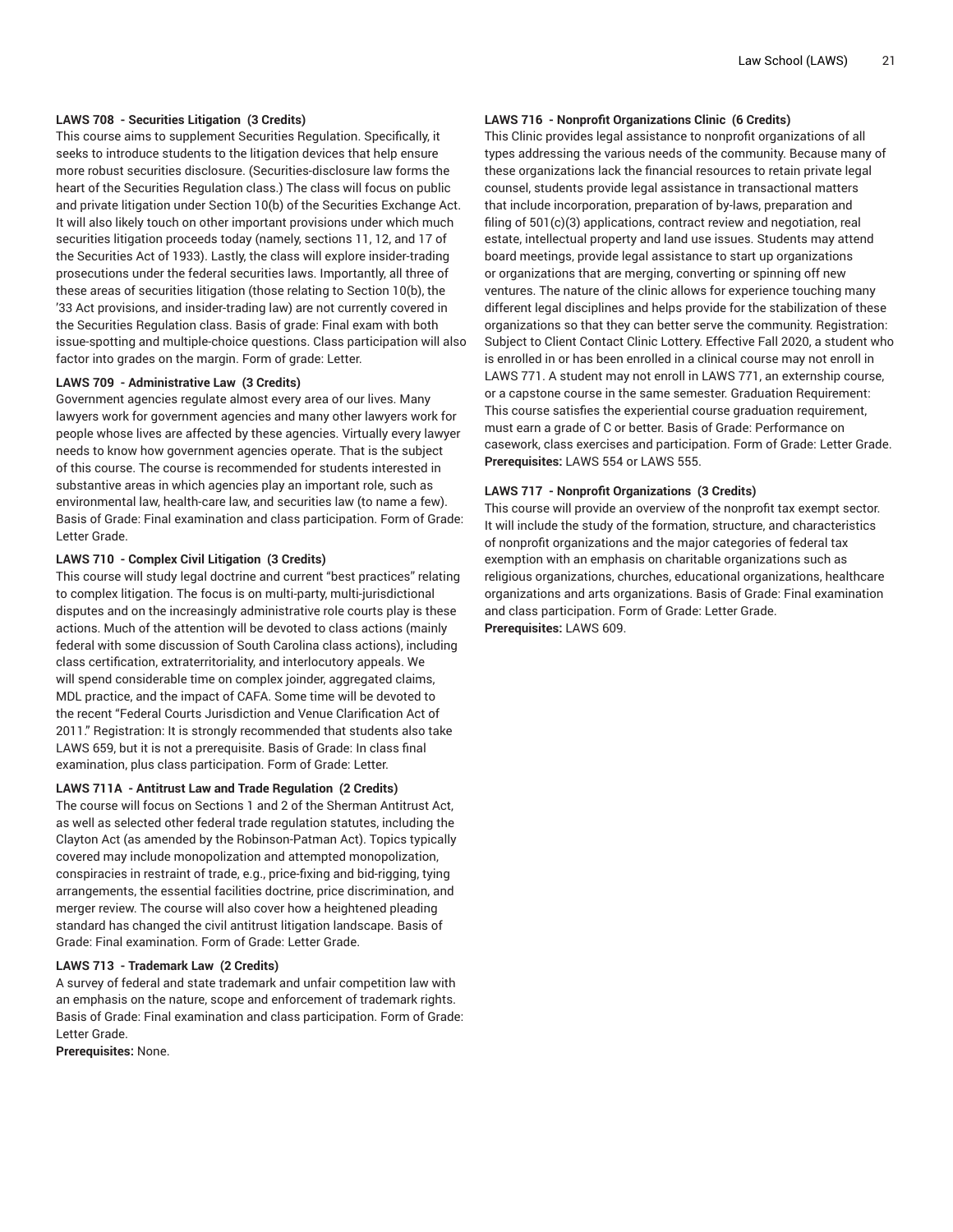**LAWS 708 - Securities Litigation (3 Credits)**

This course aims to supplement Securities Regulation. Specifically, it seeks to introduce students to the litigation devices that help ensure more robust securities disclosure. (Securities-disclosure law forms the heart of the Securities Regulation class.) The class will focus on public and private litigation under Section 10(b) of the Securities Exchange Act. It will also likely touch on other important provisions under which much securities litigation proceeds today (namely, sections 11, 12, and 17 of the Securities Act of 1933). Lastly, the class will explore insider-trading prosecutions under the federal securities laws. Importantly, all three of these areas of securities litigation (those relating to Section 10(b), the '33 Act provisions, and insider-trading law) are not currently covered in the Securities Regulation class. Basis of grade: Final exam with both issue-spotting and multiple-choice questions. Class participation will also factor into grades on the margin. Form of grade: Letter.

**LAWS 709 - Administrative Law (3 Credits)**

Government agencies regulate almost every area of our lives. Many lawyers work for government agencies and many other lawyers work for people whose lives are affected by these agencies. Virtually every lawyer needs to know how government agencies operate. That is the subject of this course. The course is recommended for students interested in substantive areas in which agencies play an important role, such as environmental law, health-care law, and securities law (to name a few). Basis of Grade: Final examination and class participation. Form of Grade: Letter Grade.

**LAWS 710 - Complex Civil Litigation (3 Credits)**

This course will study legal doctrine and current "best practices" relating to complex litigation. The focus is on multi-party, multi-jurisdictional disputes and on the increasingly administrative role courts play is these actions. Much of the attention will be devoted to class actions (mainly federal with some discussion of South Carolina class actions), including class certification, extraterritoriality, and interlocutory appeals. We will spend considerable time on complex joinder, aggregated claims, MDL practice, and the impact of CAFA. Some time will be devoted to the recent "Federal Courts Jurisdiction and Venue Clarification Act of 2011." Registration: It is strongly recommended that students also take LAWS 659, but it is not a prerequisite. Basis of Grade: In class final examination, plus class participation. Form of Grade: Letter.

**LAWS 711A - Antitrust Law and Trade Regulation (2 Credits)**

The course will focus on Sections 1 and 2 of the Sherman Antitrust Act, as well as selected other federal trade regulation statutes, including the Clayton Act (as amended by the Robinson-Patman Act). Topics typically covered may include monopolization and attempted monopolization, conspiracies in restraint of trade, e.g., price-fixing and bid-rigging, tying arrangements, the essential facilities doctrine, price discrimination, and merger review. The course will also cover how a heightened pleading standard has changed the civil antitrust litigation landscape. Basis of Grade: Final examination. Form of Grade: Letter Grade.

**LAWS 713 - Trademark Law (2 Credits)**

A survey of federal and state trademark and unfair competition law with an emphasis on the nature, scope and enforcement of trademark rights. Basis of Grade: Final examination and class participation. Form of Grade: Letter Grade.

**Prerequisites:** None.

**LAWS 716 - Nonprofit Organizations Clinic (6 Credits)**

This Clinic provides legal assistance to nonprofit organizations of all types addressing the various needs of the community. Because many of these organizations lack the financial resources to retain private legal counsel, students provide legal assistance in transactional matters that include incorporation, preparation of by-laws, preparation and filing of 501(c)(3) applications, contract review and negotiation, real estate, intellectual property and land use issues. Students may attend board meetings, provide legal assistance to start up organizations or organizations that are merging, converting or spinning off new ventures. The nature of the clinic allows for experience touching many different legal disciplines and helps provide for the stabilization of these organizations so that they can better serve the community. Registration: Subject to Client Contact Clinic Lottery. Effective Fall 2020, a student who is enrolled in or has been enrolled in a clinical course may not enroll in LAWS 771. A student may not enroll in LAWS 771, an externship course, or a capstone course in the same semester. Graduation Requirement: This course satisfies the experiential course graduation requirement, must earn a grade of C or better. Basis of Grade: Performance on casework, class exercises and participation. Form of Grade: Letter Grade.

**Prerequisites:** LAWS 554 or LAWS 555.

**LAWS 717 - Nonprofit Organizations (3 Credits)**

This course will provide an overview of the nonprofit tax exempt sector. It will include the study of the formation, structure, and characteristics of nonprofit organizations and the major categories of federal tax exemption with an emphasis on charitable organizations such as religious organizations, churches, educational organizations, healthcare organizations and arts organizations. Basis of Grade: Final examination and class participation. Form of Grade: Letter Grade.

**Prerequisites:** LAWS 609.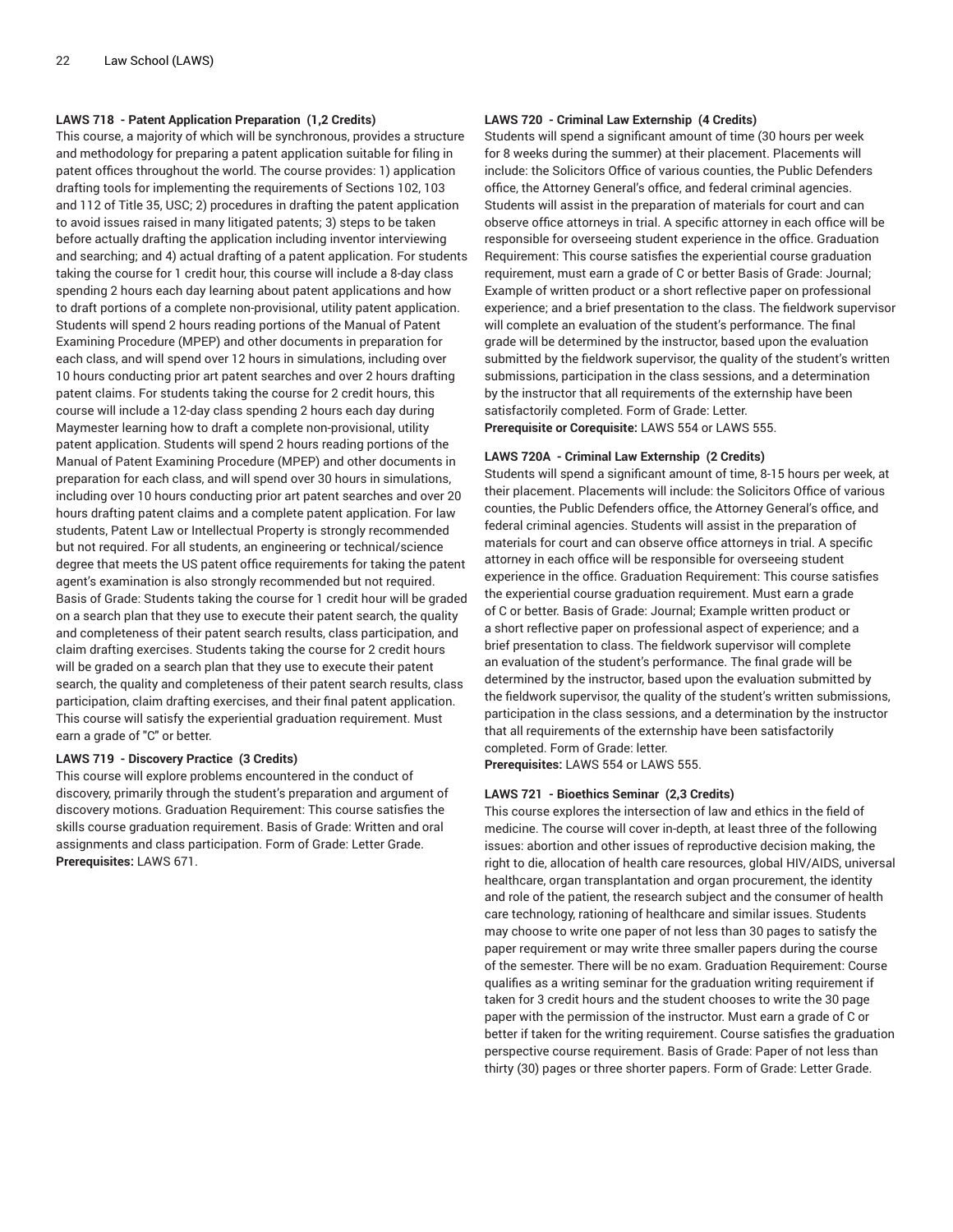**LAWS 718 - Patent Application Preparation (1,2 Credits)**

This course, a majority of which will be synchronous, provides a structure and methodology for preparing a patent application suitable for filing in patent offices throughout the world. The course provides: 1) application drafting tools for implementing the requirements of Sections 102, 103 and 112 of Title 35, USC; 2) procedures in drafting the patent application to avoid issues raised in many litigated patents; 3) steps to be taken before actually drafting the application including inventor interviewing and searching; and 4) actual drafting of a patent application. For students taking the course for 1 credit hour, this course will include a 8-day class spending 2 hours each day learning about patent applications and how to draft portions of a complete non-provisional, utility patent application. Students will spend 2 hours reading portions of the Manual of Patent Examining Procedure (MPEP) and other documents in preparation for each class, and will spend over 12 hours in simulations, including over 10 hours conducting prior art patent searches and over 2 hours drafting patent claims. For students taking the course for 2 credit hours, this course will include a 12-day class spending 2 hours each day during Maymester learning how to draft a complete non-provisional, utility patent application. Students will spend 2 hours reading portions of the Manual of Patent Examining Procedure (MPEP) and other documents in preparation for each class, and will spend over 30 hours in simulations, including over 10 hours conducting prior art patent searches and over 20 hours drafting patent claims and a complete patent application. For law students, Patent Law or Intellectual Property is strongly recommended but not required. For all students, an engineering or technical/science degree that meets the US patent office requirements for taking the patent agent's examination is also strongly recommended but not required. Basis of Grade: Students taking the course for 1 credit hour will be graded on a search plan that they use to execute their patent search, the quality and completeness of their patent search results, class participation, and claim drafting exercises. Students taking the course for 2 credit hours will be graded on a search plan that they use to execute their patent search, the quality and completeness of their patent search results, class participation, claim drafting exercises, and their final patent application. This course will satisfy the experiential graduation requirement. Must earn a grade of "C" or better.

**LAWS 719 - Discovery Practice (3 Credits)**

This course will explore problems encountered in the conduct of discovery, primarily through the student's preparation and argument of discovery motions. Graduation Requirement: This course satisfies the skills course graduation requirement. Basis of Grade: Written and oral assignments and class participation. Form of Grade: Letter Grade.
**Prerequisites:** LAWS 671.

**LAWS 720 - Criminal Law Externship (4 Credits)**

Students will spend a significant amount of time (30 hours per week for 8 weeks during the summer) at their placement. Placements will include: the Solicitors Office of various counties, the Public Defenders office, the Attorney General's office, and federal criminal agencies. Students will assist in the preparation of materials for court and can observe office attorneys in trial. A specific attorney in each office will be responsible for overseeing student experience in the office. Graduation Requirement: This course satisfies the experiential course graduation requirement, must earn a grade of C or better Basis of Grade: Journal; Example of written product or a short reflective paper on professional experience; and a brief presentation to the class. The fieldwork supervisor will complete an evaluation of the student's performance. The final grade will be determined by the instructor, based upon the evaluation submitted by the fieldwork supervisor, the quality of the student's written submissions, participation in the class sessions, and a determination by the instructor that all requirements of the externship have been satisfactorily completed. Form of Grade: Letter.
**Prerequisite or Corequisite:** LAWS 554 or LAWS 555.

**LAWS 720A - Criminal Law Externship (2 Credits)**

Students will spend a significant amount of time, 8-15 hours per week, at their placement. Placements will include: the Solicitors Office of various counties, the Public Defenders office, the Attorney General's office, and federal criminal agencies. Students will assist in the preparation of materials for court and can observe office attorneys in trial. A specific attorney in each office will be responsible for overseeing student experience in the office. Graduation Requirement: This course satisfies the experiential course graduation requirement. Must earn a grade of C or better. Basis of Grade: Journal; Example written product or a short reflective paper on professional aspect of experience; and a brief presentation to class. The fieldwork supervisor will complete an evaluation of the student's performance. The final grade will be determined by the instructor, based upon the evaluation submitted by the fieldwork supervisor, the quality of the student's written submissions, participation in the class sessions, and a determination by the instructor that all requirements of the externship have been satisfactorily completed. Form of Grade: letter.
**Prerequisites:** LAWS 554 or LAWS 555.

**LAWS 721 - Bioethics Seminar (2,3 Credits)**

This course explores the intersection of law and ethics in the field of medicine. The course will cover in-depth, at least three of the following issues: abortion and other issues of reproductive decision making, the right to die, allocation of health care resources, global HIV/AIDS, universal healthcare, organ transplantation and organ procurement, the identity and role of the patient, the research subject and the consumer of health care technology, rationing of healthcare and similar issues. Students may choose to write one paper of not less than 30 pages to satisfy the paper requirement or may write three smaller papers during the course of the semester. There will be no exam. Graduation Requirement: Course qualifies as a writing seminar for the graduation writing requirement if taken for 3 credit hours and the student chooses to write the 30 page paper with the permission of the instructor. Must earn a grade of C or better if taken for the writing requirement. Course satisfies the graduation perspective course requirement. Basis of Grade: Paper of not less than thirty (30) pages or three shorter papers. Form of Grade: Letter Grade.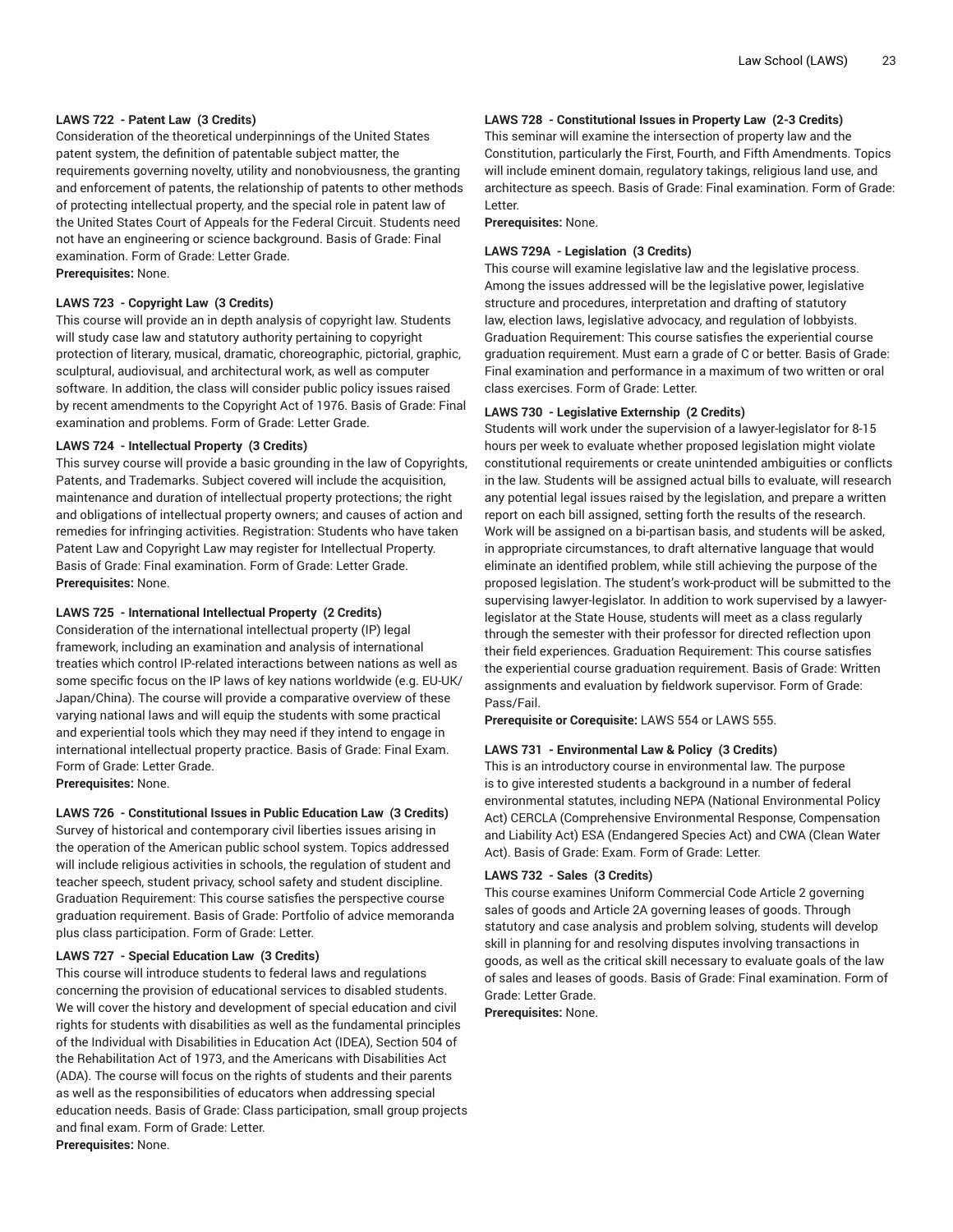**LAWS 722 - Patent Law (3 Credits)**

Consideration of the theoretical underpinnings of the United States patent system, the definition of patentable subject matter, the requirements governing novelty, utility and nonobviousness, the granting and enforcement of patents, the relationship of patents to other methods of protecting intellectual property, and the special role in patent law of the United States Court of Appeals for the Federal Circuit. Students need not have an engineering or science background. Basis of Grade: Final examination. Form of Grade: Letter Grade.

**Prerequisites:** None.

**LAWS 723 - Copyright Law (3 Credits)**

This course will provide an in depth analysis of copyright law. Students will study case law and statutory authority pertaining to copyright protection of literary, musical, dramatic, choreographic, pictorial, graphic, sculptural, audiovisual, and architectural work, as well as computer software. In addition, the class will consider public policy issues raised by recent amendments to the Copyright Act of 1976. Basis of Grade: Final examination and problems. Form of Grade: Letter Grade.

**LAWS 724 - Intellectual Property (3 Credits)**

This survey course will provide a basic grounding in the law of Copyrights, Patents, and Trademarks. Subject covered will include the acquisition, maintenance and duration of intellectual property protections; the right and obligations of intellectual property owners; and causes of action and remedies for infringing activities. Registration: Students who have taken Patent Law and Copyright Law may register for Intellectual Property. Basis of Grade: Final examination. Form of Grade: Letter Grade.

**Prerequisites:** None.

**LAWS 725 - International Intellectual Property (2 Credits)**

Consideration of the international intellectual property (IP) legal framework, including an examination and analysis of international treaties which control IP-related interactions between nations as well as some specific focus on the IP laws of key nations worldwide (e.g. EU-UK/Japan/China). The course will provide a comparative overview of these varying national laws and will equip the students with some practical and experiential tools which they may need if they intend to engage in international intellectual property practice. Basis of Grade: Final Exam. Form of Grade: Letter Grade.

**Prerequisites:** None.

**LAWS 726 - Constitutional Issues in Public Education Law (3 Credits)**

Survey of historical and contemporary civil liberties issues arising in the operation of the American public school system. Topics addressed will include religious activities in schools, the regulation of student and teacher speech, student privacy, school safety and student discipline. Graduation Requirement: This course satisfies the perspective course graduation requirement. Basis of Grade: Portfolio of advice memoranda plus class participation. Form of Grade: Letter.

**LAWS 727 - Special Education Law (3 Credits)**

This course will introduce students to federal laws and regulations concerning the provision of educational services to disabled students. We will cover the history and development of special education and civil rights for students with disabilities as well as the fundamental principles of the Individual with Disabilities in Education Act (IDEA), Section 504 of the Rehabilitation Act of 1973, and the Americans with Disabilities Act (ADA). The course will focus on the rights of students and their parents as well as the responsibilities of educators when addressing special education needs. Basis of Grade: Class participation, small group projects and final exam. Form of Grade: Letter.

**Prerequisites:** None.

**LAWS 728 - Constitutional Issues in Property Law (2-3 Credits)**

This seminar will examine the intersection of property law and the Constitution, particularly the First, Fourth, and Fifth Amendments. Topics will include eminent domain, regulatory takings, religious land use, and architecture as speech. Basis of Grade: Final examination. Form of Grade: Letter.

**Prerequisites:** None.

**LAWS 729A - Legislation (3 Credits)**

This course will examine legislative law and the legislative process. Among the issues addressed will be the legislative power, legislative structure and procedures, interpretation and drafting of statutory law, election laws, legislative advocacy, and regulation of lobbyists. Graduation Requirement: This course satisfies the experiential course graduation requirement. Must earn a grade of C or better. Basis of Grade: Final examination and performance in a maximum of two written or oral class exercises. Form of Grade: Letter.

**LAWS 730 - Legislative Externship (2 Credits)**

Students will work under the supervision of a lawyer-legislator for 8-15 hours per week to evaluate whether proposed legislation might violate constitutional requirements or create unintended ambiguities or conflicts in the law. Students will be assigned actual bills to evaluate, will research any potential legal issues raised by the legislation, and prepare a written report on each bill assigned, setting forth the results of the research. Work will be assigned on a bi-partisan basis, and students will be asked, in appropriate circumstances, to draft alternative language that would eliminate an identified problem, while still achieving the purpose of the proposed legislation. The student's work-product will be submitted to the supervising lawyer-legislator. In addition to work supervised by a lawyer-legislator at the State House, students will meet as a class regularly through the semester with their professor for directed reflection upon their field experiences. Graduation Requirement: This course satisfies the experiential course graduation requirement. Basis of Grade: Written assignments and evaluation by fieldwork supervisor. Form of Grade: Pass/Fail.

**Prerequisite or Corequisite:** LAWS 554 or LAWS 555.

**LAWS 731 - Environmental Law & Policy (3 Credits)**

This is an introductory course in environmental law. The purpose is to give interested students a background in a number of federal environmental statutes, including NEPA (National Environmental Policy Act) CERCLA (Comprehensive Environmental Response, Compensation and Liability Act) ESA (Endangered Species Act) and CWA (Clean Water Act). Basis of Grade: Exam. Form of Grade: Letter.

**LAWS 732 - Sales (3 Credits)**

This course examines Uniform Commercial Code Article 2 governing sales of goods and Article 2A governing leases of goods. Through statutory and case analysis and problem solving, students will develop skill in planning for and resolving disputes involving transactions in goods, as well as the critical skill necessary to evaluate goals of the law of sales and leases of goods. Basis of Grade: Final examination. Form of Grade: Letter Grade.

**Prerequisites:** None.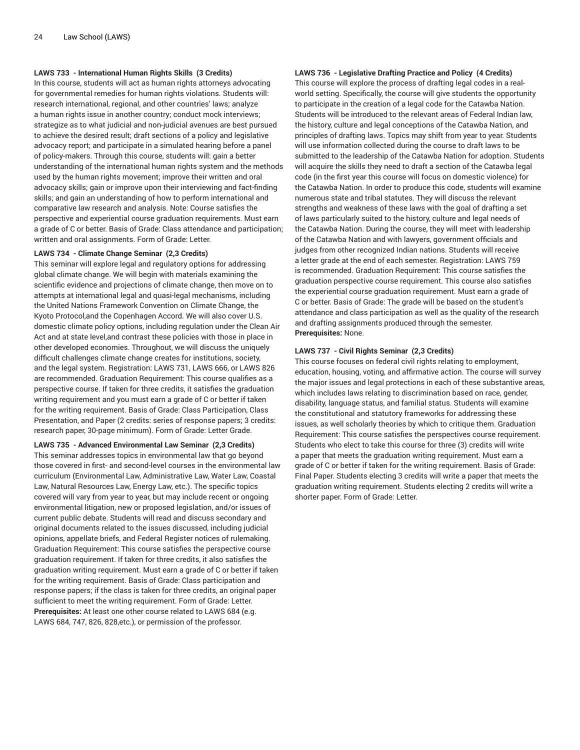**LAWS 733 - International Human Rights Skills (3 Credits)**

In this course, students will act as human rights attorneys advocating for governmental remedies for human rights violations. Students will: research international, regional, and other countries' laws; analyze a human rights issue in another country; conduct mock interviews; strategize as to what judicial and non-judicial avenues are best pursued to achieve the desired result; draft sections of a policy and legislative advocacy report; and participate in a simulated hearing before a panel of policy-makers. Through this course, students will: gain a better understanding of the international human rights system and the methods used by the human rights movement; improve their written and oral advocacy skills; gain or improve upon their interviewing and fact-finding skills; and gain an understanding of how to perform international and comparative law research and analysis. Note: Course satisfies the perspective and experiential course graduation requirements. Must earn a grade of C or better. Basis of Grade: Class attendance and participation; written and oral assignments. Form of Grade: Letter.

**LAWS 734 - Climate Change Seminar (2,3 Credits)**

This seminar will explore legal and regulatory options for addressing global climate change. We will begin with materials examining the scientific evidence and projections of climate change, then move on to attempts at international legal and quasi-legal mechanisms, including the United Nations Framework Convention on Climate Change, the Kyoto Protocol,and the Copenhagen Accord. We will also cover U.S. domestic climate policy options, including regulation under the Clean Air Act and at state level,and contrast these policies with those in place in other developed economies. Throughout, we will discuss the uniquely difficult challenges climate change creates for institutions, society, and the legal system. Registration: LAWS 731, LAWS 666, or LAWS 826 are recommended. Graduation Requirement: This course qualifies as a perspective course. If taken for three credits, it satisfies the graduation writing requirement and you must earn a grade of C or better if taken for the writing requirement. Basis of Grade: Class Participation, Class Presentation, and Paper (2 credits: series of response papers; 3 credits: research paper, 30-page minimum). Form of Grade: Letter Grade.

**LAWS 735 - Advanced Environmental Law Seminar (2,3 Credits)**

This seminar addresses topics in environmental law that go beyond those covered in first- and second-level courses in the environmental law curriculum (Environmental Law, Administrative Law, Water Law, Coastal Law, Natural Resources Law, Energy Law, etc.). The specific topics covered will vary from year to year, but may include recent or ongoing environmental litigation, new or proposed legislation, and/or issues of current public debate. Students will read and discuss secondary and original documents related to the issues discussed, including judicial opinions, appellate briefs, and Federal Register notices of rulemaking. Graduation Requirement: This course satisfies the perspective course graduation requirement. If taken for three credits, it also satisfies the graduation writing requirement. Must earn a grade of C or better if taken for the writing requirement. Basis of Grade: Class participation and response papers; if the class is taken for three credits, an original paper sufficient to meet the writing requirement. Form of Grade: Letter.

**Prerequisites:** At least one other course related to LAWS 684 (e.g. LAWS 684, 747, 826, 828,etc.), or permission of the professor.

**LAWS 736 - Legislative Drafting Practice and Policy (4 Credits)**

This course will explore the process of drafting legal codes in a real-world setting. Specifically, the course will give students the opportunity to participate in the creation of a legal code for the Catawba Nation. Students will be introduced to the relevant areas of Federal Indian law, the history, culture and legal conceptions of the Catawba Nation, and principles of drafting laws. Topics may shift from year to year. Students will use information collected during the course to draft laws to be submitted to the leadership of the Catawba Nation for adoption. Students will acquire the skills they need to draft a section of the Catawba legal code (in the first year this course will focus on domestic violence) for the Catawba Nation. In order to produce this code, students will examine numerous state and tribal statutes. They will discuss the relevant strengths and weakness of these laws with the goal of drafting a set of laws particularly suited to the history, culture and legal needs of the Catawba Nation. During the course, they will meet with leadership of the Catawba Nation and with lawyers, government officials and judges from other recognized Indian nations. Students will receive a letter grade at the end of each semester. Registration: LAWS 759 is recommended. Graduation Requirement: This course satisfies the graduation perspective course requirement. This course also satisfies the experiential course graduation requirement. Must earn a grade of C or better. Basis of Grade: The grade will be based on the student's attendance and class participation as well as the quality of the research and drafting assignments produced through the semester.

**Prerequisites:** None.

**LAWS 737 - Civil Rights Seminar (2,3 Credits)**

This course focuses on federal civil rights relating to employment, education, housing, voting, and affirmative action. The course will survey the major issues and legal protections in each of these substantive areas, which includes laws relating to discrimination based on race, gender, disability, language status, and familial status. Students will examine the constitutional and statutory frameworks for addressing these issues, as well scholarly theories by which to critique them. Graduation Requirement: This course satisfies the perspectives course requirement. Students who elect to take this course for three (3) credits will write a paper that meets the graduation writing requirement. Must earn a grade of C or better if taken for the writing requirement. Basis of Grade: Final Paper. Students electing 3 credits will write a paper that meets the graduation writing requirement. Students electing 2 credits will write a shorter paper. Form of Grade: Letter.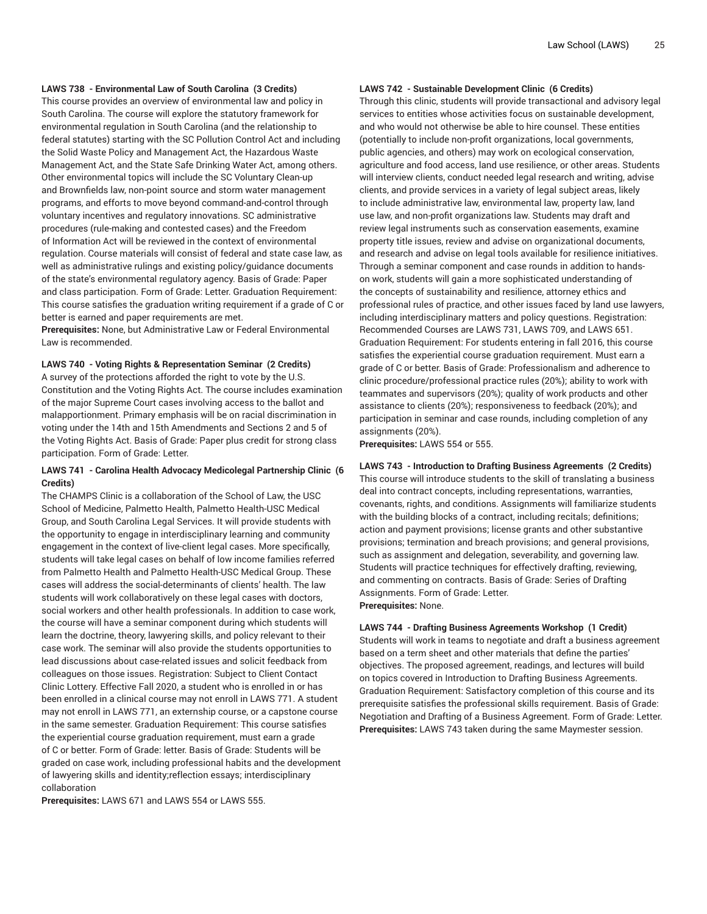#### LAWS 738 - Environmental Law of South Carolina (3 Credits)

This course provides an overview of environmental law and policy in South Carolina. The course will explore the statutory framework for environmental regulation in South Carolina (and the relationship to federal statutes) starting with the SC Pollution Control Act and including the Solid Waste Policy and Management Act, the Hazardous Waste Management Act, and the State Safe Drinking Water Act, among others. Other environmental topics will include the SC Voluntary Clean-up and Brownfields law, non-point source and storm water management programs, and efforts to move beyond command-and-control through voluntary incentives and regulatory innovations. SC administrative procedures (rule-making and contested cases) and the Freedom of Information Act will be reviewed in the context of environmental regulation. Course materials will consist of federal and state case law, as well as administrative rulings and existing policy/guidance documents of the state's environmental regulatory agency. Basis of Grade: Paper and class participation. Form of Grade: Letter. Graduation Requirement: This course satisfies the graduation writing requirement if a grade of C or better is earned and paper requirements are met.

**Prerequisites:** None, but Administrative Law or Federal Environmental Law is recommended.

#### LAWS 740 - Voting Rights & Representation Seminar (2 Credits)

A survey of the protections afforded the right to vote by the U.S. Constitution and the Voting Rights Act. The course includes examination of the major Supreme Court cases involving access to the ballot and malapportionment. Primary emphasis will be on racial discrimination in voting under the 14th and 15th Amendments and Sections 2 and 5 of the Voting Rights Act. Basis of Grade: Paper plus credit for strong class participation. Form of Grade: Letter.

#### LAWS 741 - Carolina Health Advocacy Medicolegal Partnership Clinic (6 Credits)

The CHAMPS Clinic is a collaboration of the School of Law, the USC School of Medicine, Palmetto Health, Palmetto Health-USC Medical Group, and South Carolina Legal Services. It will provide students with the opportunity to engage in interdisciplinary learning and community engagement in the context of live-client legal cases. More specifically, students will take legal cases on behalf of low income families referred from Palmetto Health and Palmetto Health-USC Medical Group. These cases will address the social-determinants of clients' health. The law students will work collaboratively on these legal cases with doctors, social workers and other health professionals. In addition to case work, the course will have a seminar component during which students will learn the doctrine, theory, lawyering skills, and policy relevant to their case work. The seminar will also provide the students opportunities to lead discussions about case-related issues and solicit feedback from colleagues on those issues. Registration: Subject to Client Contact Clinic Lottery. Effective Fall 2020, a student who is enrolled in or has been enrolled in a clinical course may not enroll in LAWS 771. A student may not enroll in LAWS 771, an externship course, or a capstone course in the same semester. Graduation Requirement: This course satisfies the experiential course graduation requirement, must earn a grade of C or better. Form of Grade: letter. Basis of Grade: Students will be graded on case work, including professional habits and the development of lawyering skills and identity;reflection essays; interdisciplinary collaboration

**Prerequisites:** LAWS 671 and LAWS 554 or LAWS 555.

#### LAWS 742 - Sustainable Development Clinic (6 Credits)

Through this clinic, students will provide transactional and advisory legal services to entities whose activities focus on sustainable development, and who would not otherwise be able to hire counsel. These entities (potentially to include non-profit organizations, local governments, public agencies, and others) may work on ecological conservation, agriculture and food access, land use resilience, or other areas. Students will interview clients, conduct needed legal research and writing, advise clients, and provide services in a variety of legal subject areas, likely to include administrative law, environmental law, property law, land use law, and non-profit organizations law. Students may draft and review legal instruments such as conservation easements, examine property title issues, review and advise on organizational documents, and research and advise on legal tools available for resilience initiatives. Through a seminar component and case rounds in addition to hands-on work, students will gain a more sophisticated understanding of the concepts of sustainability and resilience, attorney ethics and professional rules of practice, and other issues faced by land use lawyers, including interdisciplinary matters and policy questions. Registration: Recommended Courses are LAWS 731, LAWS 709, and LAWS 651. Graduation Requirement: For students entering in fall 2016, this course satisfies the experiential course graduation requirement. Must earn a grade of C or better. Basis of Grade: Professionalism and adherence to clinic procedure/professional practice rules (20%); ability to work with teammates and supervisors (20%); quality of work products and other assistance to clients (20%); responsiveness to feedback (20%); and participation in seminar and case rounds, including completion of any assignments (20%).

**Prerequisites:** LAWS 554 or 555.

#### LAWS 743 - Introduction to Drafting Business Agreements (2 Credits)

This course will introduce students to the skill of translating a business deal into contract concepts, including representations, warranties, covenants, rights, and conditions. Assignments will familiarize students with the building blocks of a contract, including recitals; definitions; action and payment provisions; license grants and other substantive provisions; termination and breach provisions; and general provisions, such as assignment and delegation, severability, and governing law. Students will practice techniques for effectively drafting, reviewing, and commenting on contracts. Basis of Grade: Series of Drafting Assignments. Form of Grade: Letter.

**Prerequisites:** None.

#### LAWS 744 - Drafting Business Agreements Workshop (1 Credit)

Students will work in teams to negotiate and draft a business agreement based on a term sheet and other materials that define the parties' objectives. The proposed agreement, readings, and lectures will build on topics covered in Introduction to Drafting Business Agreements. Graduation Requirement: Satisfactory completion of this course and its prerequisite satisfies the professional skills requirement. Basis of Grade: Negotiation and Drafting of a Business Agreement. Form of Grade: Letter.

**Prerequisites:** LAWS 743 taken during the same Maymester session.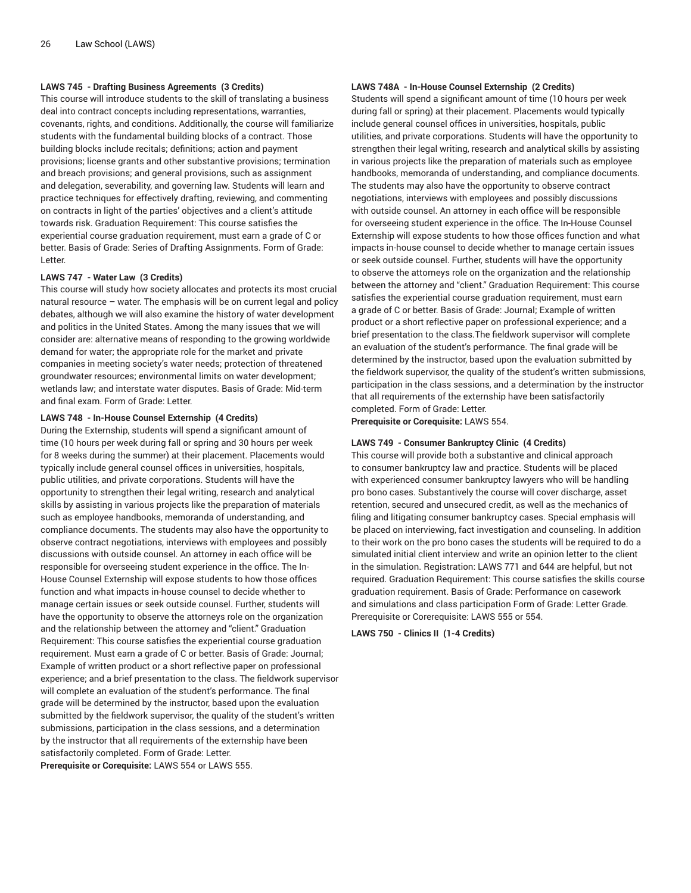**LAWS 745 - Drafting Business Agreements (3 Credits)**
This course will introduce students to the skill of translating a business deal into contract concepts including representations, warranties, covenants, rights, and conditions. Additionally, the course will familiarize students with the fundamental building blocks of a contract. Those building blocks include recitals; definitions; action and payment provisions; license grants and other substantive provisions; termination and breach provisions; and general provisions, such as assignment and delegation, severability, and governing law. Students will learn and practice techniques for effectively drafting, reviewing, and commenting on contracts in light of the parties' objectives and a client's attitude towards risk. Graduation Requirement: This course satisfies the experiential course graduation requirement, must earn a grade of C or better. Basis of Grade: Series of Drafting Assignments. Form of Grade: Letter.

**LAWS 747 - Water Law (3 Credits)**
This course will study how society allocates and protects its most crucial natural resource – water. The emphasis will be on current legal and policy debates, although we will also examine the history of water development and politics in the United States. Among the many issues that we will consider are: alternative means of responding to the growing worldwide demand for water; the appropriate role for the market and private companies in meeting society's water needs; protection of threatened groundwater resources; environmental limits on water development; wetlands law; and interstate water disputes. Basis of Grade: Mid-term and final exam. Form of Grade: Letter.

**LAWS 748 - In-House Counsel Externship (4 Credits)**
During the Externship, students will spend a significant amount of time (10 hours per week during fall or spring and 30 hours per week for 8 weeks during the summer) at their placement. Placements would typically include general counsel offices in universities, hospitals, public utilities, and private corporations. Students will have the opportunity to strengthen their legal writing, research and analytical skills by assisting in various projects like the preparation of materials such as employee handbooks, memoranda of understanding, and compliance documents. The students may also have the opportunity to observe contract negotiations, interviews with employees and possibly discussions with outside counsel. An attorney in each office will be responsible for overseeing student experience in the office. The In-House Counsel Externship will expose students to how those offices function and what impacts in-house counsel to decide whether to manage certain issues or seek outside counsel. Further, students will have the opportunity to observe the attorneys role on the organization and the relationship between the attorney and "client." Graduation Requirement: This course satisfies the experiential course graduation requirement. Must earn a grade of C or better. Basis of Grade: Journal; Example of written product or a short reflective paper on professional experience; and a brief presentation to the class. The fieldwork supervisor will complete an evaluation of the student's performance. The final grade will be determined by the instructor, based upon the evaluation submitted by the fieldwork supervisor, the quality of the student's written submissions, participation in the class sessions, and a determination by the instructor that all requirements of the externship have been satisfactorily completed. Form of Grade: Letter.
**Prerequisite or Corequisite:** LAWS 554 or LAWS 555.

**LAWS 748A - In-House Counsel Externship (2 Credits)**
Students will spend a significant amount of time (10 hours per week during fall or spring) at their placement. Placements would typically include general counsel offices in universities, hospitals, public utilities, and private corporations. Students will have the opportunity to strengthen their legal writing, research and analytical skills by assisting in various projects like the preparation of materials such as employee handbooks, memoranda of understanding, and compliance documents. The students may also have the opportunity to observe contract negotiations, interviews with employees and possibly discussions with outside counsel. An attorney in each office will be responsible for overseeing student experience in the office. The In-House Counsel Externship will expose students to how those offices function and what impacts in-house counsel to decide whether to manage certain issues or seek outside counsel. Further, students will have the opportunity to observe the attorneys role on the organization and the relationship between the attorney and "client." Graduation Requirement: This course satisfies the experiential course graduation requirement, must earn a grade of C or better. Basis of Grade: Journal; Example of written product or a short reflective paper on professional experience; and a brief presentation to the class.The fieldwork supervisor will complete an evaluation of the student's performance. The final grade will be determined by the instructor, based upon the evaluation submitted by the fieldwork supervisor, the quality of the student's written submissions, participation in the class sessions, and a determination by the instructor that all requirements of the externship have been satisfactorily completed. Form of Grade: Letter.
**Prerequisite or Corequisite:** LAWS 554.

**LAWS 749 - Consumer Bankruptcy Clinic (4 Credits)**
This course will provide both a substantive and clinical approach to consumer bankruptcy law and practice. Students will be placed with experienced consumer bankruptcy lawyers who will be handling pro bono cases. Substantively the course will cover discharge, asset retention, secured and unsecured credit, as well as the mechanics of filing and litigating consumer bankruptcy cases. Special emphasis will be placed on interviewing, fact investigation and counseling. In addition to their work on the pro bono cases the students will be required to do a simulated initial client interview and write an opinion letter to the client in the simulation. Registration: LAWS 771 and 644 are helpful, but not required. Graduation Requirement: This course satisfies the skills course graduation requirement. Basis of Grade: Performance on casework and simulations and class participation Form of Grade: Letter Grade. Prerequisite or Corerequisite: LAWS 555 or 554.

**LAWS 750 - Clinics II (1-4 Credits)**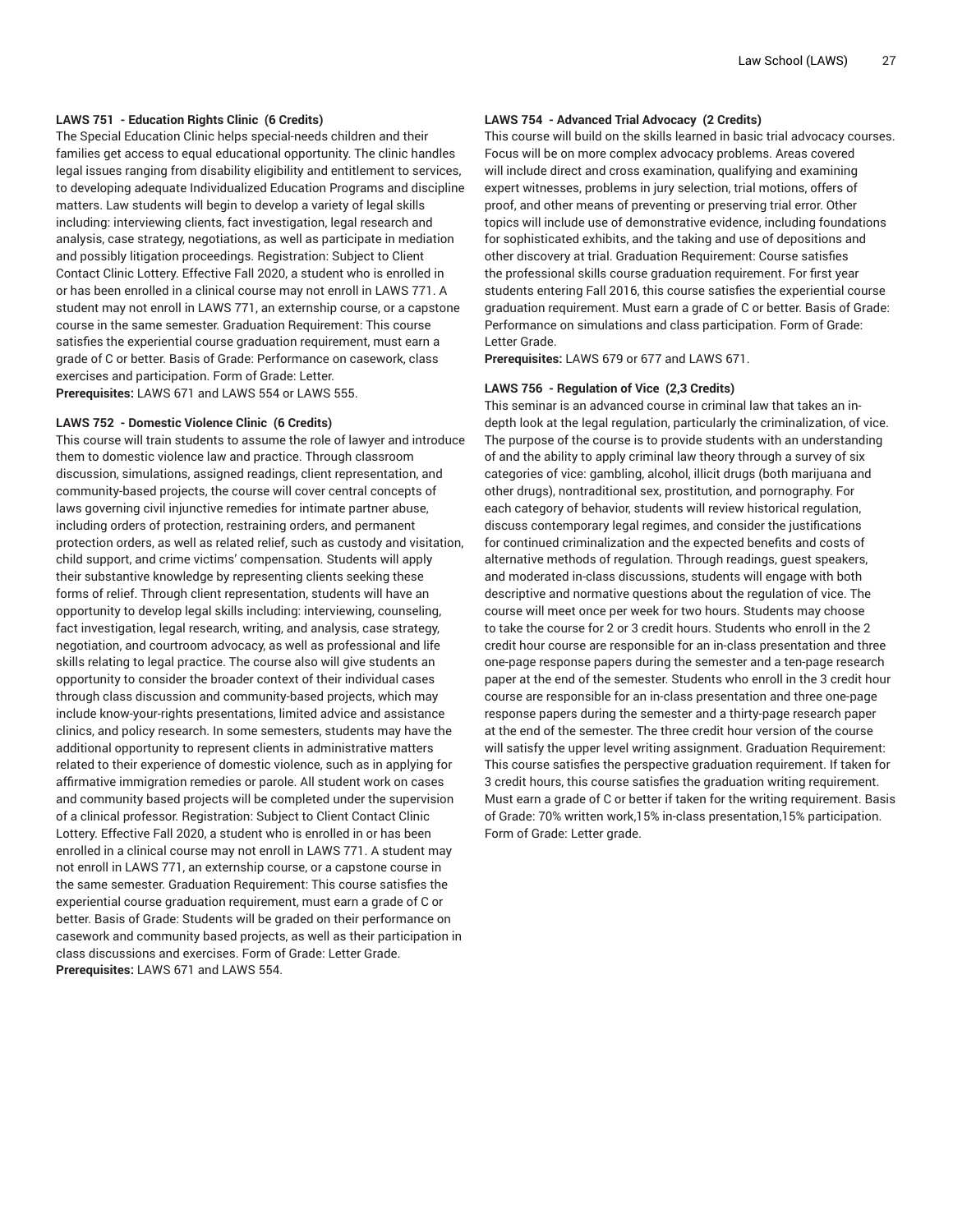#### LAWS 751 - Education Rights Clinic (6 Credits)

The Special Education Clinic helps special-needs children and their families get access to equal educational opportunity. The clinic handles legal issues ranging from disability eligibility and entitlement to services, to developing adequate Individualized Education Programs and discipline matters. Law students will begin to develop a variety of legal skills including: interviewing clients, fact investigation, legal research and analysis, case strategy, negotiations, as well as participate in mediation and possibly litigation proceedings. Registration: Subject to Client Contact Clinic Lottery. Effective Fall 2020, a student who is enrolled in or has been enrolled in a clinical course may not enroll in LAWS 771. A student may not enroll in LAWS 771, an externship course, or a capstone course in the same semester. Graduation Requirement: This course satisfies the experiential course graduation requirement, must earn a grade of C or better. Basis of Grade: Performance on casework, class exercises and participation. Form of Grade: Letter.

**Prerequisites:** LAWS 671 and LAWS 554 or LAWS 555.

#### LAWS 752 - Domestic Violence Clinic (6 Credits)

This course will train students to assume the role of lawyer and introduce them to domestic violence law and practice. Through classroom discussion, simulations, assigned readings, client representation, and community-based projects, the course will cover central concepts of laws governing civil injunctive remedies for intimate partner abuse, including orders of protection, restraining orders, and permanent protection orders, as well as related relief, such as custody and visitation, child support, and crime victims' compensation. Students will apply their substantive knowledge by representing clients seeking these forms of relief. Through client representation, students will have an opportunity to develop legal skills including: interviewing, counseling, fact investigation, legal research, writing, and analysis, case strategy, negotiation, and courtroom advocacy, as well as professional and life skills relating to legal practice. The course also will give students an opportunity to consider the broader context of their individual cases through class discussion and community-based projects, which may include know-your-rights presentations, limited advice and assistance clinics, and policy research. In some semesters, students may have the additional opportunity to represent clients in administrative matters related to their experience of domestic violence, such as in applying for affirmative immigration remedies or parole. All student work on cases and community based projects will be completed under the supervision of a clinical professor. Registration: Subject to Client Contact Clinic Lottery. Effective Fall 2020, a student who is enrolled in or has been enrolled in a clinical course may not enroll in LAWS 771. A student may not enroll in LAWS 771, an externship course, or a capstone course in the same semester. Graduation Requirement: This course satisfies the experiential course graduation requirement, must earn a grade of C or better. Basis of Grade: Students will be graded on their performance on casework and community based projects, as well as their participation in class discussions and exercises. Form of Grade: Letter Grade.

**Prerequisites:** LAWS 671 and LAWS 554.

#### LAWS 754 - Advanced Trial Advocacy (2 Credits)

This course will build on the skills learned in basic trial advocacy courses. Focus will be on more complex advocacy problems. Areas covered will include direct and cross examination, qualifying and examining expert witnesses, problems in jury selection, trial motions, offers of proof, and other means of preventing or preserving trial error. Other topics will include use of demonstrative evidence, including foundations for sophisticated exhibits, and the taking and use of depositions and other discovery at trial. Graduation Requirement: Course satisfies the professional skills course graduation requirement. For first year students entering Fall 2016, this course satisfies the experiential course graduation requirement. Must earn a grade of C or better. Basis of Grade: Performance on simulations and class participation. Form of Grade: Letter Grade.

**Prerequisites:** LAWS 679 or 677 and LAWS 671.

#### LAWS 756 - Regulation of Vice (2,3 Credits)

This seminar is an advanced course in criminal law that takes an in-depth look at the legal regulation, particularly the criminalization, of vice. The purpose of the course is to provide students with an understanding of and the ability to apply criminal law theory through a survey of six categories of vice: gambling, alcohol, illicit drugs (both marijuana and other drugs), nontraditional sex, prostitution, and pornography. For each category of behavior, students will review historical regulation, discuss contemporary legal regimes, and consider the justifications for continued criminalization and the expected benefits and costs of alternative methods of regulation. Through readings, guest speakers, and moderated in-class discussions, students will engage with both descriptive and normative questions about the regulation of vice. The course will meet once per week for two hours. Students may choose to take the course for 2 or 3 credit hours. Students who enroll in the 2 credit hour course are responsible for an in-class presentation and three one-page response papers during the semester and a ten-page research paper at the end of the semester. Students who enroll in the 3 credit hour course are responsible for an in-class presentation and three one-page response papers during the semester and a thirty-page research paper at the end of the semester. The three credit hour version of the course will satisfy the upper level writing assignment. Graduation Requirement: This course satisfies the perspective graduation requirement. If taken for 3 credit hours, this course satisfies the graduation writing requirement. Must earn a grade of C or better if taken for the writing requirement. Basis of Grade: 70% written work,15% in-class presentation,15% participation. Form of Grade: Letter grade.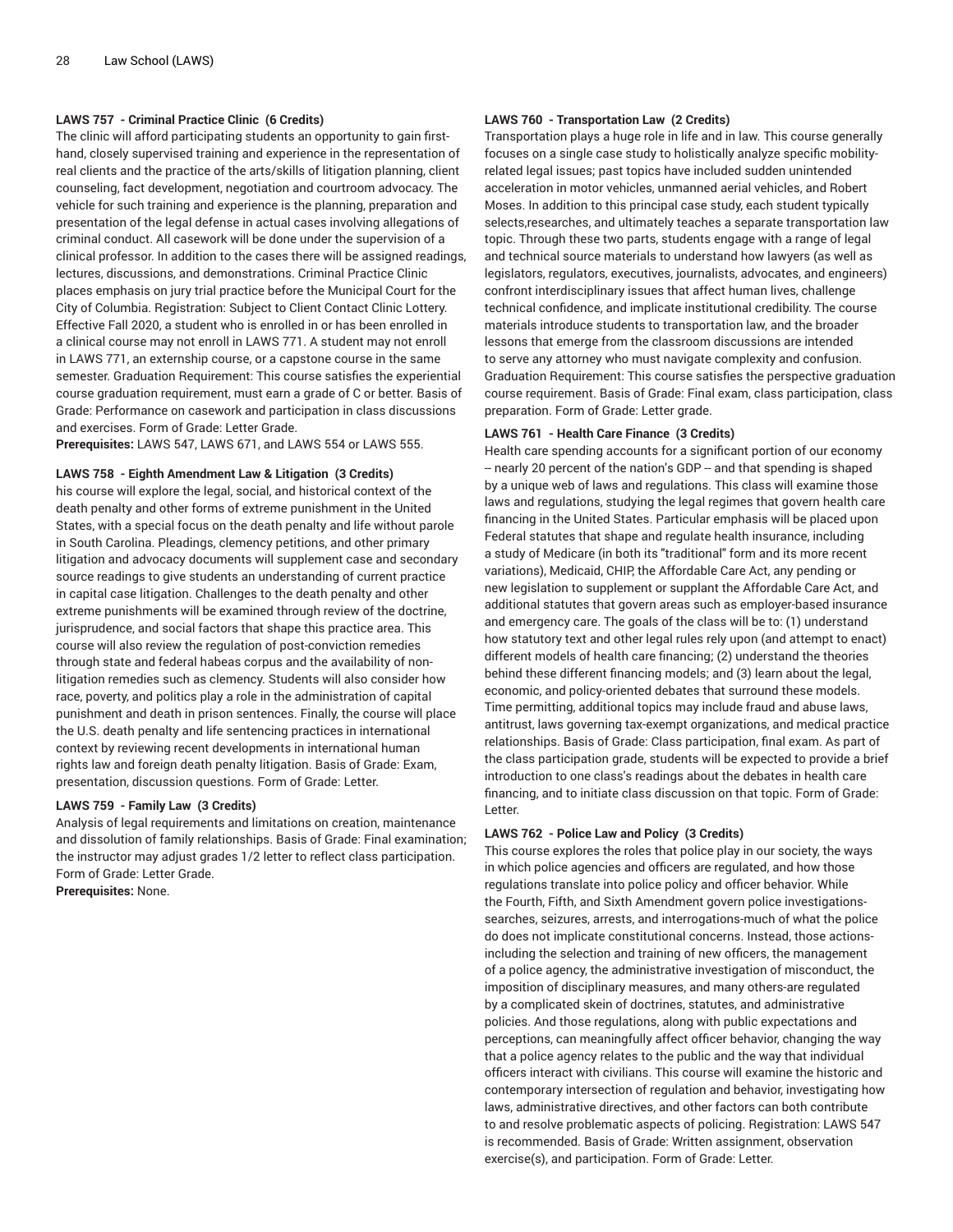#### LAWS 757 - Criminal Practice Clinic (6 Credits)

The clinic will afford participating students an opportunity to gain first-hand, closely supervised training and experience in the representation of real clients and the practice of the arts/skills of litigation planning, client counseling, fact development, negotiation and courtroom advocacy. The vehicle for such training and experience is the planning, preparation and presentation of the legal defense in actual cases involving allegations of criminal conduct. All casework will be done under the supervision of a clinical professor. In addition to the cases there will be assigned readings, lectures, discussions, and demonstrations. Criminal Practice Clinic places emphasis on jury trial practice before the Municipal Court for the City of Columbia. Registration: Subject to Client Contact Clinic Lottery. Effective Fall 2020, a student who is enrolled in or has been enrolled in a clinical course may not enroll in LAWS 771. A student may not enroll in LAWS 771, an externship course, or a capstone course in the same semester. Graduation Requirement: This course satisfies the experiential course graduation requirement, must earn a grade of C or better. Basis of Grade: Performance on casework and participation in class discussions and exercises. Form of Grade: Letter Grade.

**Prerequisites:** LAWS 547, LAWS 671, and LAWS 554 or LAWS 555.

#### LAWS 758 - Eighth Amendment Law & Litigation (3 Credits)

his course will explore the legal, social, and historical context of the death penalty and other forms of extreme punishment in the United States, with a special focus on the death penalty and life without parole in South Carolina. Pleadings, clemency petitions, and other primary litigation and advocacy documents will supplement case and secondary source readings to give students an understanding of current practice in capital case litigation. Challenges to the death penalty and other extreme punishments will be examined through review of the doctrine, jurisprudence, and social factors that shape this practice area. This course will also review the regulation of post-conviction remedies through state and federal habeas corpus and the availability of non-litigation remedies such as clemency. Students will also consider how race, poverty, and politics play a role in the administration of capital punishment and death in prison sentences. Finally, the course will place the U.S. death penalty and life sentencing practices in international context by reviewing recent developments in international human rights law and foreign death penalty litigation. Basis of Grade: Exam, presentation, discussion questions. Form of Grade: Letter.

#### LAWS 759 - Family Law (3 Credits)

Analysis of legal requirements and limitations on creation, maintenance and dissolution of family relationships. Basis of Grade: Final examination; the instructor may adjust grades 1/2 letter to reflect class participation. Form of Grade: Letter Grade.

**Prerequisites:** None.

#### LAWS 760 - Transportation Law (2 Credits)

Transportation plays a huge role in life and in law. This course generally focuses on a single case study to holistically analyze specific mobility-related legal issues; past topics have included sudden unintended acceleration in motor vehicles, unmanned aerial vehicles, and Robert Moses. In addition to this principal case study, each student typically selects,researches, and ultimately teaches a separate transportation law topic. Through these two parts, students engage with a range of legal and technical source materials to understand how lawyers (as well as legislators, regulators, executives, journalists, advocates, and engineers) confront interdisciplinary issues that affect human lives, challenge technical confidence, and implicate institutional credibility. The course materials introduce students to transportation law, and the broader lessons that emerge from the classroom discussions are intended to serve any attorney who must navigate complexity and confusion. Graduation Requirement: This course satisfies the perspective graduation course requirement. Basis of Grade: Final exam, class participation, class preparation. Form of Grade: Letter grade.

#### LAWS 761 - Health Care Finance (3 Credits)

Health care spending accounts for a significant portion of our economy -- nearly 20 percent of the nation's GDP -- and that spending is shaped by a unique web of laws and regulations. This class will examine those laws and regulations, studying the legal regimes that govern health care financing in the United States. Particular emphasis will be placed upon Federal statutes that shape and regulate health insurance, including a study of Medicare (in both its "traditional" form and its more recent variations), Medicaid, CHIP, the Affordable Care Act, any pending or new legislation to supplement or supplant the Affordable Care Act, and additional statutes that govern areas such as employer-based insurance and emergency care. The goals of the class will be to: (1) understand how statutory text and other legal rules rely upon (and attempt to enact) different models of health care financing; (2) understand the theories behind these different financing models; and (3) learn about the legal, economic, and policy-oriented debates that surround these models. Time permitting, additional topics may include fraud and abuse laws, antitrust, laws governing tax-exempt organizations, and medical practice relationships. Basis of Grade: Class participation, final exam. As part of the class participation grade, students will be expected to provide a brief introduction to one class's readings about the debates in health care financing, and to initiate class discussion on that topic. Form of Grade: Letter.

#### LAWS 762 - Police Law and Policy (3 Credits)

This course explores the roles that police play in our society, the ways in which police agencies and officers are regulated, and how those regulations translate into police policy and officer behavior. While the Fourth, Fifth, and Sixth Amendment govern police investigations-searches, seizures, arrests, and interrogations-much of what the police do does not implicate constitutional concerns. Instead, those actions-including the selection and training of new officers, the management of a police agency, the administrative investigation of misconduct, the imposition of disciplinary measures, and many others-are regulated by a complicated skein of doctrines, statutes, and administrative policies. And those regulations, along with public expectations and perceptions, can meaningfully affect officer behavior, changing the way that a police agency relates to the public and the way that individual officers interact with civilians. This course will examine the historic and contemporary intersection of regulation and behavior, investigating how laws, administrative directives, and other factors can both contribute to and resolve problematic aspects of policing. Registration: LAWS 547 is recommended. Basis of Grade: Written assignment, observation exercise(s), and participation. Form of Grade: Letter.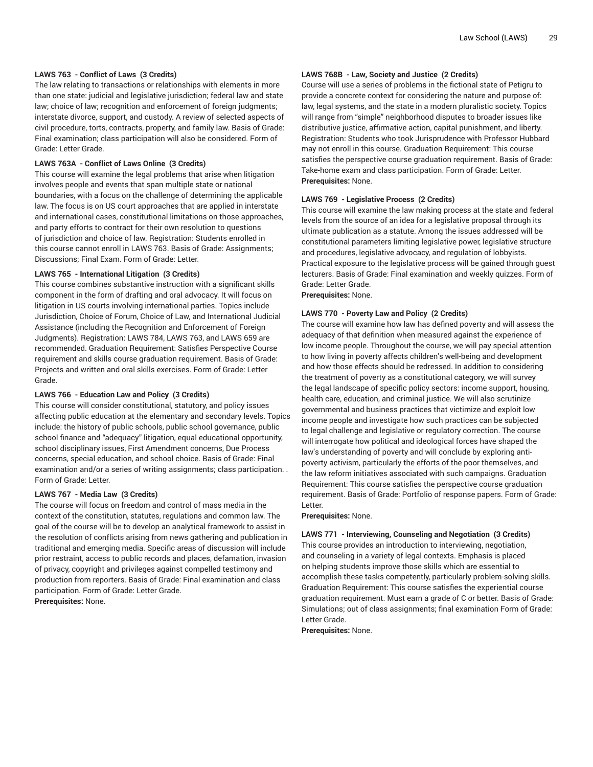**LAWS 763 - Conflict of Laws (3 Credits)**
The law relating to transactions or relationships with elements in more than one state: judicial and legislative jurisdiction; federal law and state law; choice of law; recognition and enforcement of foreign judgments; interstate divorce, support, and custody. A review of selected aspects of civil procedure, torts, contracts, property, and family law. Basis of Grade: Final examination; class participation will also be considered. Form of Grade: Letter Grade.

**LAWS 763A - Conflict of Laws Online (3 Credits)**
This course will examine the legal problems that arise when litigation involves people and events that span multiple state or national boundaries, with a focus on the challenge of determining the applicable law. The focus is on US court approaches that are applied in interstate and international cases, constitutional limitations on those approaches, and party efforts to contract for their own resolution to questions of jurisdiction and choice of law. Registration: Students enrolled in this course cannot enroll in LAWS 763. Basis of Grade: Assignments; Discussions; Final Exam. Form of Grade: Letter.

**LAWS 765 - International Litigation (3 Credits)**
This course combines substantive instruction with a significant skills component in the form of drafting and oral advocacy. It will focus on litigation in US courts involving international parties. Topics include Jurisdiction, Choice of Forum, Choice of Law, and International Judicial Assistance (including the Recognition and Enforcement of Foreign Judgments). Registration: LAWS 784, LAWS 763, and LAWS 659 are recommended. Graduation Requirement: Satisfies Perspective Course requirement and skills course graduation requirement. Basis of Grade: Projects and written and oral skills exercises. Form of Grade: Letter Grade.

**LAWS 766 - Education Law and Policy (3 Credits)**
This course will consider constitutional, statutory, and policy issues affecting public education at the elementary and secondary levels. Topics include: the history of public schools, public school governance, public school finance and "adequacy" litigation, equal educational opportunity, school disciplinary issues, First Amendment concerns, Due Process concerns, special education, and school choice. Basis of Grade: Final examination and/or a series of writing assignments; class participation. . Form of Grade: Letter.

**LAWS 767 - Media Law (3 Credits)**
The course will focus on freedom and control of mass media in the context of the constitution, statutes, regulations and common law. The goal of the course will be to develop an analytical framework to assist in the resolution of conflicts arising from news gathering and publication in traditional and emerging media. Specific areas of discussion will include prior restraint, access to public records and places, defamation, invasion of privacy, copyright and privileges against compelled testimony and production from reporters. Basis of Grade: Final examination and class participation. Form of Grade: Letter Grade.
**Prerequisites:** None.

**LAWS 768B - Law, Society and Justice (2 Credits)**
Course will use a series of problems in the fictional state of Petigru to provide a concrete context for considering the nature and purpose of: law, legal systems, and the state in a modern pluralistic society. Topics will range from "simple" neighborhood disputes to broader issues like distributive justice, affirmative action, capital punishment, and liberty. Registration: Students who took Jurisprudence with Professor Hubbard may not enroll in this course. Graduation Requirement: This course satisfies the perspective course graduation requirement. Basis of Grade: Take-home exam and class participation. Form of Grade: Letter.
**Prerequisites:** None.

**LAWS 769 - Legislative Process (2 Credits)**
This course will examine the law making process at the state and federal levels from the source of an idea for a legislative proposal through its ultimate publication as a statute. Among the issues addressed will be constitutional parameters limiting legislative power, legislative structure and procedures, legislative advocacy, and regulation of lobbyists. Practical exposure to the legislative process will be gained through guest lecturers. Basis of Grade: Final examination and weekly quizzes. Form of Grade: Letter Grade.
**Prerequisites:** None.

**LAWS 770 - Poverty Law and Policy (2 Credits)**
The course will examine how law has defined poverty and will assess the adequacy of that definition when measured against the experience of low income people. Throughout the course, we will pay special attention to how living in poverty affects children's well-being and development and how those effects should be redressed. In addition to considering the treatment of poverty as a constitutional category, we will survey the legal landscape of specific policy sectors: income support, housing, health care, education, and criminal justice. We will also scrutinize governmental and business practices that victimize and exploit low income people and investigate how such practices can be subjected to legal challenge and legislative or regulatory correction. The course will interrogate how political and ideological forces have shaped the law's understanding of poverty and will conclude by exploring anti-poverty activism, particularly the efforts of the poor themselves, and the law reform initiatives associated with such campaigns. Graduation Requirement: This course satisfies the perspective course graduation requirement. Basis of Grade: Portfolio of response papers. Form of Grade: Letter.
**Prerequisites:** None.

**LAWS 771 - Interviewing, Counseling and Negotiation (3 Credits)**
This course provides an introduction to interviewing, negotiation, and counseling in a variety of legal contexts. Emphasis is placed on helping students improve those skills which are essential to accomplish these tasks competently, particularly problem-solving skills. Graduation Requirement: This course satisfies the experiential course graduation requirement. Must earn a grade of C or better. Basis of Grade: Simulations; out of class assignments; final examination Form of Grade: Letter Grade.
**Prerequisites:** None.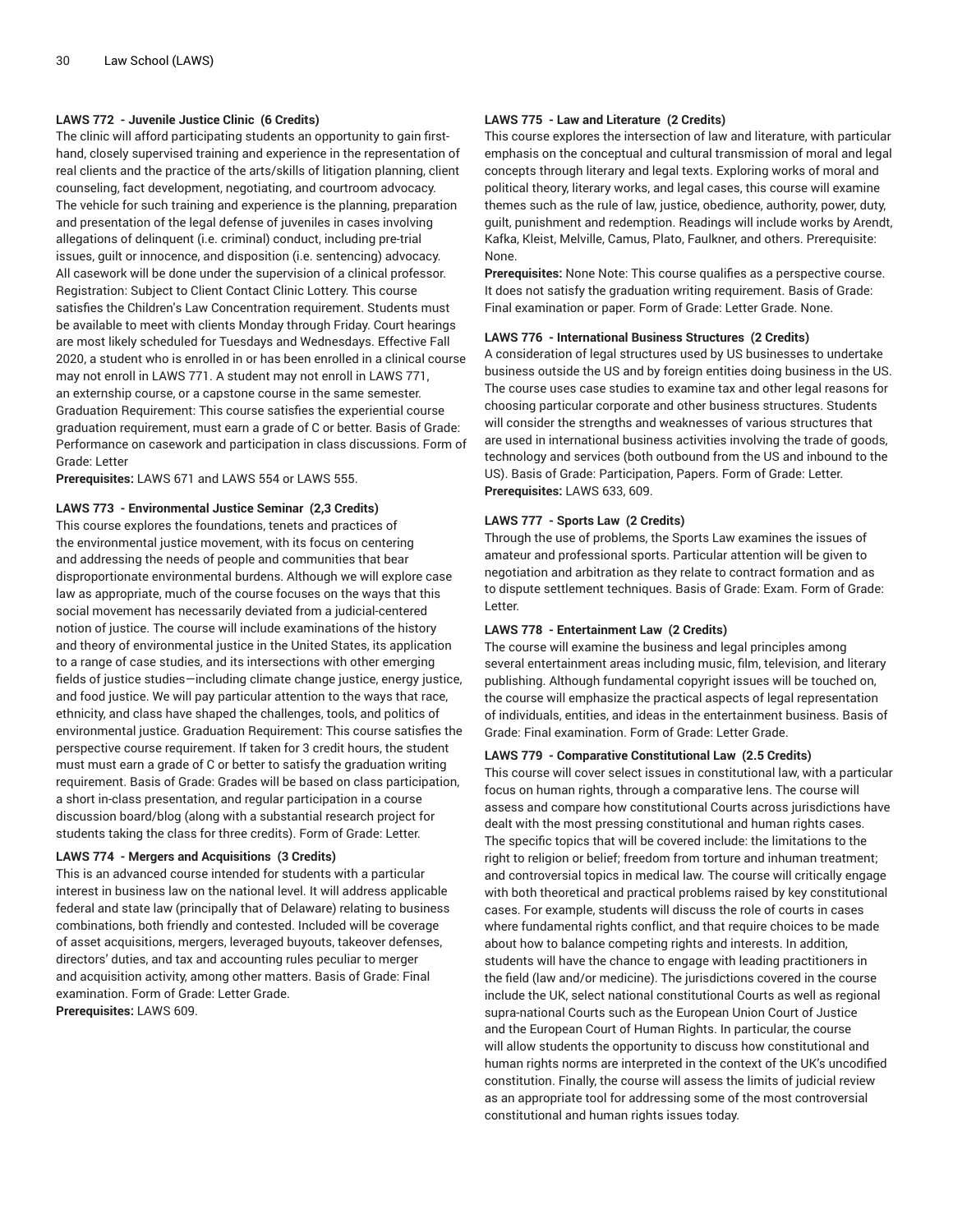### LAWS 772 - Juvenile Justice Clinic (6 Credits)

The clinic will afford participating students an opportunity to gain first-hand, closely supervised training and experience in the representation of real clients and the practice of the arts/skills of litigation planning, client counseling, fact development, negotiating, and courtroom advocacy. The vehicle for such training and experience is the planning, preparation and presentation of the legal defense of juveniles in cases involving allegations of delinquent (i.e. criminal) conduct, including pre-trial issues, guilt or innocence, and disposition (i.e. sentencing) advocacy. All casework will be done under the supervision of a clinical professor. Registration: Subject to Client Contact Clinic Lottery. This course satisfies the Children's Law Concentration requirement. Students must be available to meet with clients Monday through Friday. Court hearings are most likely scheduled for Tuesdays and Wednesdays. Effective Fall 2020, a student who is enrolled in or has been enrolled in a clinical course may not enroll in LAWS 771. A student may not enroll in LAWS 771, an externship course, or a capstone course in the same semester. Graduation Requirement: This course satisfies the experiential course graduation requirement, must earn a grade of C or better. Basis of Grade: Performance on casework and participation in class discussions. Form of Grade: Letter

**Prerequisites:** LAWS 671 and LAWS 554 or LAWS 555.

### LAWS 773 - Environmental Justice Seminar (2,3 Credits)

This course explores the foundations, tenets and practices of the environmental justice movement, with its focus on centering and addressing the needs of people and communities that bear disproportionate environmental burdens. Although we will explore case law as appropriate, much of the course focuses on the ways that this social movement has necessarily deviated from a judicial-centered notion of justice. The course will include examinations of the history and theory of environmental justice in the United States, its application to a range of case studies, and its intersections with other emerging fields of justice studies—including climate change justice, energy justice, and food justice. We will pay particular attention to the ways that race, ethnicity, and class have shaped the challenges, tools, and politics of environmental justice. Graduation Requirement: This course satisfies the perspective course requirement. If taken for 3 credit hours, the student must must earn a grade of C or better to satisfy the graduation writing requirement. Basis of Grade: Grades will be based on class participation, a short in-class presentation, and regular participation in a course discussion board/blog (along with a substantial research project for students taking the class for three credits). Form of Grade: Letter.

### LAWS 774 - Mergers and Acquisitions (3 Credits)

This is an advanced course intended for students with a particular interest in business law on the national level. It will address applicable federal and state law (principally that of Delaware) relating to business combinations, both friendly and contested. Included will be coverage of asset acquisitions, mergers, leveraged buyouts, takeover defenses, directors' duties, and tax and accounting rules peculiar to merger and acquisition activity, among other matters. Basis of Grade: Final examination. Form of Grade: Letter Grade.

**Prerequisites:** LAWS 609.

### LAWS 775 - Law and Literature (2 Credits)

This course explores the intersection of law and literature, with particular emphasis on the conceptual and cultural transmission of moral and legal concepts through literary and legal texts. Exploring works of moral and political theory, literary works, and legal cases, this course will examine themes such as the rule of law, justice, obedience, authority, power, duty, guilt, punishment and redemption. Readings will include works by Arendt, Kafka, Kleist, Melville, Camus, Plato, Faulkner, and others. Prerequisite: None.

**Prerequisites:** None Note: This course qualifies as a perspective course. It does not satisfy the graduation writing requirement. Basis of Grade: Final examination or paper. Form of Grade: Letter Grade. None.

### LAWS 776 - International Business Structures (2 Credits)

A consideration of legal structures used by US businesses to undertake business outside the US and by foreign entities doing business in the US. The course uses case studies to examine tax and other legal reasons for choosing particular corporate and other business structures. Students will consider the strengths and weaknesses of various structures that are used in international business activities involving the trade of goods, technology and services (both outbound from the US and inbound to the US). Basis of Grade: Participation, Papers. Form of Grade: Letter.

**Prerequisites:** LAWS 633, 609.

### LAWS 777 - Sports Law (2 Credits)

Through the use of problems, the Sports Law examines the issues of amateur and professional sports. Particular attention will be given to negotiation and arbitration as they relate to contract formation and as to dispute settlement techniques. Basis of Grade: Exam. Form of Grade: Letter.

### LAWS 778 - Entertainment Law (2 Credits)

The course will examine the business and legal principles among several entertainment areas including music, film, television, and literary publishing. Although fundamental copyright issues will be touched on, the course will emphasize the practical aspects of legal representation of individuals, entities, and ideas in the entertainment business. Basis of Grade: Final examination. Form of Grade: Letter Grade.

### LAWS 779 - Comparative Constitutional Law (2.5 Credits)

This course will cover select issues in constitutional law, with a particular focus on human rights, through a comparative lens. The course will assess and compare how constitutional Courts across jurisdictions have dealt with the most pressing constitutional and human rights cases. The specific topics that will be covered include: the limitations to the right to religion or belief; freedom from torture and inhuman treatment; and controversial topics in medical law. The course will critically engage with both theoretical and practical problems raised by key constitutional cases. For example, students will discuss the role of courts in cases where fundamental rights conflict, and that require choices to be made about how to balance competing rights and interests. In addition, students will have the chance to engage with leading practitioners in the field (law and/or medicine). The jurisdictions covered in the course include the UK, select national constitutional Courts as well as regional supra-national Courts such as the European Union Court of Justice and the European Court of Human Rights. In particular, the course will allow students the opportunity to discuss how constitutional and human rights norms are interpreted in the context of the UK's uncodified constitution. Finally, the course will assess the limits of judicial review as an appropriate tool for addressing some of the most controversial constitutional and human rights issues today.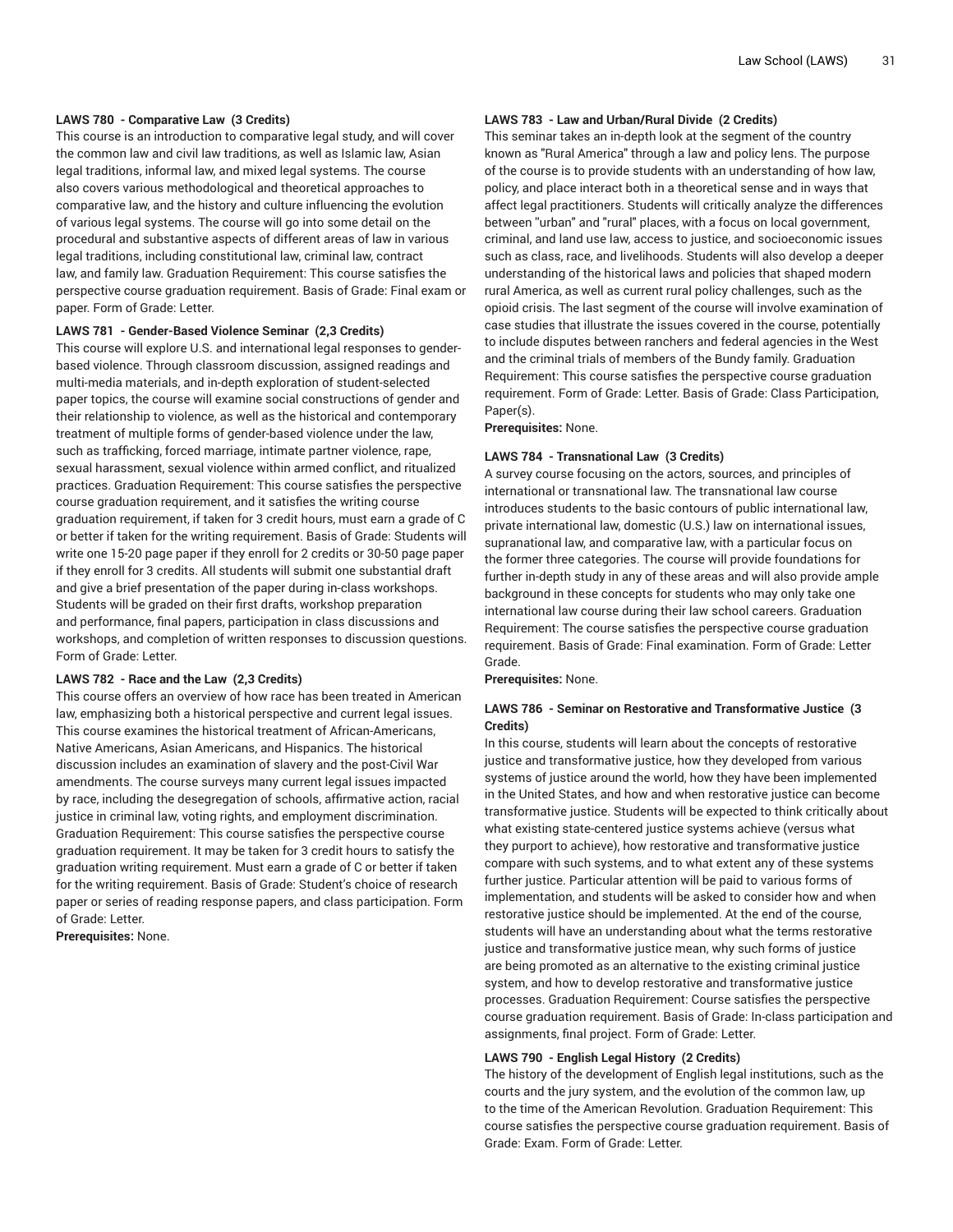#### LAWS 780 - Comparative Law (3 Credits)

This course is an introduction to comparative legal study, and will cover the common law and civil law traditions, as well as Islamic law, Asian legal traditions, informal law, and mixed legal systems. The course also covers various methodological and theoretical approaches to comparative law, and the history and culture influencing the evolution of various legal systems. The course will go into some detail on the procedural and substantive aspects of different areas of law in various legal traditions, including constitutional law, criminal law, contract law, and family law. Graduation Requirement: This course satisfies the perspective course graduation requirement. Basis of Grade: Final exam or paper. Form of Grade: Letter.

#### LAWS 781 - Gender-Based Violence Seminar (2,3 Credits)

This course will explore U.S. and international legal responses to gender-based violence. Through classroom discussion, assigned readings and multi-media materials, and in-depth exploration of student-selected paper topics, the course will examine social constructions of gender and their relationship to violence, as well as the historical and contemporary treatment of multiple forms of gender-based violence under the law, such as trafficking, forced marriage, intimate partner violence, rape, sexual harassment, sexual violence within armed conflict, and ritualized practices. Graduation Requirement: This course satisfies the perspective course graduation requirement, and it satisfies the writing course graduation requirement, if taken for 3 credit hours, must earn a grade of C or better if taken for the writing requirement. Basis of Grade: Students will write one 15-20 page paper if they enroll for 2 credits or 30-50 page paper if they enroll for 3 credits. All students will submit one substantial draft and give a brief presentation of the paper during in-class workshops. Students will be graded on their first drafts, workshop preparation and performance, final papers, participation in class discussions and workshops, and completion of written responses to discussion questions. Form of Grade: Letter.

#### LAWS 782 - Race and the Law (2,3 Credits)

This course offers an overview of how race has been treated in American law, emphasizing both a historical perspective and current legal issues. This course examines the historical treatment of African-Americans, Native Americans, Asian Americans, and Hispanics. The historical discussion includes an examination of slavery and the post-Civil War amendments. The course surveys many current legal issues impacted by race, including the desegregation of schools, affirmative action, racial justice in criminal law, voting rights, and employment discrimination. Graduation Requirement: This course satisfies the perspective course graduation requirement. It may be taken for 3 credit hours to satisfy the graduation writing requirement. Must earn a grade of C or better if taken for the writing requirement. Basis of Grade: Student's choice of research paper or series of reading response papers, and class participation. Form of Grade: Letter.

**Prerequisites:** None.

#### LAWS 783 - Law and Urban/Rural Divide (2 Credits)

This seminar takes an in-depth look at the segment of the country known as "Rural America" through a law and policy lens. The purpose of the course is to provide students with an understanding of how law, policy, and place interact both in a theoretical sense and in ways that affect legal practitioners. Students will critically analyze the differences between "urban" and "rural" places, with a focus on local government, criminal, and land use law, access to justice, and socioeconomic issues such as class, race, and livelihoods. Students will also develop a deeper understanding of the historical laws and policies that shaped modern rural America, as well as current rural policy challenges, such as the opioid crisis. The last segment of the course will involve examination of case studies that illustrate the issues covered in the course, potentially to include disputes between ranchers and federal agencies in the West and the criminal trials of members of the Bundy family. Graduation Requirement: This course satisfies the perspective course graduation requirement. Form of Grade: Letter. Basis of Grade: Class Participation, Paper(s).

**Prerequisites:** None.

#### LAWS 784 - Transnational Law (3 Credits)

A survey course focusing on the actors, sources, and principles of international or transnational law. The transnational law course introduces students to the basic contours of public international law, private international law, domestic (U.S.) law on international issues, supranational law, and comparative law, with a particular focus on the former three categories. The course will provide foundations for further in-depth study in any of these areas and will also provide ample background in these concepts for students who may only take one international law course during their law school careers. Graduation Requirement: The course satisfies the perspective course graduation requirement. Basis of Grade: Final examination. Form of Grade: Letter Grade.

**Prerequisites:** None.

#### LAWS 786 - Seminar on Restorative and Transformative Justice (3 Credits)

In this course, students will learn about the concepts of restorative justice and transformative justice, how they developed from various systems of justice around the world, how they have been implemented in the United States, and how and when restorative justice can become transformative justice. Students will be expected to think critically about what existing state-centered justice systems achieve (versus what they purport to achieve), how restorative and transformative justice compare with such systems, and to what extent any of these systems further justice. Particular attention will be paid to various forms of implementation, and students will be asked to consider how and when restorative justice should be implemented. At the end of the course, students will have an understanding about what the terms restorative justice and transformative justice mean, why such forms of justice are being promoted as an alternative to the existing criminal justice system, and how to develop restorative and transformative justice processes. Graduation Requirement: Course satisfies the perspective course graduation requirement. Basis of Grade: In-class participation and assignments, final project. Form of Grade: Letter.

#### LAWS 790 - English Legal History (2 Credits)

The history of the development of English legal institutions, such as the courts and the jury system, and the evolution of the common law, up to the time of the American Revolution. Graduation Requirement: This course satisfies the perspective course graduation requirement. Basis of Grade: Exam. Form of Grade: Letter.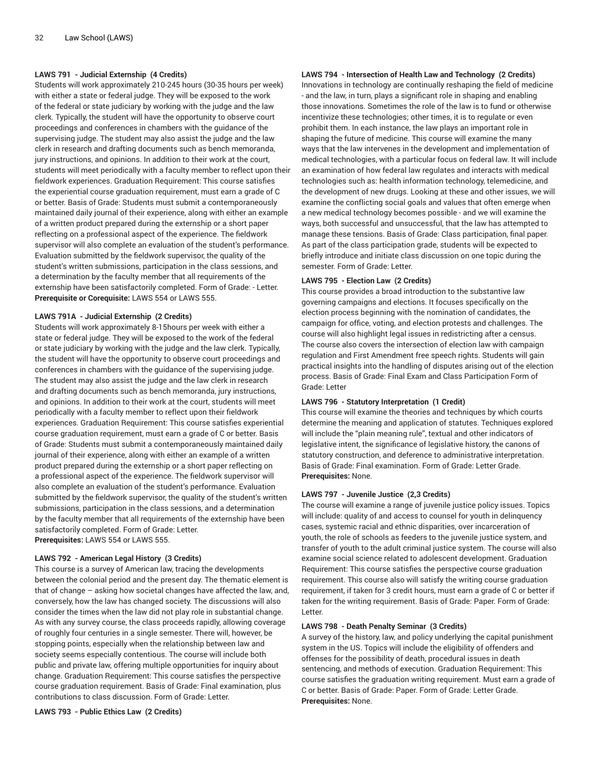### LAWS 791 - Judicial Externship (4 Credits)

Students will work approximately 210-245 hours (30-35 hours per week) with either a state or federal judge. They will be exposed to the work of the federal or state judiciary by working with the judge and the law clerk. Typically, the student will have the opportunity to observe court proceedings and conferences in chambers with the guidance of the supervising judge. The student may also assist the judge and the law clerk in research and drafting documents such as bench memoranda, jury instructions, and opinions. In addition to their work at the court, students will meet periodically with a faculty member to reflect upon their fieldwork experiences. Graduation Requirement: This course satisfies the experiential course graduation requirement, must earn a grade of C or better. Basis of Grade: Students must submit a contemporaneously maintained daily journal of their experience, along with either an example of a written product prepared during the externship or a short paper reflecting on a professional aspect of the experience. The fieldwork supervisor will also complete an evaluation of the student's performance. Evaluation submitted by the fieldwork supervisor, the quality of the student's written submissions, participation in the class sessions, and a determination by the faculty member that all requirements of the externship have been satisfactorily completed. Form of Grade: - Letter.
**Prerequisite or Corequisite:** LAWS 554 or LAWS 555.

### LAWS 791A - Judicial Externship (2 Credits)

Students will work approximately 8-15hours per week with either a state or federal judge. They will be exposed to the work of the federal or state judiciary by working with the judge and the law clerk. Typically, the student will have the opportunity to observe court proceedings and conferences in chambers with the guidance of the supervising judge. The student may also assist the judge and the law clerk in research and drafting documents such as bench memoranda, jury instructions, and opinions. In addition to their work at the court, students will meet periodically with a faculty member to reflect upon their fieldwork experiences. Graduation Requirement: This course satisfies experiential course graduation requirement, must earn a grade of C or better. Basis of Grade: Students must submit a contemporaneously maintained daily journal of their experience, along with either an example of a written product prepared during the externship or a short paper reflecting on a professional aspect of the experience. The fieldwork supervisor will also complete an evaluation of the student's performance. Evaluation submitted by the fieldwork supervisor, the quality of the student's written submissions, participation in the class sessions, and a determination by the faculty member that all requirements of the externship have been satisfactorily completed. Form of Grade: Letter.
**Prerequisites:** LAWS 554 or LAWS 555.

### LAWS 792 - American Legal History (3 Credits)

This course is a survey of American law, tracing the developments between the colonial period and the present day. The thematic element is that of change – asking how societal changes have affected the law, and, conversely, how the law has changed society. The discussions will also consider the times when the law did not play role in substantial change. As with any survey course, the class proceeds rapidly, allowing coverage of roughly four centuries in a single semester. There will, however, be stopping points, especially when the relationship between law and society seems especially contentious. The course will include both public and private law, offering multiple opportunities for inquiry about change. Graduation Requirement: This course satisfies the perspective course graduation requirement. Basis of Grade: Final examination, plus contributions to class discussion. Form of Grade: Letter.

### LAWS 793 - Public Ethics Law (2 Credits)

### LAWS 794 - Intersection of Health Law and Technology (2 Credits)

Innovations in technology are continually reshaping the field of medicine - and the law, in turn, plays a significant role in shaping and enabling those innovations. Sometimes the role of the law is to fund or otherwise incentivize these technologies; other times, it is to regulate or even prohibit them. In each instance, the law plays an important role in shaping the future of medicine. This course will examine the many ways that the law intervenes in the development and implementation of medical technologies, with a particular focus on federal law. It will include an examination of how federal law regulates and interacts with medical technologies such as: health information technology, telemedicine, and the development of new drugs. Looking at these and other issues, we will examine the conflicting social goals and values that often emerge when a new medical technology becomes possible - and we will examine the ways, both successful and unsuccessful, that the law has attempted to manage these tensions. Basis of Grade: Class participation, final paper. As part of the class participation grade, students will be expected to briefly introduce and initiate class discussion on one topic during the semester. Form of Grade: Letter.

### LAWS 795 - Election Law (2 Credits)

This course provides a broad introduction to the substantive law governing campaigns and elections. It focuses specifically on the election process beginning with the nomination of candidates, the campaign for office, voting, and election protests and challenges. The course will also highlight legal issues in redistricting after a census. The course also covers the intersection of election law with campaign regulation and First Amendment free speech rights. Students will gain practical insights into the handling of disputes arising out of the election process. Basis of Grade: Final Exam and Class Participation Form of Grade: Letter

### LAWS 796 - Statutory Interpretation (1 Credit)

This course will examine the theories and techniques by which courts determine the meaning and application of statutes. Techniques explored will include the "plain meaning rule", textual and other indicators of legislative intent, the significance of legislative history, the canons of statutory construction, and deference to administrative interpretation. Basis of Grade: Final examination. Form of Grade: Letter Grade.
**Prerequisites:** None.

### LAWS 797 - Juvenile Justice (2,3 Credits)

The course will examine a range of juvenile justice policy issues. Topics will include: quality of and access to counsel for youth in delinquency cases, systemic racial and ethnic disparities, over incarceration of youth, the role of schools as feeders to the juvenile justice system, and transfer of youth to the adult criminal justice system. The course will also examine social science related to adolescent development. Graduation Requirement: This course satisfies the perspective course graduation requirement. This course also will satisfy the writing course graduation requirement, if taken for 3 credit hours, must earn a grade of C or better if taken for the writing requirement. Basis of Grade: Paper. Form of Grade: Letter.

### LAWS 798 - Death Penalty Seminar (3 Credits)

A survey of the history, law, and policy underlying the capital punishment system in the US. Topics will include the eligibility of offenders and offenses for the possibility of death, procedural issues in death sentencing, and methods of execution. Graduation Requirement: This course satisfies the graduation writing requirement. Must earn a grade of C or better. Basis of Grade: Paper. Form of Grade: Letter Grade.
**Prerequisites:** None.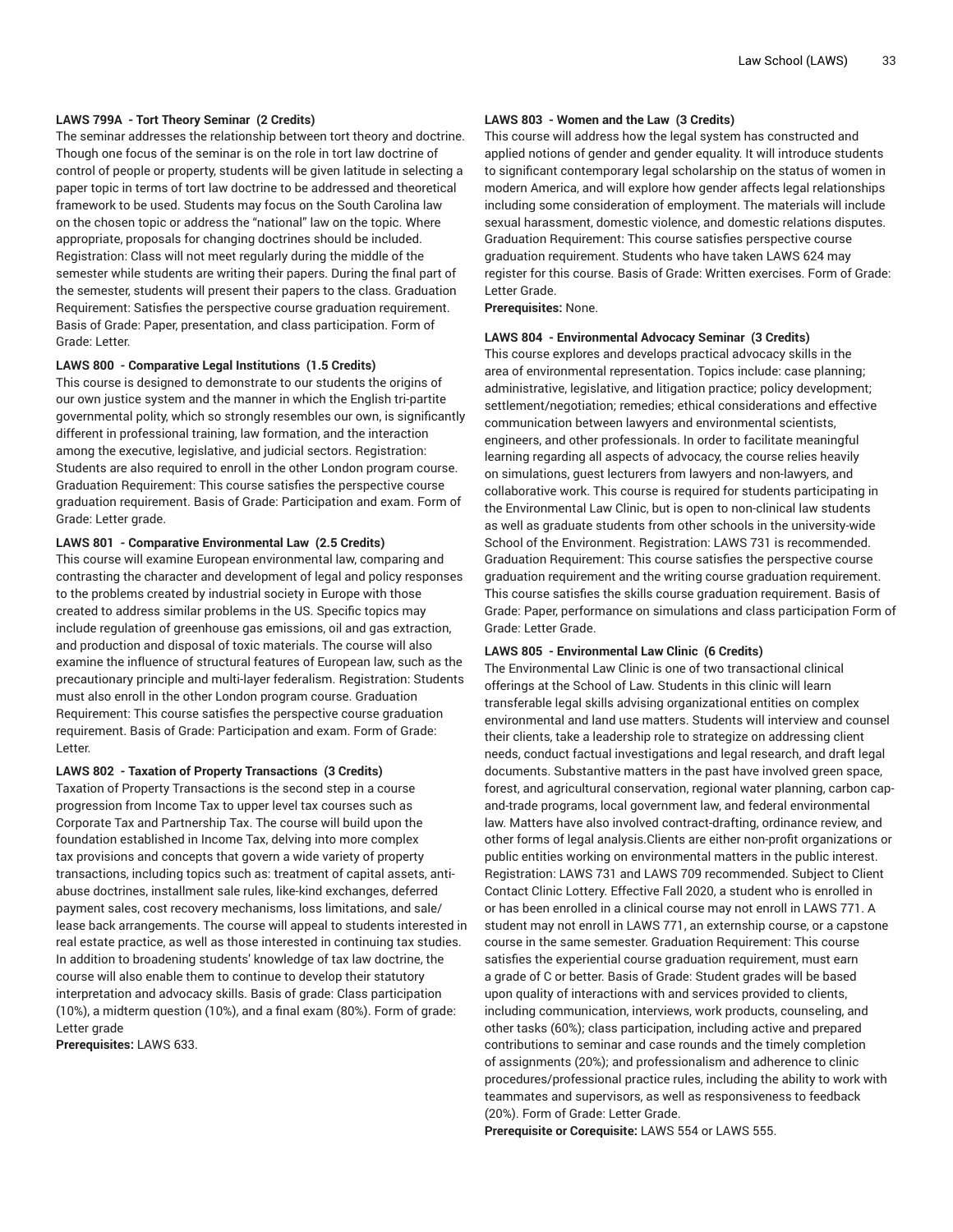**LAWS 799A - Tort Theory Seminar (2 Credits)**

The seminar addresses the relationship between tort theory and doctrine. Though one focus of the seminar is on the role in tort law doctrine of control of people or property, students will be given latitude in selecting a paper topic in terms of tort law doctrine to be addressed and theoretical framework to be used. Students may focus on the South Carolina law on the chosen topic or address the "national" law on the topic. Where appropriate, proposals for changing doctrines should be included. Registration: Class will not meet regularly during the middle of the semester while students are writing their papers. During the final part of the semester, students will present their papers to the class. Graduation Requirement: Satisfies the perspective course graduation requirement. Basis of Grade: Paper, presentation, and class participation. Form of Grade: Letter.

**LAWS 800 - Comparative Legal Institutions (1.5 Credits)**

This course is designed to demonstrate to our students the origins of our own justice system and the manner in which the English tri-partite governmental polity, which so strongly resembles our own, is significantly different in professional training, law formation, and the interaction among the executive, legislative, and judicial sectors. Registration: Students are also required to enroll in the other London program course. Graduation Requirement: This course satisfies the perspective course graduation requirement. Basis of Grade: Participation and exam. Form of Grade: Letter grade.

**LAWS 801 - Comparative Environmental Law (2.5 Credits)**

This course will examine European environmental law, comparing and contrasting the character and development of legal and policy responses to the problems created by industrial society in Europe with those created to address similar problems in the US. Specific topics may include regulation of greenhouse gas emissions, oil and gas extraction, and production and disposal of toxic materials. The course will also examine the influence of structural features of European law, such as the precautionary principle and multi-layer federalism. Registration: Students must also enroll in the other London program course. Graduation Requirement: This course satisfies the perspective course graduation requirement. Basis of Grade: Participation and exam. Form of Grade: Letter.

**LAWS 802 - Taxation of Property Transactions (3 Credits)**

Taxation of Property Transactions is the second step in a course progression from Income Tax to upper level tax courses such as Corporate Tax and Partnership Tax. The course will build upon the foundation established in Income Tax, delving into more complex tax provisions and concepts that govern a wide variety of property transactions, including topics such as: treatment of capital assets, anti-abuse doctrines, installment sale rules, like-kind exchanges, deferred payment sales, cost recovery mechanisms, loss limitations, and sale/lease back arrangements. The course will appeal to students interested in real estate practice, as well as those interested in continuing tax studies. In addition to broadening students' knowledge of tax law doctrine, the course will also enable them to continue to develop their statutory interpretation and advocacy skills. Basis of grade: Class participation (10%), a midterm question (10%), and a final exam (80%). Form of grade: Letter grade

**Prerequisites:** LAWS 633.

**LAWS 803 - Women and the Law (3 Credits)**

This course will address how the legal system has constructed and applied notions of gender and gender equality. It will introduce students to significant contemporary legal scholarship on the status of women in modern America, and will explore how gender affects legal relationships including some consideration of employment. The materials will include sexual harassment, domestic violence, and domestic relations disputes. Graduation Requirement: This course satisfies perspective course graduation requirement. Students who have taken LAWS 624 may register for this course. Basis of Grade: Written exercises. Form of Grade: Letter Grade.

**Prerequisites:** None.

**LAWS 804 - Environmental Advocacy Seminar (3 Credits)**

This course explores and develops practical advocacy skills in the area of environmental representation. Topics include: case planning; administrative, legislative, and litigation practice; policy development; settlement/negotiation; remedies; ethical considerations and effective communication between lawyers and environmental scientists, engineers, and other professionals. In order to facilitate meaningful learning regarding all aspects of advocacy, the course relies heavily on simulations, guest lecturers from lawyers and non-lawyers, and collaborative work. This course is required for students participating in the Environmental Law Clinic, but is open to non-clinical law students as well as graduate students from other schools in the university-wide School of the Environment. Registration: LAWS 731 is recommended. Graduation Requirement: This course satisfies the perspective course graduation requirement and the writing course graduation requirement. This course satisfies the skills course graduation requirement. Basis of Grade: Paper, performance on simulations and class participation Form of Grade: Letter Grade.

**LAWS 805 - Environmental Law Clinic (6 Credits)**

The Environmental Law Clinic is one of two transactional clinical offerings at the School of Law. Students in this clinic will learn transferable legal skills advising organizational entities on complex environmental and land use matters. Students will interview and counsel their clients, take a leadership role to strategize on addressing client needs, conduct factual investigations and legal research, and draft legal documents. Substantive matters in the past have involved green space, forest, and agricultural conservation, regional water planning, carbon cap-and-trade programs, local government law, and federal environmental law. Matters have also involved contract-drafting, ordinance review, and other forms of legal analysis.Clients are either non-profit organizations or public entities working on environmental matters in the public interest. Registration: LAWS 731 and LAWS 709 recommended. Subject to Client Contact Clinic Lottery. Effective Fall 2020, a student who is enrolled in or has been enrolled in a clinical course may not enroll in LAWS 771. A student may not enroll in LAWS 771, an externship course, or a capstone course in the same semester. Graduation Requirement: This course satisfies the experiential course graduation requirement, must earn a grade of C or better. Basis of Grade: Student grades will be based upon quality of interactions with and services provided to clients, including communication, interviews, work products, counseling, and other tasks (60%); class participation, including active and prepared contributions to seminar and case rounds and the timely completion of assignments (20%); and professionalism and adherence to clinic procedures/professional practice rules, including the ability to work with teammates and supervisors, as well as responsiveness to feedback (20%). Form of Grade: Letter Grade.

**Prerequisite or Corequisite:** LAWS 554 or LAWS 555.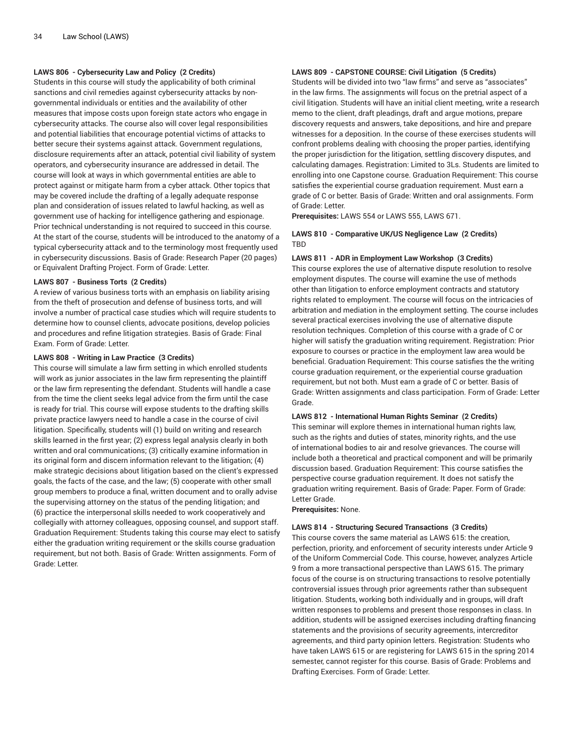**LAWS 806 - Cybersecurity Law and Policy (2 Credits)**
Students in this course will study the applicability of both criminal sanctions and civil remedies against cybersecurity attacks by non-governmental individuals or entities and the availability of other measures that impose costs upon foreign state actors who engage in cybersecurity attacks. The course also will cover legal responsibilities and potential liabilities that encourage potential victims of attacks to better secure their systems against attack. Government regulations, disclosure requirements after an attack, potential civil liability of system operators, and cybersecurity insurance are addressed in detail. The course will look at ways in which governmental entities are able to protect against or mitigate harm from a cyber attack. Other topics that may be covered include the drafting of a legally adequate response plan and consideration of issues related to lawful hacking, as well as government use of hacking for intelligence gathering and espionage. Prior technical understanding is not required to succeed in this course. At the start of the course, students will be introduced to the anatomy of a typical cybersecurity attack and to the terminology most frequently used in cybersecurity discussions. Basis of Grade: Research Paper (20 pages) or Equivalent Drafting Project. Form of Grade: Letter.

**LAWS 807 - Business Torts (2 Credits)**
A review of various business torts with an emphasis on liability arising from the theft of prosecution and defense of business torts, and will involve a number of practical case studies which will require students to determine how to counsel clients, advocate positions, develop policies and procedures and refine litigation strategies. Basis of Grade: Final Exam. Form of Grade: Letter.

**LAWS 808 - Writing in Law Practice (3 Credits)**
This course will simulate a law firm setting in which enrolled students will work as junior associates in the law firm representing the plaintiff or the law firm representing the defendant. Students will handle a case from the time the client seeks legal advice from the firm until the case is ready for trial. This course will expose students to the drafting skills private practice lawyers need to handle a case in the course of civil litigation. Specifically, students will (1) build on writing and research skills learned in the first year; (2) express legal analysis clearly in both written and oral communications; (3) critically examine information in its original form and discern information relevant to the litigation; (4) make strategic decisions about litigation based on the client's expressed goals, the facts of the case, and the law; (5) cooperate with other small group members to produce a final, written document and to orally advise the supervising attorney on the status of the pending litigation; and (6) practice the interpersonal skills needed to work cooperatively and collegially with attorney colleagues, opposing counsel, and support staff. Graduation Requirement: Students taking this course may elect to satisfy either the graduation writing requirement or the skills course graduation requirement, but not both. Basis of Grade: Written assignments. Form of Grade: Letter.

**LAWS 809 - CAPSTONE COURSE: Civil Litigation (5 Credits)**
Students will be divided into two "law firms" and serve as "associates" in the law firms. The assignments will focus on the pretrial aspect of a civil litigation. Students will have an initial client meeting, write a research memo to the client, draft pleadings, draft and argue motions, prepare discovery requests and answers, take depositions, and hire and prepare witnesses for a deposition. In the course of these exercises students will confront problems dealing with choosing the proper parties, identifying the proper jurisdiction for the litigation, settling discovery disputes, and calculating damages. Registration: Limited to 3Ls. Students are limited to enrolling into one Capstone course. Graduation Requirement: This course satisfies the experiential course graduation requirement. Must earn a grade of C or better. Basis of Grade: Written and oral assignments. Form of Grade: Letter.
**Prerequisites:** LAWS 554 or LAWS 555, LAWS 671.

**LAWS 810 - Comparative UK/US Negligence Law (2 Credits)**
TBD

**LAWS 811 - ADR in Employment Law Workshop (3 Credits)**
This course explores the use of alternative dispute resolution to resolve employment disputes. The course will examine the use of methods other than litigation to enforce employment contracts and statutory rights related to employment. The course will focus on the intricacies of arbitration and mediation in the employment setting. The course includes several practical exercises involving the use of alternative dispute resolution techniques. Completion of this course with a grade of C or higher will satisfy the graduation writing requirement. Registration: Prior exposure to courses or practice in the employment law area would be beneficial. Graduation Requirement: This course satisfies the the writing course graduation requirement, or the experiential course graduation requirement, but not both. Must earn a grade of C or better. Basis of Grade: Written assignments and class participation. Form of Grade: Letter Grade.

**LAWS 812 - International Human Rights Seminar (2 Credits)**
This seminar will explore themes in international human rights law, such as the rights and duties of states, minority rights, and the use of international bodies to air and resolve grievances. The course will include both a theoretical and practical component and will be primarily discussion based. Graduation Requirement: This course satisfies the perspective course graduation requirement. It does not satisfy the graduation writing requirement. Basis of Grade: Paper. Form of Grade: Letter Grade.
**Prerequisites:** None.

**LAWS 814 - Structuring Secured Transactions (3 Credits)**
This course covers the same material as LAWS 615: the creation, perfection, priority, and enforcement of security interests under Article 9 of the Uniform Commercial Code. This course, however, analyzes Article 9 from a more transactional perspective than LAWS 615. The primary focus of the course is on structuring transactions to resolve potentially controversial issues through prior agreements rather than subsequent litigation. Students, working both individually and in groups, will draft written responses to problems and present those responses in class. In addition, students will be assigned exercises including drafting financing statements and the provisions of security agreements, intercreditor agreements, and third party opinion letters. Registration: Students who have taken LAWS 615 or are registering for LAWS 615 in the spring 2014 semester, cannot register for this course. Basis of Grade: Problems and Drafting Exercises. Form of Grade: Letter.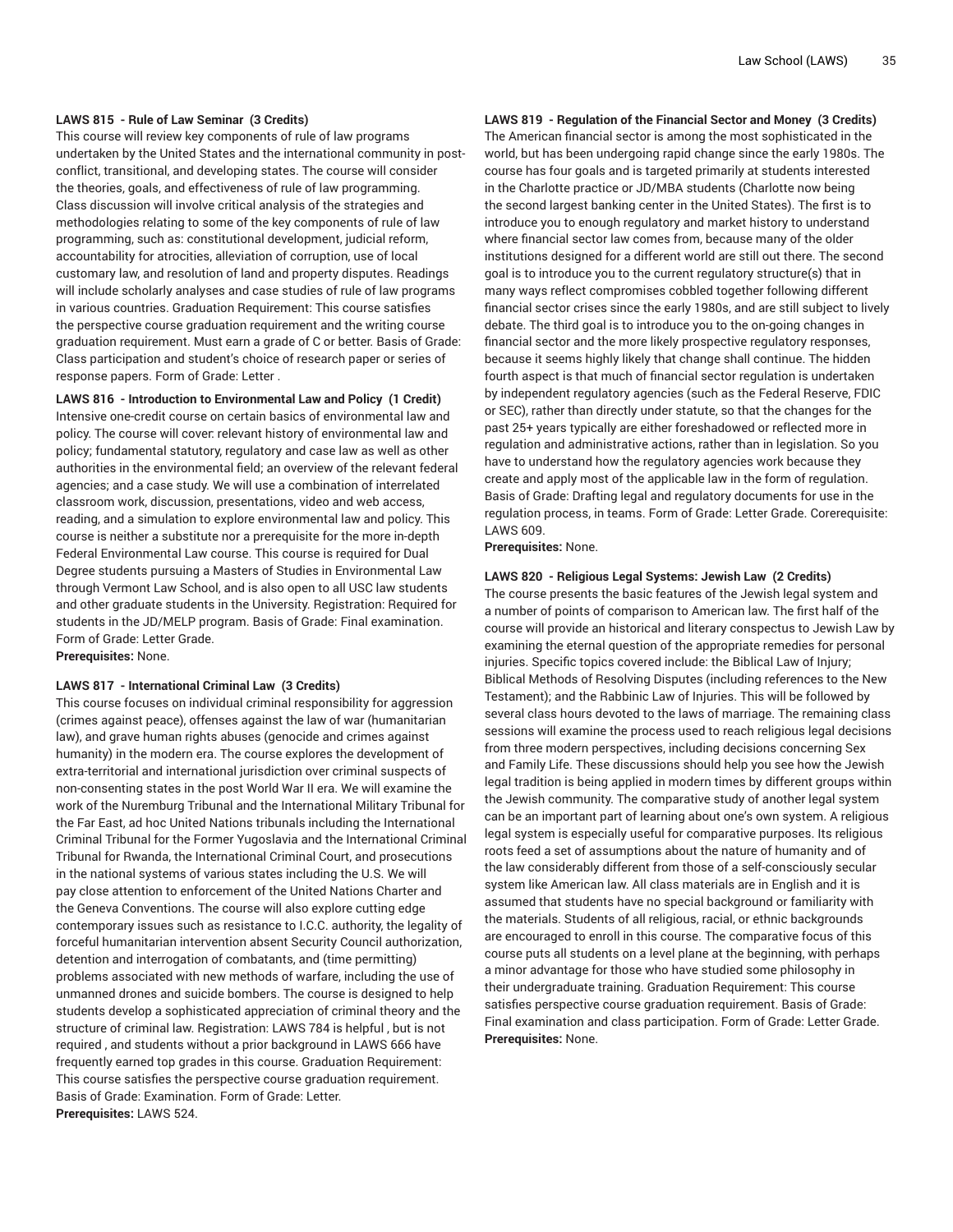**LAWS 815 - Rule of Law Seminar (3 Credits)**

This course will review key components of rule of law programs undertaken by the United States and the international community in post-conflict, transitional, and developing states. The course will consider the theories, goals, and effectiveness of rule of law programming. Class discussion will involve critical analysis of the strategies and methodologies relating to some of the key components of rule of law programming, such as: constitutional development, judicial reform, accountability for atrocities, alleviation of corruption, use of local customary law, and resolution of land and property disputes. Readings will include scholarly analyses and case studies of rule of law programs in various countries. Graduation Requirement: This course satisfies the perspective course graduation requirement and the writing course graduation requirement. Must earn a grade of C or better. Basis of Grade: Class participation and student's choice of research paper or series of response papers. Form of Grade: Letter .

**LAWS 816 - Introduction to Environmental Law and Policy (1 Credit)**

Intensive one-credit course on certain basics of environmental law and policy. The course will cover: relevant history of environmental law and policy; fundamental statutory, regulatory and case law as well as other authorities in the environmental field; an overview of the relevant federal agencies; and a case study. We will use a combination of interrelated classroom work, discussion, presentations, video and web access, reading, and a simulation to explore environmental law and policy. This course is neither a substitute nor a prerequisite for the more in-depth Federal Environmental Law course. This course is required for Dual Degree students pursuing a Masters of Studies in Environmental Law through Vermont Law School, and is also open to all USC law students and other graduate students in the University. Registration: Required for students in the JD/MELP program. Basis of Grade: Final examination. Form of Grade: Letter Grade.

**Prerequisites:** None.

**LAWS 817 - International Criminal Law (3 Credits)**

This course focuses on individual criminal responsibility for aggression (crimes against peace), offenses against the law of war (humanitarian law), and grave human rights abuses (genocide and crimes against humanity) in the modern era. The course explores the development of extra-territorial and international jurisdiction over criminal suspects of non-consenting states in the post World War II era. We will examine the work of the Nuremburg Tribunal and the International Military Tribunal for the Far East, ad hoc United Nations tribunals including the International Criminal Tribunal for the Former Yugoslavia and the International Criminal Tribunal for Rwanda, the International Criminal Court, and prosecutions in the national systems of various states including the U.S. We will pay close attention to enforcement of the United Nations Charter and the Geneva Conventions. The course will also explore cutting edge contemporary issues such as resistance to I.C.C. authority, the legality of forceful humanitarian intervention absent Security Council authorization, detention and interrogation of combatants, and (time permitting) problems associated with new methods of warfare, including the use of unmanned drones and suicide bombers. The course is designed to help students develop a sophisticated appreciation of criminal theory and the structure of criminal law. Registration: LAWS 784 is helpful , but is not required , and students without a prior background in LAWS 666 have frequently earned top grades in this course. Graduation Requirement: This course satisfies the perspective course graduation requirement. Basis of Grade: Examination. Form of Grade: Letter.

**Prerequisites:** LAWS 524.

**LAWS 819 - Regulation of the Financial Sector and Money (3 Credits)**

The American financial sector is among the most sophisticated in the world, but has been undergoing rapid change since the early 1980s. The course has four goals and is targeted primarily at students interested in the Charlotte practice or JD/MBA students (Charlotte now being the second largest banking center in the United States). The first is to introduce you to enough regulatory and market history to understand where financial sector law comes from, because many of the older institutions designed for a different world are still out there. The second goal is to introduce you to the current regulatory structure(s) that in many ways reflect compromises cobbled together following different financial sector crises since the early 1980s, and are still subject to lively debate. The third goal is to introduce you to the on-going changes in financial sector and the more likely prospective regulatory responses, because it seems highly likely that change shall continue. The hidden fourth aspect is that much of financial sector regulation is undertaken by independent regulatory agencies (such as the Federal Reserve, FDIC or SEC), rather than directly under statute, so that the changes for the past 25+ years typically are either foreshadowed or reflected more in regulation and administrative actions, rather than in legislation. So you have to understand how the regulatory agencies work because they create and apply most of the applicable law in the form of regulation. Basis of Grade: Drafting legal and regulatory documents for use in the regulation process, in teams. Form of Grade: Letter Grade. Corerequisite: LAWS 609.

**Prerequisites:** None.

**LAWS 820 - Religious Legal Systems: Jewish Law (2 Credits)**

The course presents the basic features of the Jewish legal system and a number of points of comparison to American law. The first half of the course will provide an historical and literary conspectus to Jewish Law by examining the eternal question of the appropriate remedies for personal injuries. Specific topics covered include: the Biblical Law of Injury; Biblical Methods of Resolving Disputes (including references to the New Testament); and the Rabbinic Law of Injuries. This will be followed by several class hours devoted to the laws of marriage. The remaining class sessions will examine the process used to reach religious legal decisions from three modern perspectives, including decisions concerning Sex and Family Life. These discussions should help you see how the Jewish legal tradition is being applied in modern times by different groups within the Jewish community. The comparative study of another legal system can be an important part of learning about one's own system. A religious legal system is especially useful for comparative purposes. Its religious roots feed a set of assumptions about the nature of humanity and of the law considerably different from those of a self-consciously secular system like American law. All class materials are in English and it is assumed that students have no special background or familiarity with the materials. Students of all religious, racial, or ethnic backgrounds are encouraged to enroll in this course. The comparative focus of this course puts all students on a level plane at the beginning, with perhaps a minor advantage for those who have studied some philosophy in their undergraduate training. Graduation Requirement: This course satisfies perspective course graduation requirement. Basis of Grade: Final examination and class participation. Form of Grade: Letter Grade.

**Prerequisites:** None.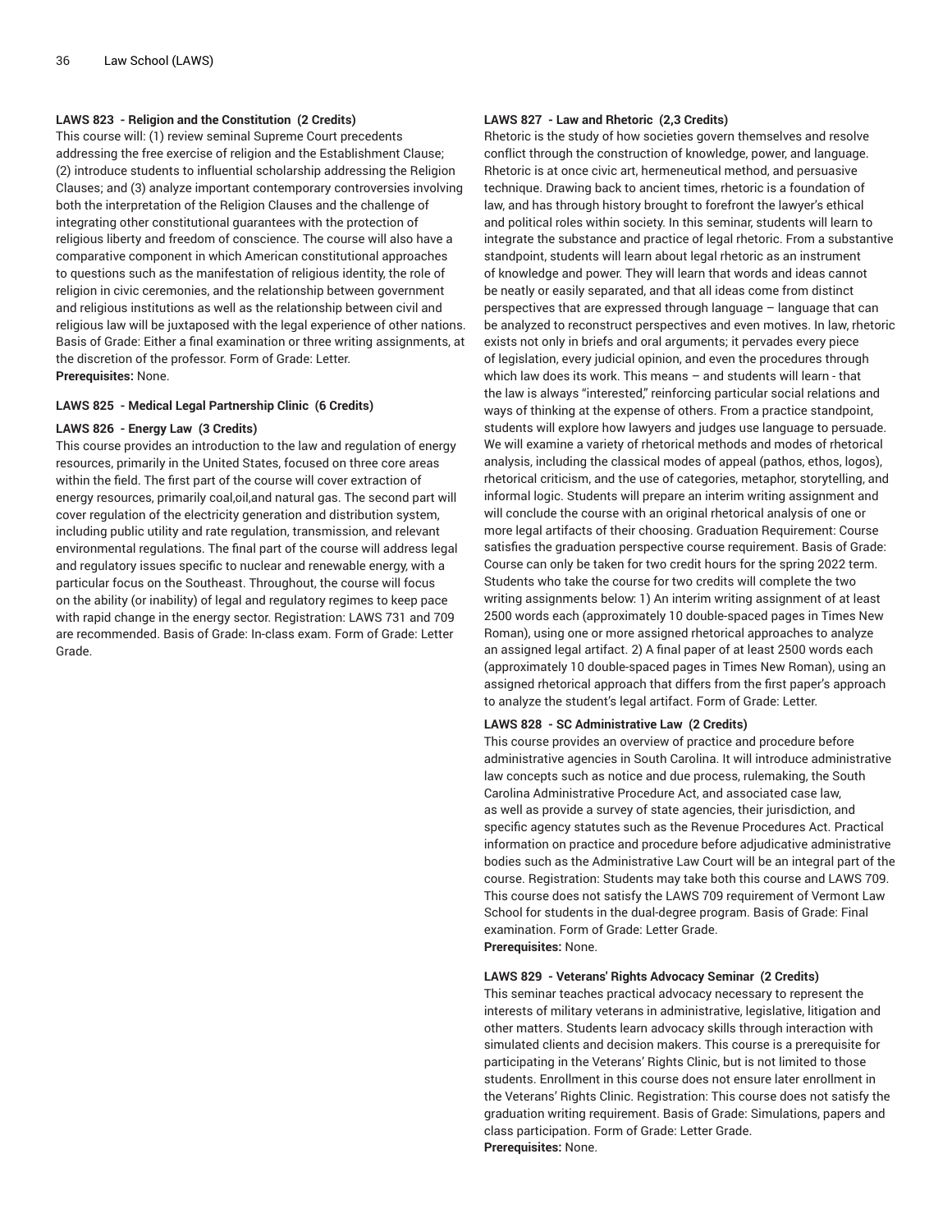**LAWS 823 - Religion and the Constitution (2 Credits)**

This course will: (1) review seminal Supreme Court precedents addressing the free exercise of religion and the Establishment Clause; (2) introduce students to influential scholarship addressing the Religion Clauses; and (3) analyze important contemporary controversies involving both the interpretation of the Religion Clauses and the challenge of integrating other constitutional guarantees with the protection of religious liberty and freedom of conscience. The course will also have a comparative component in which American constitutional approaches to questions such as the manifestation of religious identity, the role of religion in civic ceremonies, and the relationship between government and religious institutions as well as the relationship between civil and religious law will be juxtaposed with the legal experience of other nations. Basis of Grade: Either a final examination or three writing assignments, at the discretion of the professor. Form of Grade: Letter.
**Prerequisites:** None.

**LAWS 825 - Medical Legal Partnership Clinic (6 Credits)**

**LAWS 826 - Energy Law (3 Credits)**

This course provides an introduction to the law and regulation of energy resources, primarily in the United States, focused on three core areas within the field. The first part of the course will cover extraction of energy resources, primarily coal,oil,and natural gas. The second part will cover regulation of the electricity generation and distribution system, including public utility and rate regulation, transmission, and relevant environmental regulations. The final part of the course will address legal and regulatory issues specific to nuclear and renewable energy, with a particular focus on the Southeast. Throughout, the course will focus on the ability (or inability) of legal and regulatory regimes to keep pace with rapid change in the energy sector. Registration: LAWS 731 and 709 are recommended. Basis of Grade: In-class exam. Form of Grade: Letter Grade.

**LAWS 827 - Law and Rhetoric (2,3 Credits)**

Rhetoric is the study of how societies govern themselves and resolve conflict through the construction of knowledge, power, and language. Rhetoric is at once civic art, hermeneutical method, and persuasive technique. Drawing back to ancient times, rhetoric is a foundation of law, and has through history brought to forefront the lawyer's ethical and political roles within society. In this seminar, students will learn to integrate the substance and practice of legal rhetoric. From a substantive standpoint, students will learn about legal rhetoric as an instrument of knowledge and power. They will learn that words and ideas cannot be neatly or easily separated, and that all ideas come from distinct perspectives that are expressed through language – language that can be analyzed to reconstruct perspectives and even motives. In law, rhetoric exists not only in briefs and oral arguments; it pervades every piece of legislation, every judicial opinion, and even the procedures through which law does its work. This means – and students will learn - that the law is always "interested," reinforcing particular social relations and ways of thinking at the expense of others. From a practice standpoint, students will explore how lawyers and judges use language to persuade. We will examine a variety of rhetorical methods and modes of rhetorical analysis, including the classical modes of appeal (pathos, ethos, logos), rhetorical criticism, and the use of categories, metaphor, storytelling, and informal logic. Students will prepare an interim writing assignment and will conclude the course with an original rhetorical analysis of one or more legal artifacts of their choosing. Graduation Requirement: Course satisfies the graduation perspective course requirement. Basis of Grade: Course can only be taken for two credit hours for the spring 2022 term. Students who take the course for two credits will complete the two writing assignments below: 1) An interim writing assignment of at least 2500 words each (approximately 10 double-spaced pages in Times New Roman), using one or more assigned rhetorical approaches to analyze an assigned legal artifact. 2) A final paper of at least 2500 words each (approximately 10 double-spaced pages in Times New Roman), using an assigned rhetorical approach that differs from the first paper's approach to analyze the student's legal artifact. Form of Grade: Letter.

**LAWS 828 - SC Administrative Law (2 Credits)**

This course provides an overview of practice and procedure before administrative agencies in South Carolina. It will introduce administrative law concepts such as notice and due process, rulemaking, the South Carolina Administrative Procedure Act, and associated case law, as well as provide a survey of state agencies, their jurisdiction, and specific agency statutes such as the Revenue Procedures Act. Practical information on practice and procedure before adjudicative administrative bodies such as the Administrative Law Court will be an integral part of the course. Registration: Students may take both this course and LAWS 709. This course does not satisfy the LAWS 709 requirement of Vermont Law School for students in the dual-degree program. Basis of Grade: Final examination. Form of Grade: Letter Grade.
**Prerequisites:** None.

**LAWS 829 - Veterans' Rights Advocacy Seminar (2 Credits)**

This seminar teaches practical advocacy necessary to represent the interests of military veterans in administrative, legislative, litigation and other matters. Students learn advocacy skills through interaction with simulated clients and decision makers. This course is a prerequisite for participating in the Veterans' Rights Clinic, but is not limited to those students. Enrollment in this course does not ensure later enrollment in the Veterans' Rights Clinic. Registration: This course does not satisfy the graduation writing requirement. Basis of Grade: Simulations, papers and class participation. Form of Grade: Letter Grade.
**Prerequisites:** None.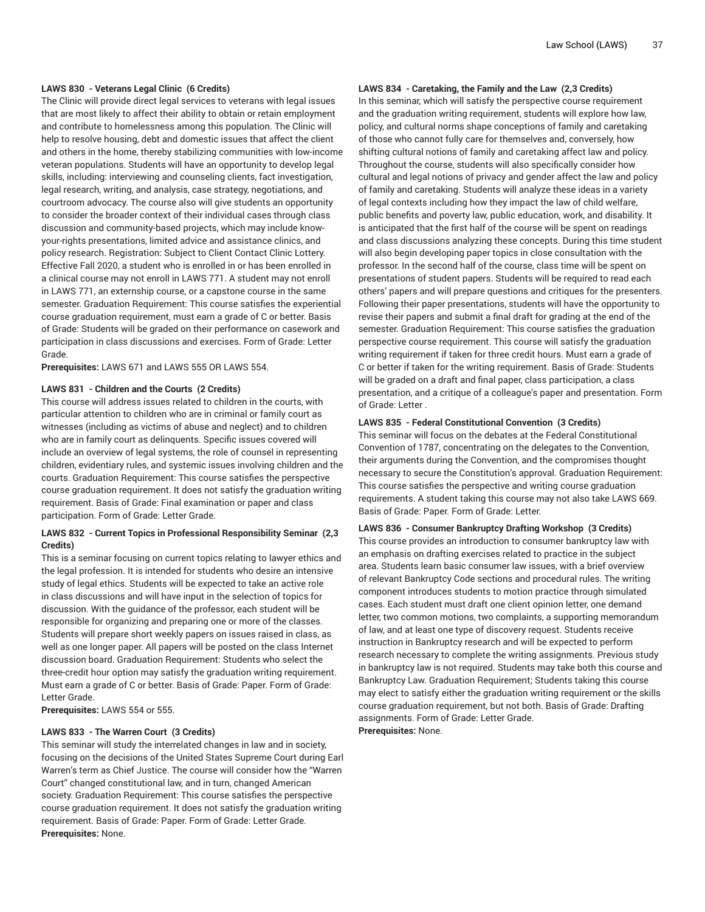**LAWS 830 - Veterans Legal Clinic (6 Credits)**

The Clinic will provide direct legal services to veterans with legal issues that are most likely to affect their ability to obtain or retain employment and contribute to homelessness among this population. The Clinic will help to resolve housing, debt and domestic issues that affect the client and others in the home, thereby stabilizing communities with low-income veteran populations. Students will have an opportunity to develop legal skills, including: interviewing and counseling clients, fact investigation, legal research, writing, and analysis, case strategy, negotiations, and courtroom advocacy. The course also will give students an opportunity to consider the broader context of their individual cases through class discussion and community-based projects, which may include know-your-rights presentations, limited advice and assistance clinics, and policy research. Registration: Subject to Client Contact Clinic Lottery. Effective Fall 2020, a student who is enrolled in or has been enrolled in a clinical course may not enroll in LAWS 771. A student may not enroll in LAWS 771, an externship course, or a capstone course in the same semester. Graduation Requirement: This course satisfies the experiential course graduation requirement, must earn a grade of C or better. Basis of Grade: Students will be graded on their performance on casework and participation in class discussions and exercises. Form of Grade: Letter Grade.

**Prerequisites:** LAWS 671 and LAWS 555 OR LAWS 554.

**LAWS 831 - Children and the Courts (2 Credits)**

This course will address issues related to children in the courts, with particular attention to children who are in criminal or family court as witnesses (including as victims of abuse and neglect) and to children who are in family court as delinquents. Specific issues covered will include an overview of legal systems, the role of counsel in representing children, evidentiary rules, and systemic issues involving children and the courts. Graduation Requirement: This course satisfies the perspective course graduation requirement. It does not satisfy the graduation writing requirement. Basis of Grade: Final examination or paper and class participation. Form of Grade: Letter Grade.

**LAWS 832 - Current Topics in Professional Responsibility Seminar (2,3 Credits)**

This is a seminar focusing on current topics relating to lawyer ethics and the legal profession. It is intended for students who desire an intensive study of legal ethics. Students will be expected to take an active role in class discussions and will have input in the selection of topics for discussion. With the guidance of the professor, each student will be responsible for organizing and preparing one or more of the classes. Students will prepare short weekly papers on issues raised in class, as well as one longer paper. All papers will be posted on the class Internet discussion board. Graduation Requirement: Students who select the three-credit hour option may satisfy the graduation writing requirement. Must earn a grade of C or better. Basis of Grade: Paper. Form of Grade: Letter Grade.

**Prerequisites:** LAWS 554 or 555.

**LAWS 833 - The Warren Court (3 Credits)**

This seminar will study the interrelated changes in law and in society, focusing on the decisions of the United States Supreme Court during Earl Warren's term as Chief Justice. The course will consider how the "Warren Court" changed constitutional law, and in turn, changed American society. Graduation Requirement: This course satisfies the perspective course graduation requirement. It does not satisfy the graduation writing requirement. Basis of Grade: Paper. Form of Grade: Letter Grade.

**Prerequisites:** None.

**LAWS 834 - Caretaking, the Family and the Law (2,3 Credits)**

In this seminar, which will satisfy the perspective course requirement and the graduation writing requirement, students will explore how law, policy, and cultural norms shape conceptions of family and caretaking of those who cannot fully care for themselves and, conversely, how shifting cultural notions of family and caretaking affect law and policy. Throughout the course, students will also specifically consider how cultural and legal notions of privacy and gender affect the law and policy of family and caretaking. Students will analyze these ideas in a variety of legal contexts including how they impact the law of child welfare, public benefits and poverty law, public education, work, and disability. It is anticipated that the first half of the course will be spent on readings and class discussions analyzing these concepts. During this time student will also begin developing paper topics in close consultation with the professor. In the second half of the course, class time will be spent on presentations of student papers. Students will be required to read each others' papers and will prepare questions and critiques for the presenters. Following their paper presentations, students will have the opportunity to revise their papers and submit a final draft for grading at the end of the semester. Graduation Requirement: This course satisfies the graduation perspective course requirement. This course will satisfy the graduation writing requirement if taken for three credit hours. Must earn a grade of C or better if taken for the writing requirement. Basis of Grade: Students will be graded on a draft and final paper, class participation, a class presentation, and a critique of a colleague's paper and presentation. Form of Grade: Letter .

**LAWS 835 - Federal Constitutional Convention (3 Credits)**

This seminar will focus on the debates at the Federal Constitutional Convention of 1787, concentrating on the delegates to the Convention, their arguments during the Convention, and the compromises thought necessary to secure the Constitution's approval. Graduation Requirement: This course satisfies the perspective and writing course graduation requirements. A student taking this course may not also take LAWS 669. Basis of Grade: Paper. Form of Grade: Letter.

**LAWS 836 - Consumer Bankruptcy Drafting Workshop (3 Credits)**

This course provides an introduction to consumer bankruptcy law with an emphasis on drafting exercises related to practice in the subject area. Students learn basic consumer law issues, with a brief overview of relevant Bankruptcy Code sections and procedural rules. The writing component introduces students to motion practice through simulated cases. Each student must draft one client opinion letter, one demand letter, two common motions, two complaints, a supporting memorandum of law, and at least one type of discovery request. Students receive instruction in Bankruptcy research and will be expected to perform research necessary to complete the writing assignments. Previous study in bankruptcy law is not required. Students may take both this course and Bankruptcy Law. Graduation Requirement; Students taking this course may elect to satisfy either the graduation writing requirement or the skills course graduation requirement, but not both. Basis of Grade: Drafting assignments. Form of Grade: Letter Grade.

**Prerequisites:** None.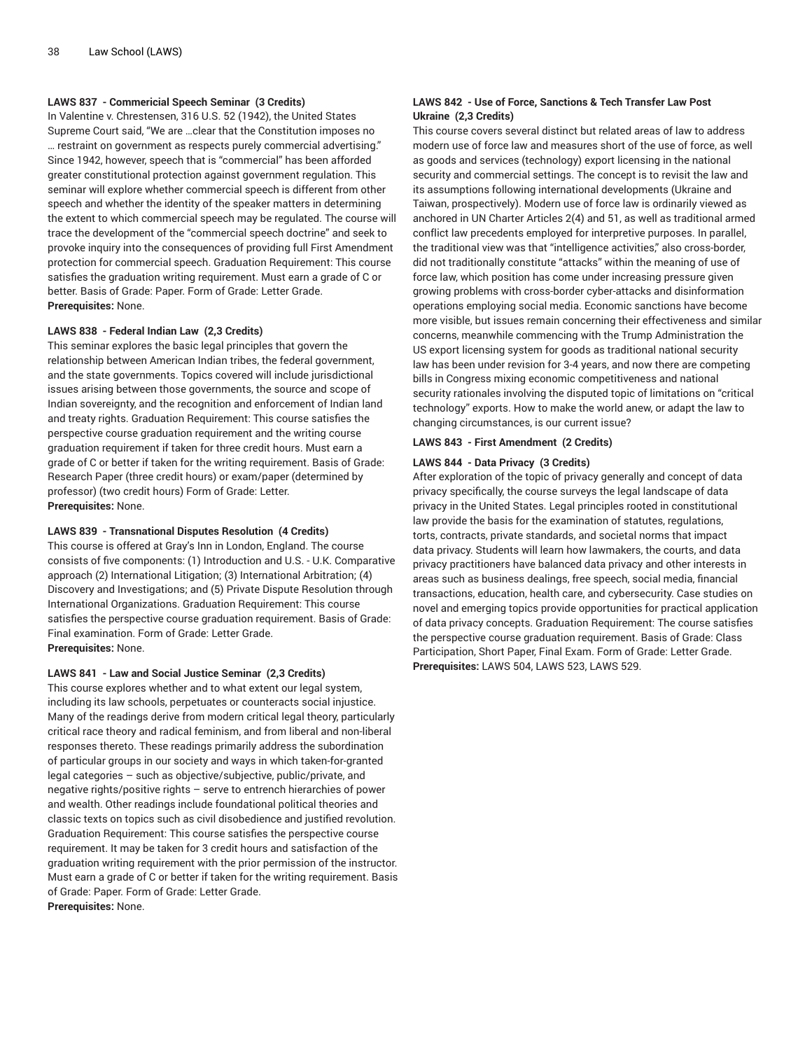### LAWS 837 - Commericial Speech Seminar (3 Credits)

In Valentine v. Chrestensen, 316 U.S. 52 (1942), the United States Supreme Court said, "We are …clear that the Constitution imposes no … restraint on government as respects purely commercial advertising." Since 1942, however, speech that is "commercial" has been afforded greater constitutional protection against government regulation. This seminar will explore whether commercial speech is different from other speech and whether the identity of the speaker matters in determining the extent to which commercial speech may be regulated. The course will trace the development of the "commercial speech doctrine" and seek to provoke inquiry into the consequences of providing full First Amendment protection for commercial speech. Graduation Requirement: This course satisfies the graduation writing requirement. Must earn a grade of C or better. Basis of Grade: Paper. Form of Grade: Letter Grade.
**Prerequisites:** None.

### LAWS 838 - Federal Indian Law (2,3 Credits)

This seminar explores the basic legal principles that govern the relationship between American Indian tribes, the federal government, and the state governments. Topics covered will include jurisdictional issues arising between those governments, the source and scope of Indian sovereignty, and the recognition and enforcement of Indian land and treaty rights. Graduation Requirement: This course satisfies the perspective course graduation requirement and the writing course graduation requirement if taken for three credit hours. Must earn a grade of C or better if taken for the writing requirement. Basis of Grade: Research Paper (three credit hours) or exam/paper (determined by professor) (two credit hours) Form of Grade: Letter.
**Prerequisites:** None.

### LAWS 839 - Transnational Disputes Resolution (4 Credits)

This course is offered at Gray's Inn in London, England. The course consists of five components: (1) Introduction and U.S. - U.K. Comparative approach (2) International Litigation; (3) International Arbitration; (4) Discovery and Investigations; and (5) Private Dispute Resolution through International Organizations. Graduation Requirement: This course satisfies the perspective course graduation requirement. Basis of Grade: Final examination. Form of Grade: Letter Grade.
**Prerequisites:** None.

### LAWS 841 - Law and Social Justice Seminar (2,3 Credits)

This course explores whether and to what extent our legal system, including its law schools, perpetuates or counteracts social injustice. Many of the readings derive from modern critical legal theory, particularly critical race theory and radical feminism, and from liberal and non-liberal responses thereto. These readings primarily address the subordination of particular groups in our society and ways in which taken-for-granted legal categories – such as objective/subjective, public/private, and negative rights/positive rights – serve to entrench hierarchies of power and wealth. Other readings include foundational political theories and classic texts on topics such as civil disobedience and justified revolution. Graduation Requirement: This course satisfies the perspective course requirement. It may be taken for 3 credit hours and satisfaction of the graduation writing requirement with the prior permission of the instructor. Must earn a grade of C or better if taken for the writing requirement. Basis of Grade: Paper. Form of Grade: Letter Grade.
**Prerequisites:** None.

### LAWS 842 - Use of Force, Sanctions & Tech Transfer Law Post Ukraine (2,3 Credits)

This course covers several distinct but related areas of law to address modern use of force law and measures short of the use of force, as well as goods and services (technology) export licensing in the national security and commercial settings. The concept is to revisit the law and its assumptions following international developments (Ukraine and Taiwan, prospectively). Modern use of force law is ordinarily viewed as anchored in UN Charter Articles 2(4) and 51, as well as traditional armed conflict law precedents employed for interpretive purposes. In parallel, the traditional view was that "intelligence activities," also cross-border, did not traditionally constitute "attacks" within the meaning of use of force law, which position has come under increasing pressure given growing problems with cross-border cyber-attacks and disinformation operations employing social media. Economic sanctions have become more visible, but issues remain concerning their effectiveness and similar concerns, meanwhile commencing with the Trump Administration the US export licensing system for goods as traditional national security law has been under revision for 3-4 years, and now there are competing bills in Congress mixing economic competitiveness and national security rationales involving the disputed topic of limitations on "critical technology" exports. How to make the world anew, or adapt the law to changing circumstances, is our current issue?

### LAWS 843 - First Amendment (2 Credits)

### LAWS 844 - Data Privacy (3 Credits)

After exploration of the topic of privacy generally and concept of data privacy specifically, the course surveys the legal landscape of data privacy in the United States. Legal principles rooted in constitutional law provide the basis for the examination of statutes, regulations, torts, contracts, private standards, and societal norms that impact data privacy. Students will learn how lawmakers, the courts, and data privacy practitioners have balanced data privacy and other interests in areas such as business dealings, free speech, social media, financial transactions, education, health care, and cybersecurity. Case studies on novel and emerging topics provide opportunities for practical application of data privacy concepts. Graduation Requirement: The course satisfies the perspective course graduation requirement. Basis of Grade: Class Participation, Short Paper, Final Exam. Form of Grade: Letter Grade.
**Prerequisites:** LAWS 504, LAWS 523, LAWS 529.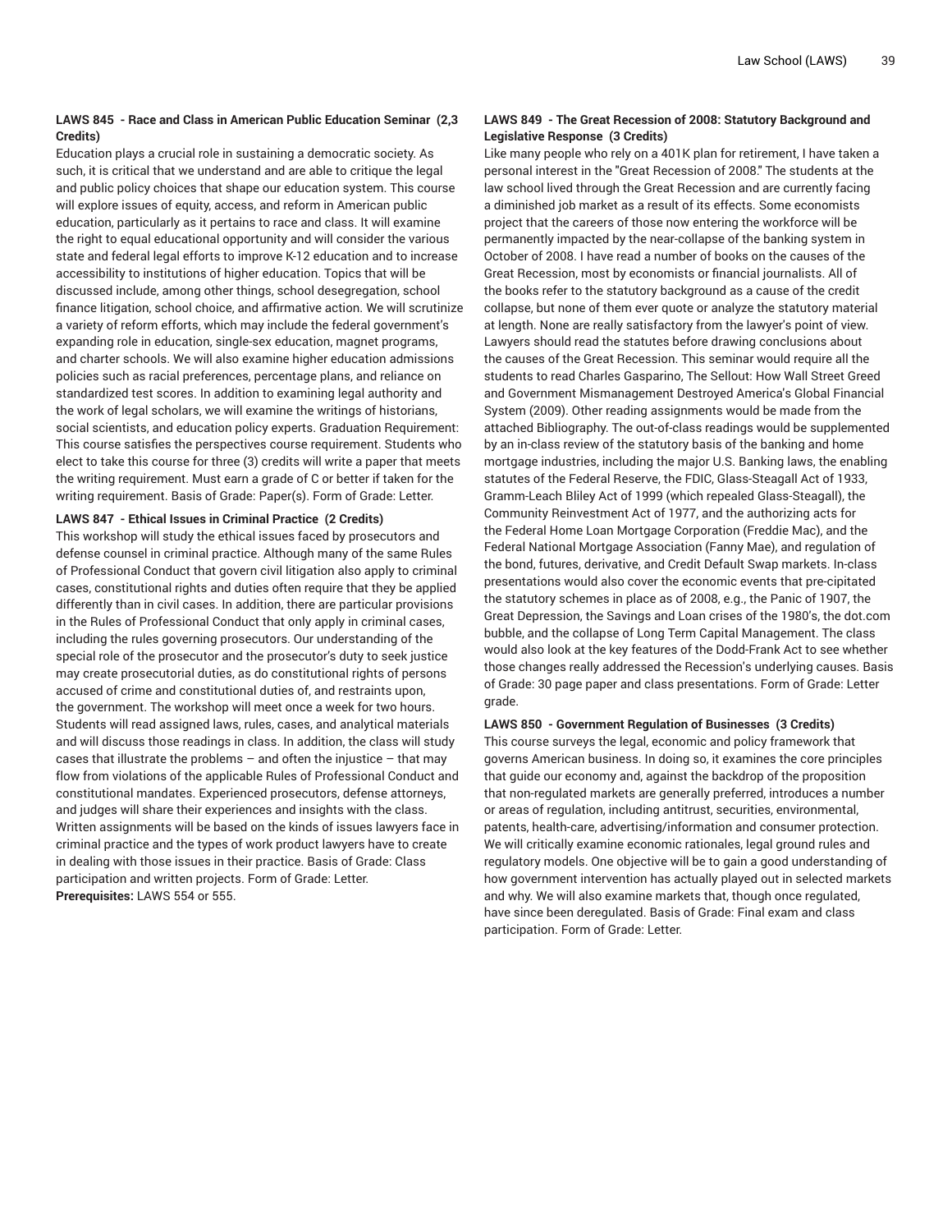**LAWS 845 - Race and Class in American Public Education Seminar (2,3 Credits)**

Education plays a crucial role in sustaining a democratic society. As such, it is critical that we understand and are able to critique the legal and public policy choices that shape our education system. This course will explore issues of equity, access, and reform in American public education, particularly as it pertains to race and class. It will examine the right to equal educational opportunity and will consider the various state and federal legal efforts to improve K-12 education and to increase accessibility to institutions of higher education. Topics that will be discussed include, among other things, school desegregation, school finance litigation, school choice, and affirmative action. We will scrutinize a variety of reform efforts, which may include the federal government's expanding role in education, single-sex education, magnet programs, and charter schools. We will also examine higher education admissions policies such as racial preferences, percentage plans, and reliance on standardized test scores. In addition to examining legal authority and the work of legal scholars, we will examine the writings of historians, social scientists, and education policy experts. Graduation Requirement: This course satisfies the perspectives course requirement. Students who elect to take this course for three (3) credits will write a paper that meets the writing requirement. Must earn a grade of C or better if taken for the writing requirement. Basis of Grade: Paper(s). Form of Grade: Letter.

**LAWS 847 - Ethical Issues in Criminal Practice (2 Credits)**

This workshop will study the ethical issues faced by prosecutors and defense counsel in criminal practice. Although many of the same Rules of Professional Conduct that govern civil litigation also apply to criminal cases, constitutional rights and duties often require that they be applied differently than in civil cases. In addition, there are particular provisions in the Rules of Professional Conduct that only apply in criminal cases, including the rules governing prosecutors. Our understanding of the special role of the prosecutor and the prosecutor's duty to seek justice may create prosecutorial duties, as do constitutional rights of persons accused of crime and constitutional duties of, and restraints upon, the government. The workshop will meet once a week for two hours. Students will read assigned laws, rules, cases, and analytical materials and will discuss those readings in class. In addition, the class will study cases that illustrate the problems – and often the injustice – that may flow from violations of the applicable Rules of Professional Conduct and constitutional mandates. Experienced prosecutors, defense attorneys, and judges will share their experiences and insights with the class. Written assignments will be based on the kinds of issues lawyers face in criminal practice and the types of work product lawyers have to create in dealing with those issues in their practice. Basis of Grade: Class participation and written projects. Form of Grade: Letter.
**Prerequisites:** LAWS 554 or 555.

**LAWS 849 - The Great Recession of 2008: Statutory Background and Legislative Response (3 Credits)**

Like many people who rely on a 401K plan for retirement, I have taken a personal interest in the "Great Recession of 2008." The students at the law school lived through the Great Recession and are currently facing a diminished job market as a result of its effects. Some economists project that the careers of those now entering the workforce will be permanently impacted by the near-collapse of the banking system in October of 2008. I have read a number of books on the causes of the Great Recession, most by economists or financial journalists. All of the books refer to the statutory background as a cause of the credit collapse, but none of them ever quote or analyze the statutory material at length. None are really satisfactory from the lawyer's point of view. Lawyers should read the statutes before drawing conclusions about the causes of the Great Recession. This seminar would require all the students to read Charles Gasparino, The Sellout: How Wall Street Greed and Government Mismanagement Destroyed America's Global Financial System (2009). Other reading assignments would be made from the attached Bibliography. The out-of-class readings would be supplemented by an in-class review of the statutory basis of the banking and home mortgage industries, including the major U.S. Banking laws, the enabling statutes of the Federal Reserve, the FDIC, Glass-Steagall Act of 1933, Gramm-Leach Bliley Act of 1999 (which repealed Glass-Steagall), the Community Reinvestment Act of 1977, and the authorizing acts for the Federal Home Loan Mortgage Corporation (Freddie Mac), and the Federal National Mortgage Association (Fanny Mae), and regulation of the bond, futures, derivative, and Credit Default Swap markets. In-class presentations would also cover the economic events that pre-cipitated the statutory schemes in place as of 2008, e.g., the Panic of 1907, the Great Depression, the Savings and Loan crises of the 1980's, the dot.com bubble, and the collapse of Long Term Capital Management. The class would also look at the key features of the Dodd-Frank Act to see whether those changes really addressed the Recession's underlying causes. Basis of Grade: 30 page paper and class presentations. Form of Grade: Letter grade.

**LAWS 850 - Government Regulation of Businesses (3 Credits)**

This course surveys the legal, economic and policy framework that governs American business. In doing so, it examines the core principles that guide our economy and, against the backdrop of the proposition that non-regulated markets are generally preferred, introduces a number or areas of regulation, including antitrust, securities, environmental, patents, health-care, advertising/information and consumer protection. We will critically examine economic rationales, legal ground rules and regulatory models. One objective will be to gain a good understanding of how government intervention has actually played out in selected markets and why. We will also examine markets that, though once regulated, have since been deregulated. Basis of Grade: Final exam and class participation. Form of Grade: Letter.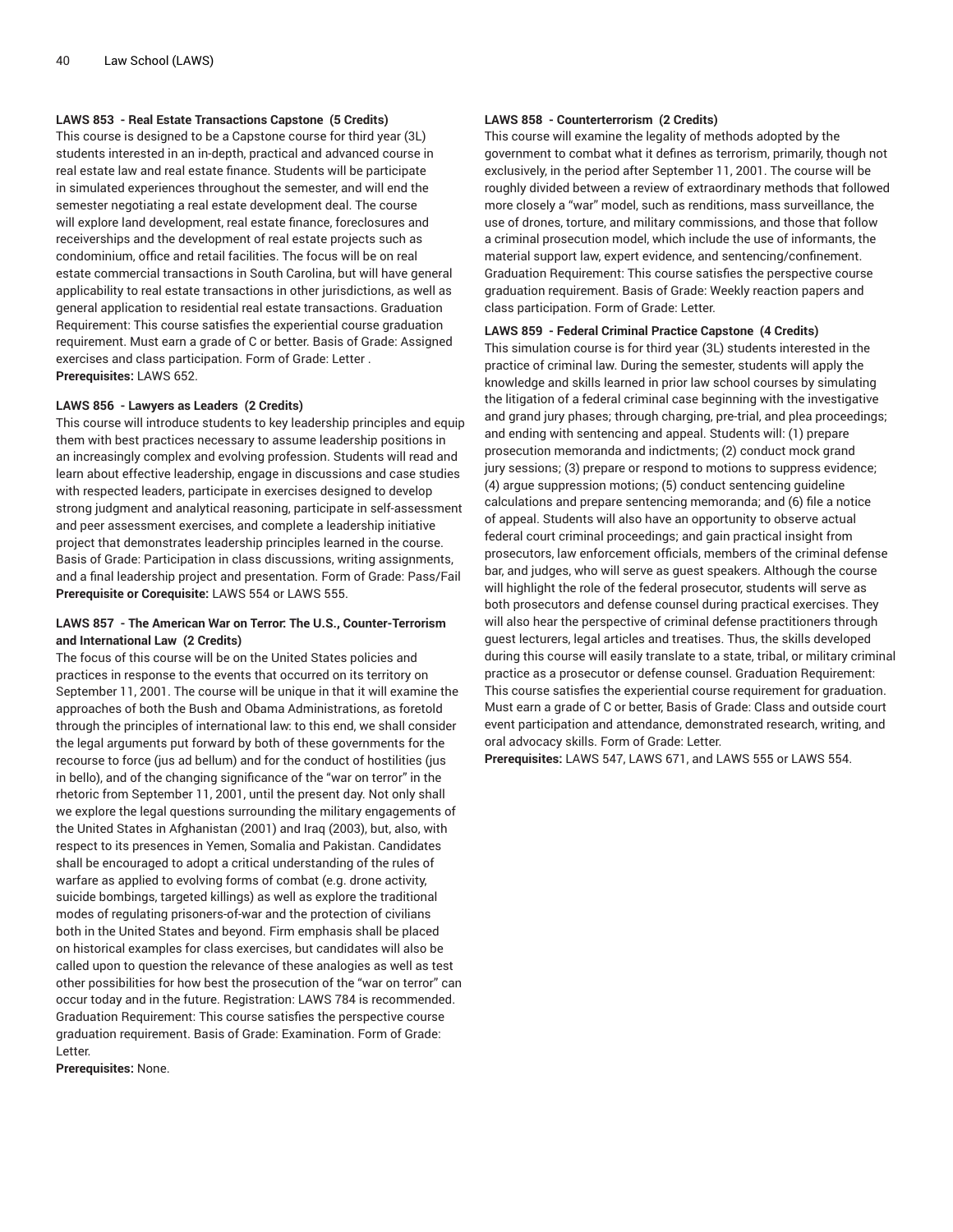**LAWS 853 - Real Estate Transactions Capstone (5 Credits)**
This course is designed to be a Capstone course for third year (3L) students interested in an in-depth, practical and advanced course in real estate law and real estate finance. Students will be participate in simulated experiences throughout the semester, and will end the semester negotiating a real estate development deal. The course will explore land development, real estate finance, foreclosures and receiverships and the development of real estate projects such as condominium, office and retail facilities. The focus will be on real estate commercial transactions in South Carolina, but will have general applicability to real estate transactions in other jurisdictions, as well as general application to residential real estate transactions. Graduation Requirement: This course satisfies the experiential course graduation requirement. Must earn a grade of C or better. Basis of Grade: Assigned exercises and class participation. Form of Grade: Letter .
**Prerequisites:** LAWS 652.

**LAWS 856 - Lawyers as Leaders (2 Credits)**
This course will introduce students to key leadership principles and equip them with best practices necessary to assume leadership positions in an increasingly complex and evolving profession. Students will read and learn about effective leadership, engage in discussions and case studies with respected leaders, participate in exercises designed to develop strong judgment and analytical reasoning, participate in self-assessment and peer assessment exercises, and complete a leadership initiative project that demonstrates leadership principles learned in the course. Basis of Grade: Participation in class discussions, writing assignments, and a final leadership project and presentation. Form of Grade: Pass/Fail
**Prerequisite or Corequisite:** LAWS 554 or LAWS 555.

**LAWS 857 - The American War on Terror: The U.S., Counter-Terrorism and International Law (2 Credits)**
The focus of this course will be on the United States policies and practices in response to the events that occurred on its territory on September 11, 2001. The course will be unique in that it will examine the approaches of both the Bush and Obama Administrations, as foretold through the principles of international law: to this end, we shall consider the legal arguments put forward by both of these governments for the recourse to force (jus ad bellum) and for the conduct of hostilities (jus in bello), and of the changing significance of the "war on terror" in the rhetoric from September 11, 2001, until the present day. Not only shall we explore the legal questions surrounding the military engagements of the United States in Afghanistan (2001) and Iraq (2003), but, also, with respect to its presences in Yemen, Somalia and Pakistan. Candidates shall be encouraged to adopt a critical understanding of the rules of warfare as applied to evolving forms of combat (e.g. drone activity, suicide bombings, targeted killings) as well as explore the traditional modes of regulating prisoners-of-war and the protection of civilians both in the United States and beyond. Firm emphasis shall be placed on historical examples for class exercises, but candidates will also be called upon to question the relevance of these analogies as well as test other possibilities for how best the prosecution of the "war on terror" can occur today and in the future. Registration: LAWS 784 is recommended. Graduation Requirement: This course satisfies the perspective course graduation requirement. Basis of Grade: Examination. Form of Grade: Letter.
**Prerequisites:** None.

**LAWS 858 - Counterterrorism (2 Credits)**
This course will examine the legality of methods adopted by the government to combat what it defines as terrorism, primarily, though not exclusively, in the period after September 11, 2001. The course will be roughly divided between a review of extraordinary methods that followed more closely a "war" model, such as renditions, mass surveillance, the use of drones, torture, and military commissions, and those that follow a criminal prosecution model, which include the use of informants, the material support law, expert evidence, and sentencing/confinement. Graduation Requirement: This course satisfies the perspective course graduation requirement. Basis of Grade: Weekly reaction papers and class participation. Form of Grade: Letter.

**LAWS 859 - Federal Criminal Practice Capstone (4 Credits)**
This simulation course is for third year (3L) students interested in the practice of criminal law. During the semester, students will apply the knowledge and skills learned in prior law school courses by simulating the litigation of a federal criminal case beginning with the investigative and grand jury phases; through charging, pre-trial, and plea proceedings; and ending with sentencing and appeal. Students will: (1) prepare prosecution memoranda and indictments; (2) conduct mock grand jury sessions; (3) prepare or respond to motions to suppress evidence; (4) argue suppression motions; (5) conduct sentencing guideline calculations and prepare sentencing memoranda; and (6) file a notice of appeal. Students will also have an opportunity to observe actual federal court criminal proceedings; and gain practical insight from prosecutors, law enforcement officials, members of the criminal defense bar, and judges, who will serve as guest speakers. Although the course will highlight the role of the federal prosecutor, students will serve as both prosecutors and defense counsel during practical exercises. They will also hear the perspective of criminal defense practitioners through guest lecturers, legal articles and treatises. Thus, the skills developed during this course will easily translate to a state, tribal, or military criminal practice as a prosecutor or defense counsel. Graduation Requirement: This course satisfies the experiential course requirement for graduation. Must earn a grade of C or better, Basis of Grade: Class and outside court event participation and attendance, demonstrated research, writing, and oral advocacy skills. Form of Grade: Letter.
**Prerequisites:** LAWS 547, LAWS 671, and LAWS 555 or LAWS 554.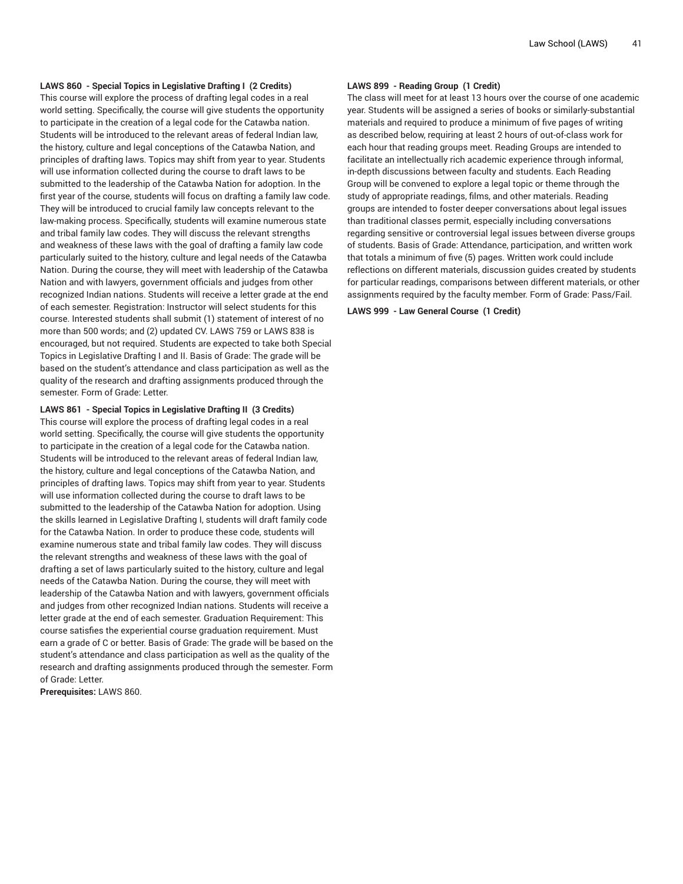**LAWS 860 - Special Topics in Legislative Drafting I (2 Credits)**

This course will explore the process of drafting legal codes in a real world setting. Specifically, the course will give students the opportunity to participate in the creation of a legal code for the Catawba nation. Students will be introduced to the relevant areas of federal Indian law, the history, culture and legal conceptions of the Catawba Nation, and principles of drafting laws. Topics may shift from year to year. Students will use information collected during the course to draft laws to be submitted to the leadership of the Catawba Nation for adoption. In the first year of the course, students will focus on drafting a family law code. They will be introduced to crucial family law concepts relevant to the law-making process. Specifically, students will examine numerous state and tribal family law codes. They will discuss the relevant strengths and weakness of these laws with the goal of drafting a family law code particularly suited to the history, culture and legal needs of the Catawba Nation. During the course, they will meet with leadership of the Catawba Nation and with lawyers, government officials and judges from other recognized Indian nations. Students will receive a letter grade at the end of each semester. Registration: Instructor will select students for this course. Interested students shall submit (1) statement of interest of no more than 500 words; and (2) updated CV. LAWS 759 or LAWS 838 is encouraged, but not required. Students are expected to take both Special Topics in Legislative Drafting I and II. Basis of Grade: The grade will be based on the student's attendance and class participation as well as the quality of the research and drafting assignments produced through the semester. Form of Grade: Letter.

**LAWS 861 - Special Topics in Legislative Drafting II (3 Credits)**

This course will explore the process of drafting legal codes in a real world setting. Specifically, the course will give students the opportunity to participate in the creation of a legal code for the Catawba nation. Students will be introduced to the relevant areas of federal Indian law, the history, culture and legal conceptions of the Catawba Nation, and principles of drafting laws. Topics may shift from year to year. Students will use information collected during the course to draft laws to be submitted to the leadership of the Catawba Nation for adoption. Using the skills learned in Legislative Drafting I, students will draft family code for the Catawba Nation. In order to produce these code, students will examine numerous state and tribal family law codes. They will discuss the relevant strengths and weakness of these laws with the goal of drafting a set of laws particularly suited to the history, culture and legal needs of the Catawba Nation. During the course, they will meet with leadership of the Catawba Nation and with lawyers, government officials and judges from other recognized Indian nations. Students will receive a letter grade at the end of each semester. Graduation Requirement: This course satisfies the experiential course graduation requirement. Must earn a grade of C or better. Basis of Grade: The grade will be based on the student's attendance and class participation as well as the quality of the research and drafting assignments produced through the semester. Form of Grade: Letter.

**Prerequisites:** LAWS 860.

**LAWS 899 - Reading Group (1 Credit)**

The class will meet for at least 13 hours over the course of one academic year. Students will be assigned a series of books or similarly-substantial materials and required to produce a minimum of five pages of writing as described below, requiring at least 2 hours of out-of-class work for each hour that reading groups meet. Reading Groups are intended to facilitate an intellectually rich academic experience through informal, in-depth discussions between faculty and students. Each Reading Group will be convened to explore a legal topic or theme through the study of appropriate readings, films, and other materials. Reading groups are intended to foster deeper conversations about legal issues than traditional classes permit, especially including conversations regarding sensitive or controversial legal issues between diverse groups of students. Basis of Grade: Attendance, participation, and written work that totals a minimum of five (5) pages. Written work could include reflections on different materials, discussion guides created by students for particular readings, comparisons between different materials, or other assignments required by the faculty member. Form of Grade: Pass/Fail.

**LAWS 999 - Law General Course (1 Credit)**